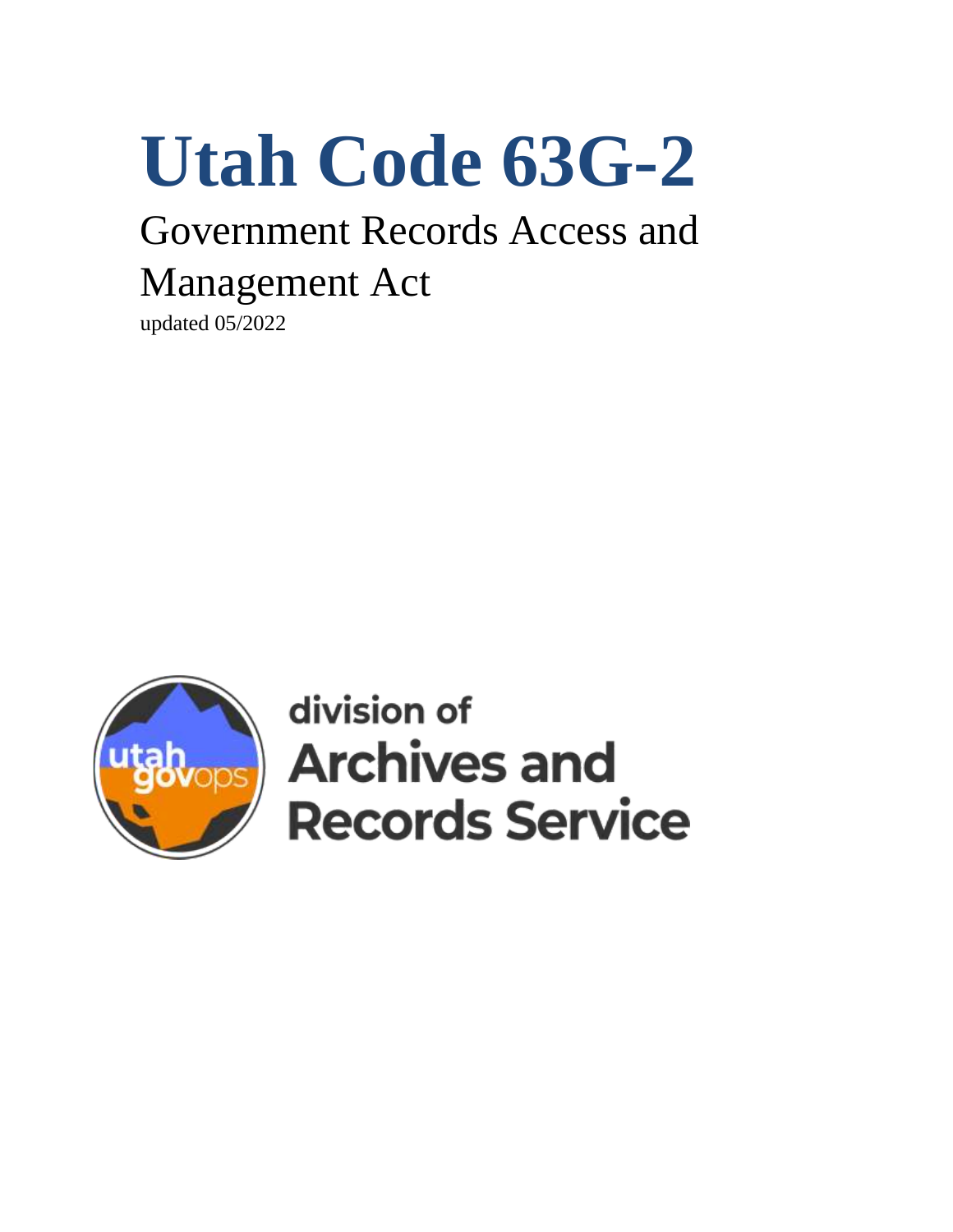# Utah Code 63G-2

## Government Records Access and Management Act

updated 05/2022

division of
Archives and
Records Service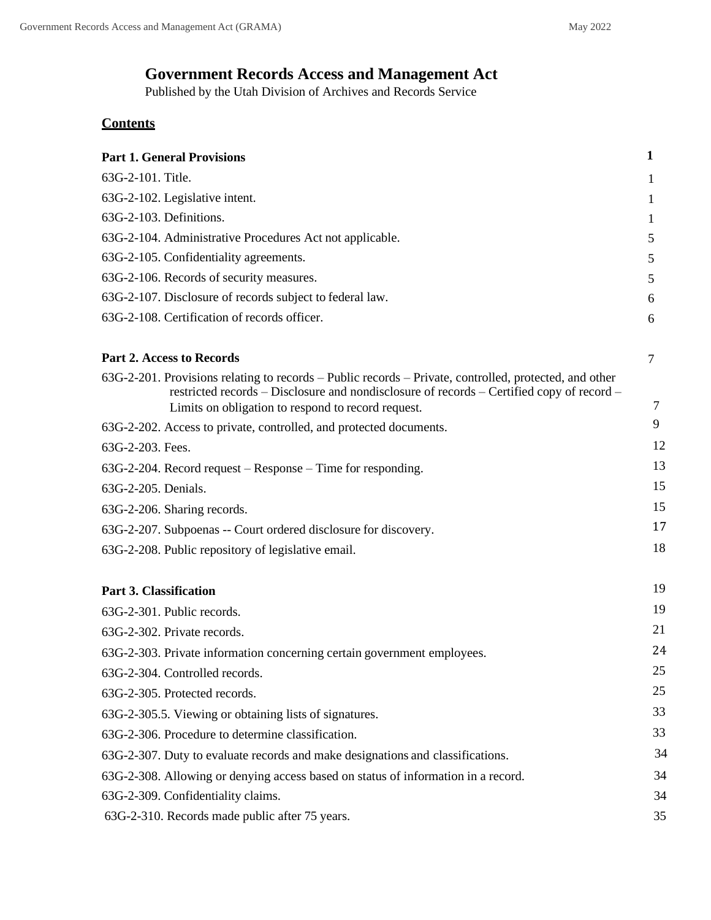# Government Records Access and Management Act

Published by the Utah Division of Archives and Records Service

## Contents

| | |
|---|---|
| **Part 1. General Provisions** | **1** |
| 63G-2-101. Title. | 1 |
| 63G-2-102. Legislative intent. | 1 |
| 63G-2-103. Definitions. | 1 |
| 63G-2-104. Administrative Procedures Act not applicable. | 5 |
| 63G-2-105. Confidentiality agreements. | 5 |
| 63G-2-106. Records of security measures. | 5 |
| 63G-2-107. Disclosure of records subject to federal law. | 6 |
| 63G-2-108. Certification of records officer. | 6 |
| **Part 2. Access to Records** | 7 |
| 63G-2-201. Provisions relating to records – Public records – Private, controlled, protected, and other restricted records – Disclosure and nondisclosure of records – Certified copy of record – Limits on obligation to respond to record request. | 7 |
| 63G-2-202. Access to private, controlled, and protected documents. | 9 |
| 63G-2-203. Fees. | 12 |
| 63G-2-204. Record request – Response – Time for responding. | 13 |
| 63G-2-205. Denials. | 15 |
| 63G-2-206. Sharing records. | 15 |
| 63G-2-207. Subpoenas -- Court ordered disclosure for discovery. | 17 |
| 63G-2-208. Public repository of legislative email. | 18 |
| **Part 3. Classification** | 19 |
| 63G-2-301. Public records. | 19 |
| 63G-2-302. Private records. | 21 |
| 63G-2-303. Private information concerning certain government employees. | 24 |
| 63G-2-304. Controlled records. | 25 |
| 63G-2-305. Protected records. | 25 |
| 63G-2-305.5. Viewing or obtaining lists of signatures. | 33 |
| 63G-2-306. Procedure to determine classification. | 33 |
| 63G-2-307. Duty to evaluate records and make designations and classifications. | 34 |
| 63G-2-308. Allowing or denying access based on status of information in a record. | 34 |
| 63G-2-309. Confidentiality claims. | 34 |
| 63G-2-310. Records made public after 75 years. | 35 |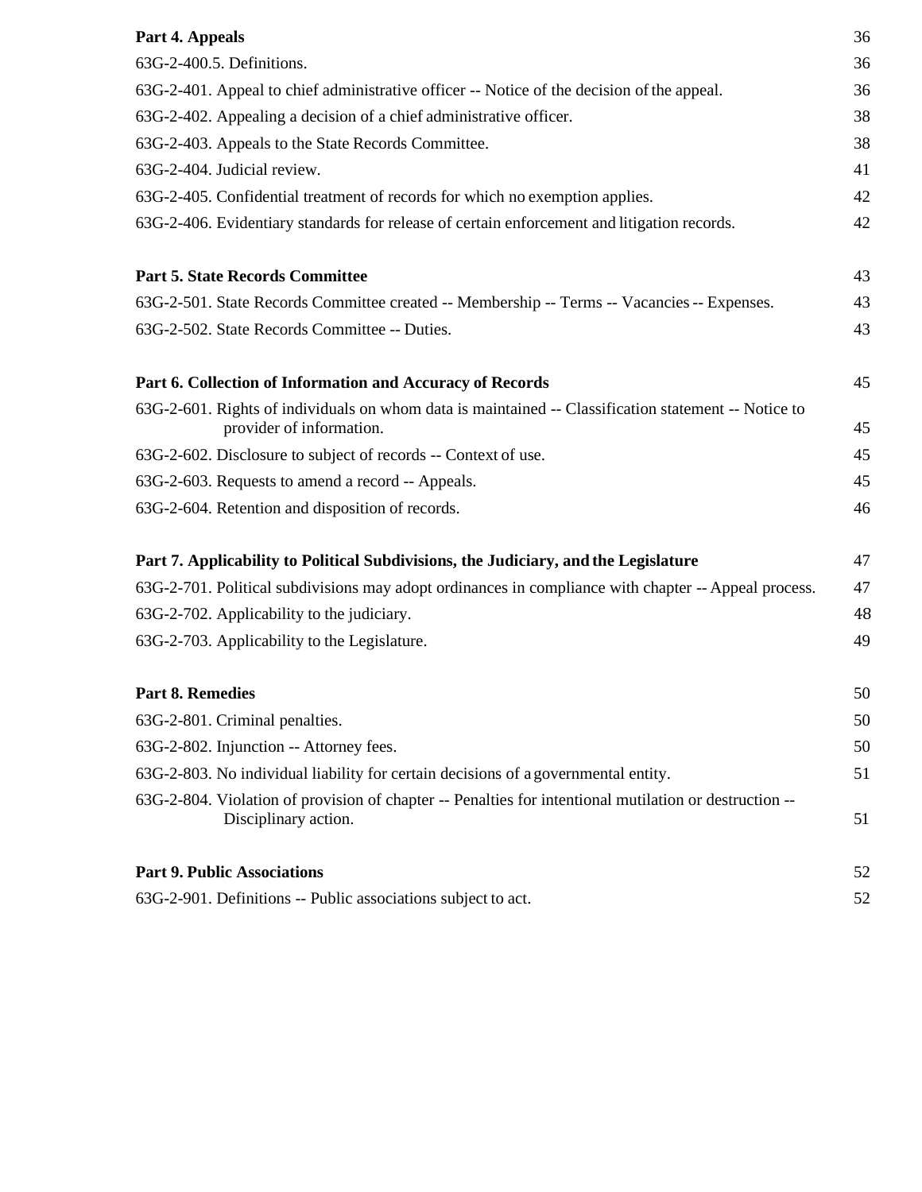**Part 4. Appeals** 36

63G-2-400.5. Definitions. 36

63G-2-401. Appeal to chief administrative officer -- Notice of the decision of the appeal. 36

63G-2-402. Appealing a decision of a chief administrative officer. 38

63G-2-403. Appeals to the State Records Committee. 38

63G-2-404. Judicial review. 41

63G-2-405. Confidential treatment of records for which no exemption applies. 42

63G-2-406. Evidentiary standards for release of certain enforcement and litigation records. 42

**Part 5. State Records Committee** 43

63G-2-501. State Records Committee created -- Membership -- Terms -- Vacancies -- Expenses. 43

63G-2-502. State Records Committee -- Duties. 43

**Part 6. Collection of Information and Accuracy of Records** 45

63G-2-601. Rights of individuals on whom data is maintained -- Classification statement -- Notice to provider of information. 45

63G-2-602. Disclosure to subject of records -- Context of use. 45

63G-2-603. Requests to amend a record -- Appeals. 45

63G-2-604. Retention and disposition of records. 46

**Part 7. Applicability to Political Subdivisions, the Judiciary, and the Legislature** 47

63G-2-701. Political subdivisions may adopt ordinances in compliance with chapter -- Appeal process. 47

63G-2-702. Applicability to the judiciary. 48

63G-2-703. Applicability to the Legislature. 49

**Part 8. Remedies** 50

63G-2-801. Criminal penalties. 50

63G-2-802. Injunction -- Attorney fees. 50

63G-2-803. No individual liability for certain decisions of a governmental entity. 51

63G-2-804. Violation of provision of chapter -- Penalties for intentional mutilation or destruction -- Disciplinary action. 51

**Part 9. Public Associations** 52

63G-2-901. Definitions -- Public associations subject to act. 52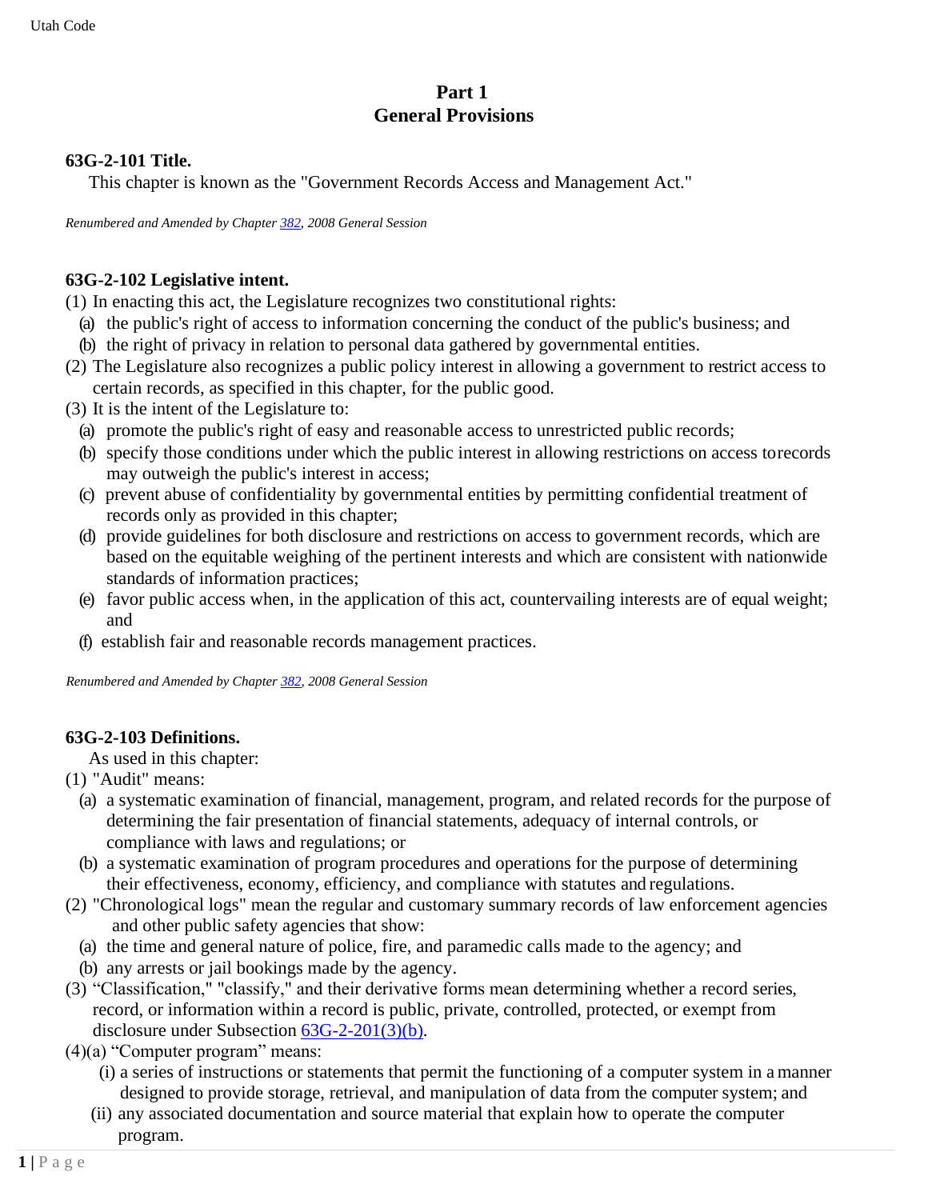## Part 1
## General Provisions

### 63G-2-101 Title.

This chapter is known as the "Government Records Access and Management Act."

*Renumbered and Amended by Chapter 382, 2008 General Session*

### 63G-2-102 Legislative intent.

(1) In enacting this act, the Legislature recognizes two constitutional rights:
  (a) the public's right of access to information concerning the conduct of the public's business; and
  (b) the right of privacy in relation to personal data gathered by governmental entities.
(2) The Legislature also recognizes a public policy interest in allowing a government to restrict access to certain records, as specified in this chapter, for the public good.
(3) It is the intent of the Legislature to:
  (a) promote the public's right of easy and reasonable access to unrestricted public records;
  (b) specify those conditions under which the public interest in allowing restrictions on access to records may outweigh the public's interest in access;
  (c) prevent abuse of confidentiality by governmental entities by permitting confidential treatment of records only as provided in this chapter;
  (d) provide guidelines for both disclosure and restrictions on access to government records, which are based on the equitable weighing of the pertinent interests and which are consistent with nationwide standards of information practices;
  (e) favor public access when, in the application of this act, countervailing interests are of equal weight; and
  (f) establish fair and reasonable records management practices.

*Renumbered and Amended by Chapter 382, 2008 General Session*

### 63G-2-103 Definitions.

As used in this chapter:

(1) "Audit" means:
  (a) a systematic examination of financial, management, program, and related records for the purpose of determining the fair presentation of financial statements, adequacy of internal controls, or compliance with laws and regulations; or
  (b) a systematic examination of program procedures and operations for the purpose of determining their effectiveness, economy, efficiency, and compliance with statutes and regulations.
(2) "Chronological logs" mean the regular and customary summary records of law enforcement agencies and other public safety agencies that show:
  (a) the time and general nature of police, fire, and paramedic calls made to the agency; and
  (b) any arrests or jail bookings made by the agency.
(3) "Classification," "classify," and their derivative forms mean determining whether a record series, record, or information within a record is public, private, controlled, protected, or exempt from disclosure under Subsection 63G-2-201(3)(b).
(4)(a) "Computer program" means:
    (i) a series of instructions or statements that permit the functioning of a computer system in a manner designed to provide storage, retrieval, and manipulation of data from the computer system; and
    (ii) any associated documentation and source material that explain how to operate the computer program.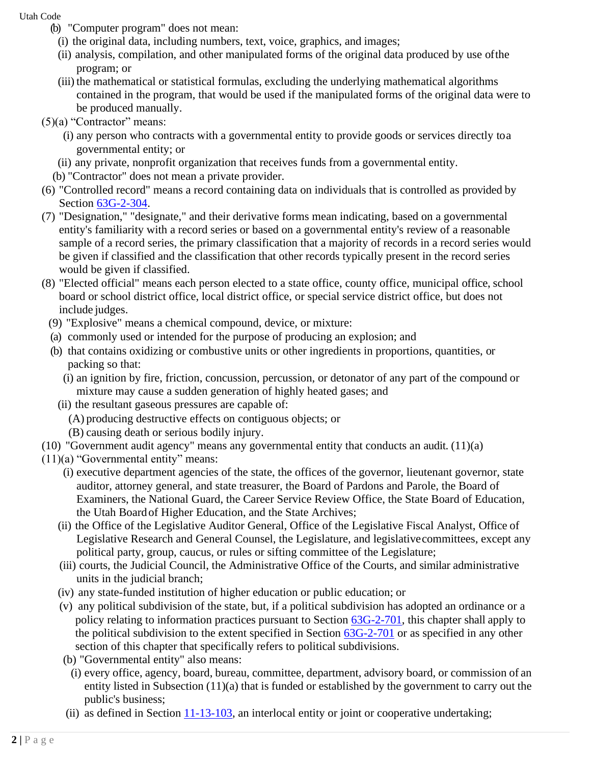(b) "Computer program" does not mean:

(i) the original data, including numbers, text, voice, graphics, and images;

(ii) analysis, compilation, and other manipulated forms of the original data produced by use of the program; or

(iii) the mathematical or statistical formulas, excluding the underlying mathematical algorithms contained in the program, that would be used if the manipulated forms of the original data were to be produced manually.

(5)(a) "Contractor" means:

(i) any person who contracts with a governmental entity to provide goods or services directly to a governmental entity; or

(ii) any private, nonprofit organization that receives funds from a governmental entity.

(b) "Contractor" does not mean a private provider.

(6) "Controlled record" means a record containing data on individuals that is controlled as provided by Section [63G-2-304](63G-2-304).

(7) "Designation," "designate," and their derivative forms mean indicating, based on a governmental entity's familiarity with a record series or based on a governmental entity's review of a reasonable sample of a record series, the primary classification that a majority of records in a record series would be given if classified and the classification that other records typically present in the record series would be given if classified.

(8) "Elected official" means each person elected to a state office, county office, municipal office, school board or school district office, local district office, or special service district office, but does not include judges.

(9) "Explosive" means a chemical compound, device, or mixture:

(a) commonly used or intended for the purpose of producing an explosion; and

(b) that contains oxidizing or combustive units or other ingredients in proportions, quantities, or packing so that:

(i) an ignition by fire, friction, concussion, percussion, or detonator of any part of the compound or mixture may cause a sudden generation of highly heated gases; and

(ii) the resultant gaseous pressures are capable of:

(A) producing destructive effects on contiguous objects; or

(B) causing death or serious bodily injury.

(10) "Government audit agency" means any governmental entity that conducts an audit. (11)(a)

(11)(a) "Governmental entity" means:

(i) executive department agencies of the state, the offices of the governor, lieutenant governor, state auditor, attorney general, and state treasurer, the Board of Pardons and Parole, the Board of Examiners, the National Guard, the Career Service Review Office, the State Board of Education, the Utah Board of Higher Education, and the State Archives;

(ii) the Office of the Legislative Auditor General, Office of the Legislative Fiscal Analyst, Office of Legislative Research and General Counsel, the Legislature, and legislative committees, except any political party, group, caucus, or rules or sifting committee of the Legislature;

(iii) courts, the Judicial Council, the Administrative Office of the Courts, and similar administrative units in the judicial branch;

(iv) any state-funded institution of higher education or public education; or

(v) any political subdivision of the state, but, if a political subdivision has adopted an ordinance or a policy relating to information practices pursuant to Section [63G-2-701](63G-2-701), this chapter shall apply to the political subdivision to the extent specified in Section [63G-2-701](63G-2-701) or as specified in any other section of this chapter that specifically refers to political subdivisions.

(b) "Governmental entity" also means:

(i) every office, agency, board, bureau, committee, department, advisory board, or commission of an entity listed in Subsection (11)(a) that is funded or established by the government to carry out the public's business;

(ii) as defined in Section [11-13-103](11-13-103), an interlocal entity or joint or cooperative undertaking;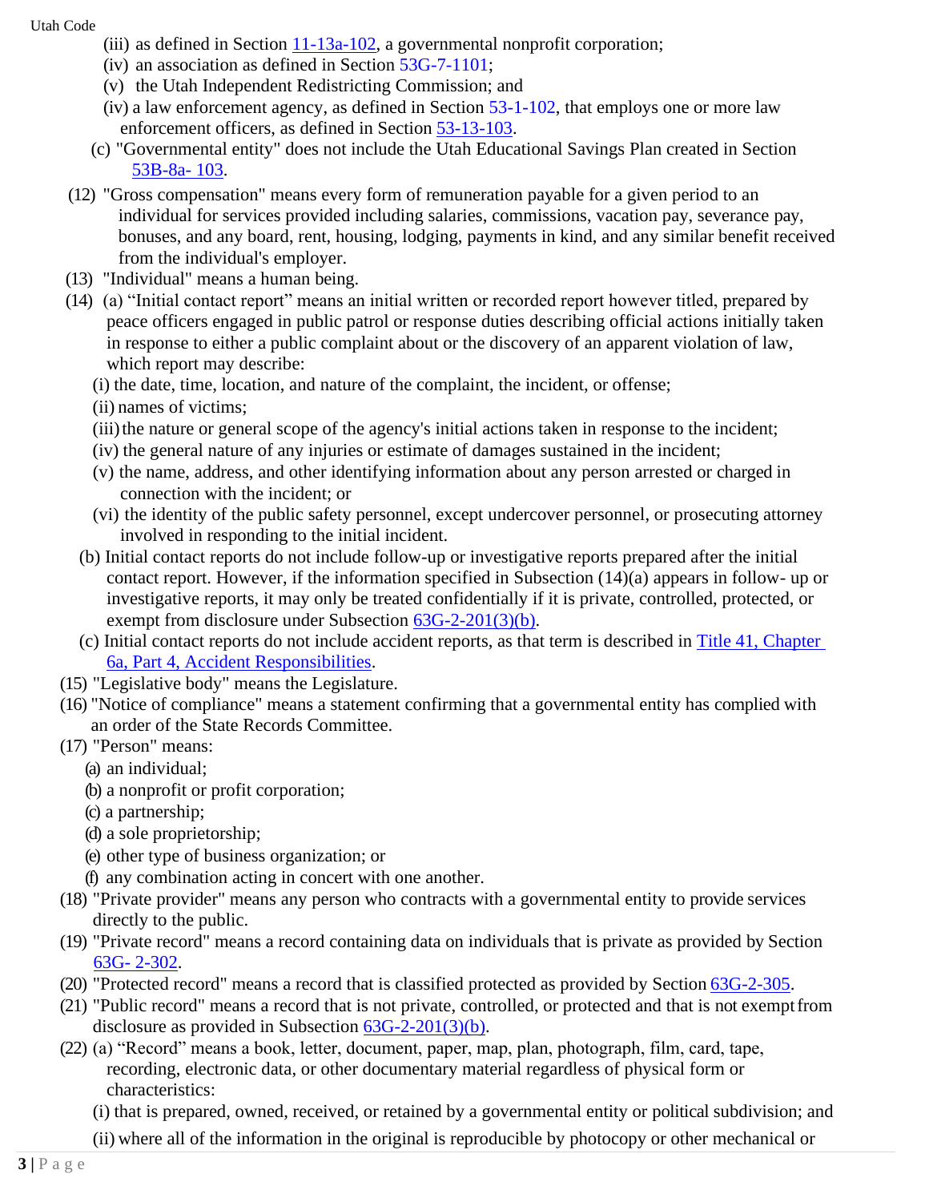(iii) as defined in Section 11-13a-102, a governmental nonprofit corporation;

(iv) an association as defined in Section 53G-7-1101;

(v) the Utah Independent Redistricting Commission; and

(iv) a law enforcement agency, as defined in Section 53-1-102, that employs one or more law enforcement officers, as defined in Section 53-13-103.

(c) "Governmental entity" does not include the Utah Educational Savings Plan created in Section 53B-8a- 103.

(12) "Gross compensation" means every form of remuneration payable for a given period to an individual for services provided including salaries, commissions, vacation pay, severance pay, bonuses, and any board, rent, housing, lodging, payments in kind, and any similar benefit received from the individual's employer.

(13) "Individual" means a human being.

(14) (a) "Initial contact report" means an initial written or recorded report however titled, prepared by peace officers engaged in public patrol or response duties describing official actions initially taken in response to either a public complaint about or the discovery of an apparent violation of law, which report may describe:

(i) the date, time, location, and nature of the complaint, the incident, or offense;

(ii) names of victims;

(iii) the nature or general scope of the agency's initial actions taken in response to the incident;

(iv) the general nature of any injuries or estimate of damages sustained in the incident;

(v) the name, address, and other identifying information about any person arrested or charged in connection with the incident; or

(vi) the identity of the public safety personnel, except undercover personnel, or prosecuting attorney involved in responding to the initial incident.

(b) Initial contact reports do not include follow-up or investigative reports prepared after the initial contact report. However, if the information specified in Subsection (14)(a) appears in follow- up or investigative reports, it may only be treated confidentially if it is private, controlled, protected, or exempt from disclosure under Subsection 63G-2-201(3)(b).

(c) Initial contact reports do not include accident reports, as that term is described in Title 41, Chapter 6a, Part 4, Accident Responsibilities.

(15) "Legislative body" means the Legislature.

(16) "Notice of compliance" means a statement confirming that a governmental entity has complied with an order of the State Records Committee.

(17) "Person" means:

(a) an individual;

(b) a nonprofit or profit corporation;

(c) a partnership;

(d) a sole proprietorship;

(e) other type of business organization; or

(f) any combination acting in concert with one another.

(18) "Private provider" means any person who contracts with a governmental entity to provide services directly to the public.

(19) "Private record" means a record containing data on individuals that is private as provided by Section 63G- 2-302.

(20) "Protected record" means a record that is classified protected as provided by Section 63G-2-305.

(21) "Public record" means a record that is not private, controlled, or protected and that is not exempt from disclosure as provided in Subsection 63G-2-201(3)(b).

(22) (a) "Record" means a book, letter, document, paper, map, plan, photograph, film, card, tape, recording, electronic data, or other documentary material regardless of physical form or characteristics:

(i) that is prepared, owned, received, or retained by a governmental entity or political subdivision; and

(ii) where all of the information in the original is reproducible by photocopy or other mechanical or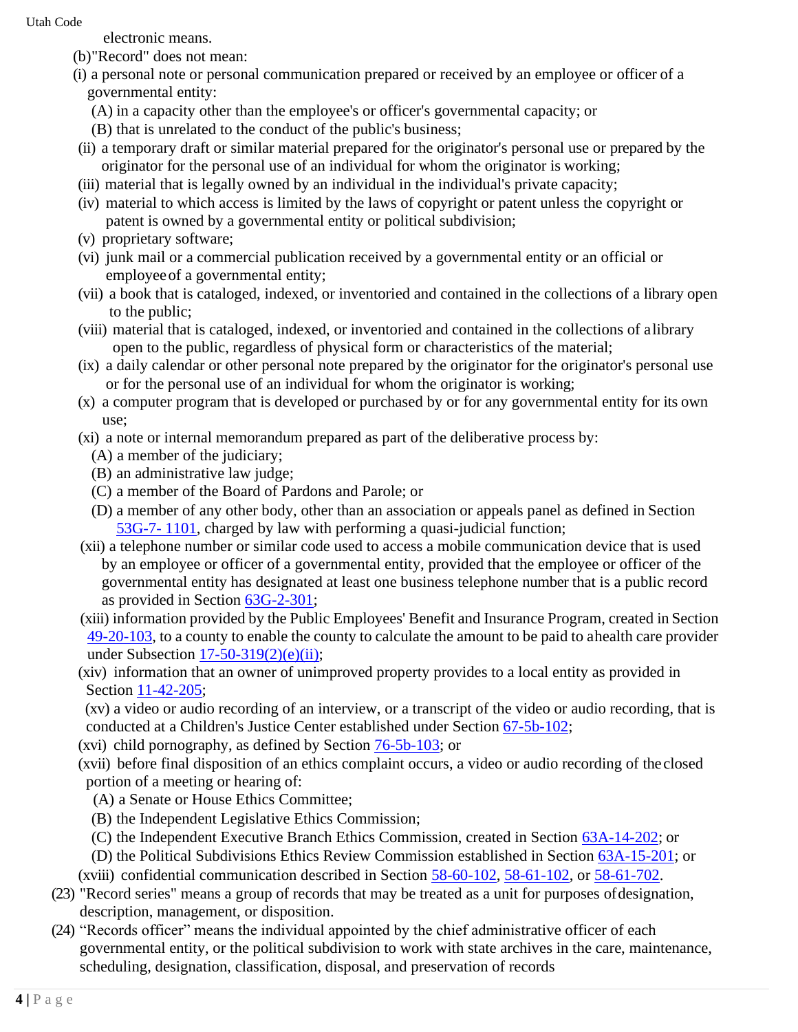electronic means.

(b)"Record" does not mean:

(i) a personal note or personal communication prepared or received by an employee or officer of a governmental entity:

(A) in a capacity other than the employee's or officer's governmental capacity; or

(B) that is unrelated to the conduct of the public's business;

(ii) a temporary draft or similar material prepared for the originator's personal use or prepared by the originator for the personal use of an individual for whom the originator is working;

(iii) material that is legally owned by an individual in the individual's private capacity;

(iv) material to which access is limited by the laws of copyright or patent unless the copyright or patent is owned by a governmental entity or political subdivision;

(v) proprietary software;

(vi) junk mail or a commercial publication received by a governmental entity or an official or employee of a governmental entity;

(vii) a book that is cataloged, indexed, or inventoried and contained in the collections of a library open to the public;

(viii) material that is cataloged, indexed, or inventoried and contained in the collections of a library open to the public, regardless of physical form or characteristics of the material;

(ix) a daily calendar or other personal note prepared by the originator for the originator's personal use or for the personal use of an individual for whom the originator is working;

(x) a computer program that is developed or purchased by or for any governmental entity for its own use;

(xi) a note or internal memorandum prepared as part of the deliberative process by:

(A) a member of the judiciary;

(B) an administrative law judge;

(C) a member of the Board of Pardons and Parole; or

(D) a member of any other body, other than an association or appeals panel as defined in Section 53G-7- 1101, charged by law with performing a quasi-judicial function;

(xii) a telephone number or similar code used to access a mobile communication device that is used by an employee or officer of a governmental entity, provided that the employee or officer of the governmental entity has designated at least one business telephone number that is a public record as provided in Section 63G-2-301;

(xiii) information provided by the Public Employees' Benefit and Insurance Program, created in Section 49-20-103, to a county to enable the county to calculate the amount to be paid to a health care provider under Subsection 17-50-319(2)(e)(ii);

(xiv) information that an owner of unimproved property provides to a local entity as provided in Section 11-42-205;

(xv) a video or audio recording of an interview, or a transcript of the video or audio recording, that is conducted at a Children's Justice Center established under Section 67-5b-102;

(xvi) child pornography, as defined by Section 76-5b-103; or

(xvii) before final disposition of an ethics complaint occurs, a video or audio recording of the closed portion of a meeting or hearing of:

(A) a Senate or House Ethics Committee;

(B) the Independent Legislative Ethics Commission;

(C) the Independent Executive Branch Ethics Commission, created in Section 63A-14-202; or

(D) the Political Subdivisions Ethics Review Commission established in Section 63A-15-201; or

(xviii) confidential communication described in Section 58-60-102, 58-61-102, or 58-61-702.

(23) "Record series" means a group of records that may be treated as a unit for purposes of designation, description, management, or disposition.

(24) "Records officer" means the individual appointed by the chief administrative officer of each governmental entity, or the political subdivision to work with state archives in the care, maintenance, scheduling, designation, classification, disposal, and preservation of records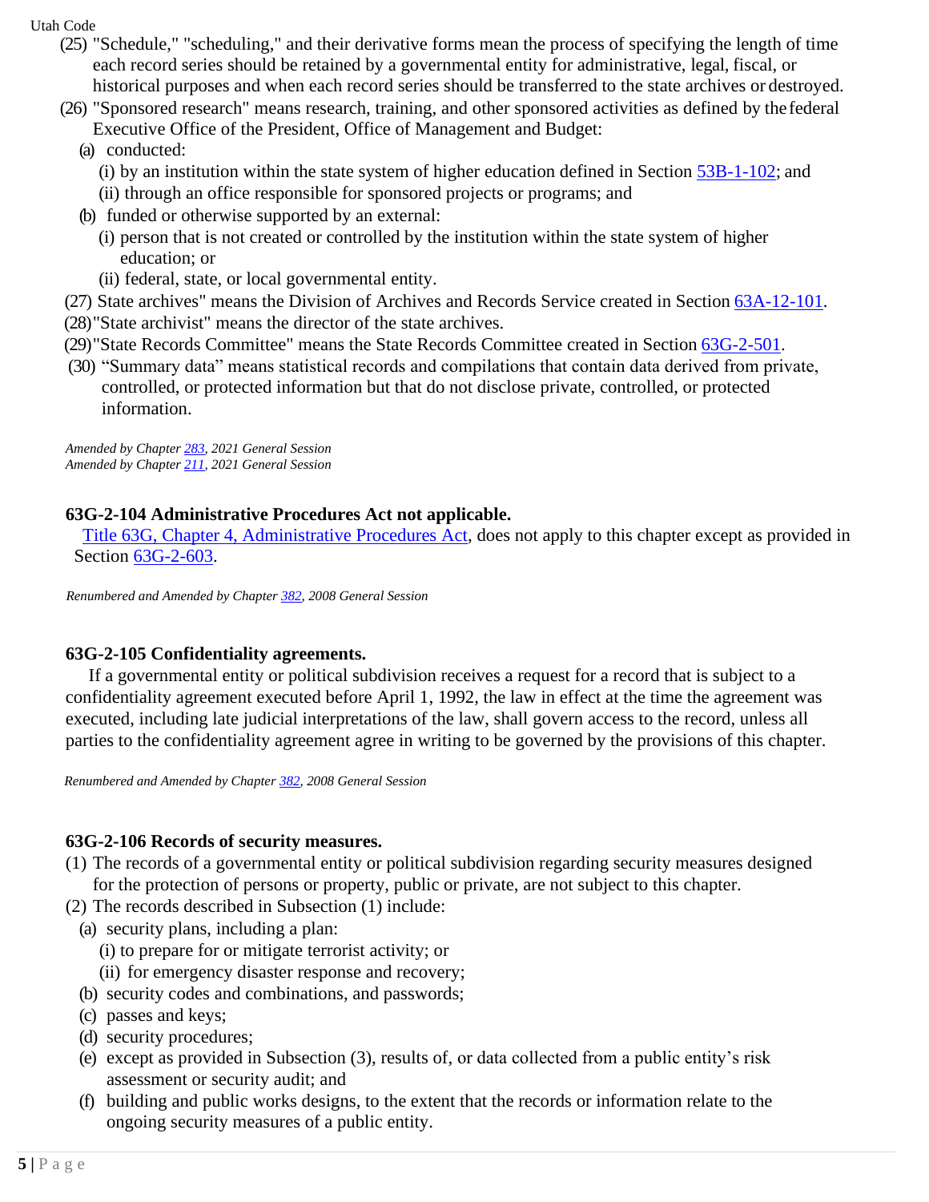(25) "Schedule," "scheduling," and their derivative forms mean the process of specifying the length of time each record series should be retained by a governmental entity for administrative, legal, fiscal, or historical purposes and when each record series should be transferred to the state archives or destroyed.

(26) "Sponsored research" means research, training, and other sponsored activities as defined by the federal Executive Office of the President, Office of Management and Budget:

- (a) conducted:
  - (i) by an institution within the state system of higher education defined in Section 53B-1-102; and
  - (ii) through an office responsible for sponsored projects or programs; and
- (b) funded or otherwise supported by an external:
  - (i) person that is not created or controlled by the institution within the state system of higher education; or
  - (ii) federal, state, or local governmental entity.

(27) State archives" means the Division of Archives and Records Service created in Section 63A-12-101.

(28) "State archivist" means the director of the state archives.

(29) "State Records Committee" means the State Records Committee created in Section 63G-2-501.

(30) "Summary data" means statistical records and compilations that contain data derived from private, controlled, or protected information but that do not disclose private, controlled, or protected information.

*Amended by Chapter 283, 2021 General Session*
*Amended by Chapter 211, 2021 General Session*

### 63G-2-104 Administrative Procedures Act not applicable.

Title 63G, Chapter 4, Administrative Procedures Act, does not apply to this chapter except as provided in Section 63G-2-603.

*Renumbered and Amended by Chapter 382, 2008 General Session*

### 63G-2-105 Confidentiality agreements.

If a governmental entity or political subdivision receives a request for a record that is subject to a confidentiality agreement executed before April 1, 1992, the law in effect at the time the agreement was executed, including late judicial interpretations of the law, shall govern access to the record, unless all parties to the confidentiality agreement agree in writing to be governed by the provisions of this chapter.

*Renumbered and Amended by Chapter 382, 2008 General Session*

### 63G-2-106 Records of security measures.

(1) The records of a governmental entity or political subdivision regarding security measures designed for the protection of persons or property, public or private, are not subject to this chapter.

(2) The records described in Subsection (1) include:

- (a) security plans, including a plan:
  - (i) to prepare for or mitigate terrorist activity; or
  - (ii) for emergency disaster response and recovery;
- (b) security codes and combinations, and passwords;
- (c) passes and keys;
- (d) security procedures;
- (e) except as provided in Subsection (3), results of, or data collected from a public entity's risk assessment or security audit; and
- (f) building and public works designs, to the extent that the records or information relate to the ongoing security measures of a public entity.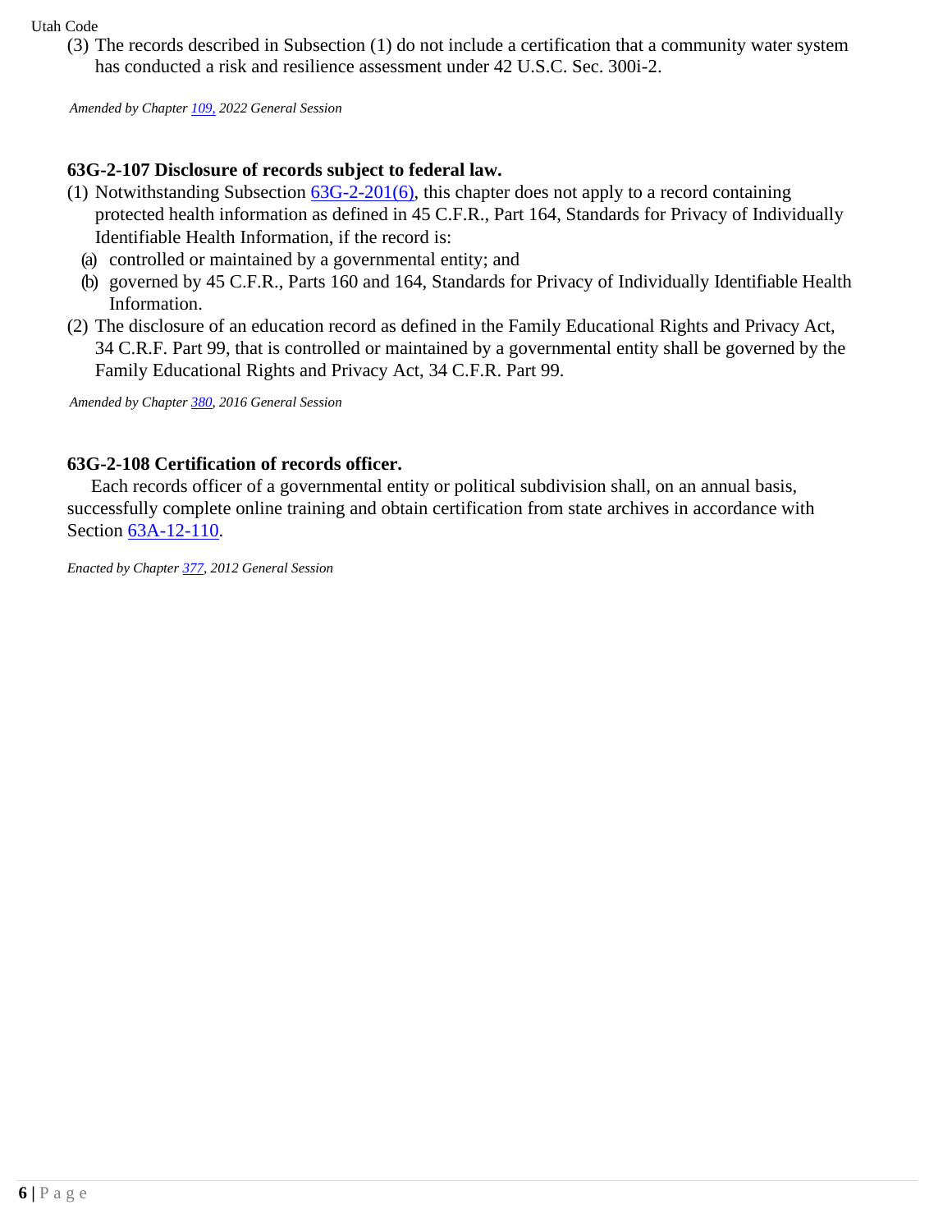(3) The records described in Subsection (1) do not include a certification that a community water system has conducted a risk and resilience assessment under 42 U.S.C. Sec. 300i-2.

*Amended by Chapter 109, 2022 General Session*

### 63G-2-107 Disclosure of records subject to federal law.

(1) Notwithstanding Subsection 63G-2-201(6), this chapter does not apply to a record containing protected health information as defined in 45 C.F.R., Part 164, Standards for Privacy of Individually Identifiable Health Information, if the record is:

(a) controlled or maintained by a governmental entity; and

(b) governed by 45 C.F.R., Parts 160 and 164, Standards for Privacy of Individually Identifiable Health Information.

(2) The disclosure of an education record as defined in the Family Educational Rights and Privacy Act, 34 C.R.F. Part 99, that is controlled or maintained by a governmental entity shall be governed by the Family Educational Rights and Privacy Act, 34 C.F.R. Part 99.

*Amended by Chapter 380, 2016 General Session*

### 63G-2-108 Certification of records officer.

Each records officer of a governmental entity or political subdivision shall, on an annual basis, successfully complete online training and obtain certification from state archives in accordance with Section 63A-12-110.

*Enacted by Chapter 377, 2012 General Session*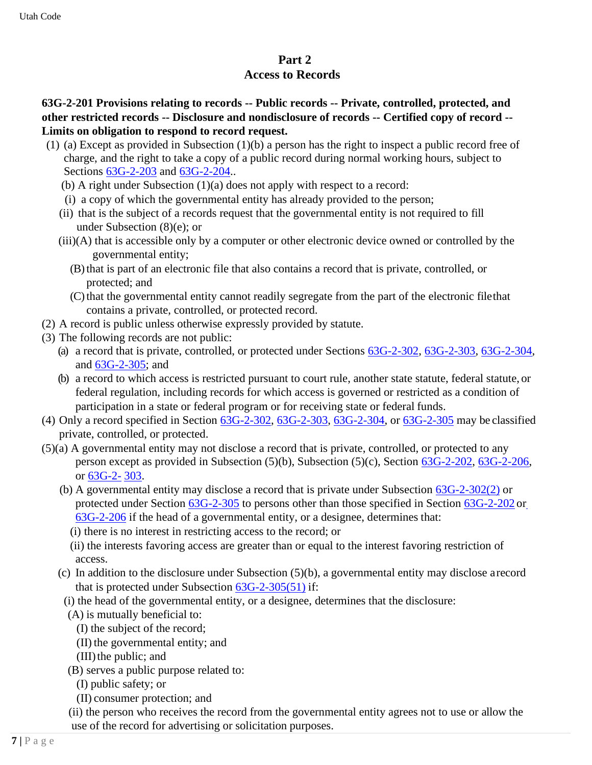## Part 2
## Access to Records

**63G-2-201 Provisions relating to records -- Public records -- Private, controlled, protected, and other restricted records -- Disclosure and nondisclosure of records -- Certified copy of record -- Limits on obligation to respond to record request.**

(1) (a) Except as provided in Subsection (1)(b) a person has the right to inspect a public record free of charge, and the right to take a copy of a public record during normal working hours, subject to Sections 63G-2-203 and 63G-2-204..

(b) A right under Subsection (1)(a) does not apply with respect to a record:

(i) a copy of which the governmental entity has already provided to the person;

(ii) that is the subject of a records request that the governmental entity is not required to fill under Subsection (8)(e); or

(iii)(A) that is accessible only by a computer or other electronic device owned or controlled by the governmental entity;

(B) that is part of an electronic file that also contains a record that is private, controlled, or protected; and

(C) that the governmental entity cannot readily segregate from the part of the electronic file that contains a private, controlled, or protected record.

(2) A record is public unless otherwise expressly provided by statute.

(3) The following records are not public:

(a) a record that is private, controlled, or protected under Sections 63G-2-302, 63G-2-303, 63G-2-304, and 63G-2-305; and

(b) a record to which access is restricted pursuant to court rule, another state statute, federal statute, or federal regulation, including records for which access is governed or restricted as a condition of participation in a state or federal program or for receiving state or federal funds.

(4) Only a record specified in Section 63G-2-302, 63G-2-303, 63G-2-304, or 63G-2-305 may be classified private, controlled, or protected.

(5)(a) A governmental entity may not disclose a record that is private, controlled, or protected to any person except as provided in Subsection (5)(b), Subsection (5)(c), Section 63G-2-202, 63G-2-206, or 63G-2- 303.

(b) A governmental entity may disclose a record that is private under Subsection 63G-2-302(2) or protected under Section 63G-2-305 to persons other than those specified in Section 63G-2-202 or 63G-2-206 if the head of a governmental entity, or a designee, determines that:

(i) there is no interest in restricting access to the record; or

(ii) the interests favoring access are greater than or equal to the interest favoring restriction of access.

(c) In addition to the disclosure under Subsection (5)(b), a governmental entity may disclose a record that is protected under Subsection 63G-2-305(51) if:

(i) the head of the governmental entity, or a designee, determines that the disclosure:

(A) is mutually beneficial to:

(I) the subject of the record;

(II) the governmental entity; and

(III) the public; and

(B) serves a public purpose related to:

(I) public safety; or

(II) consumer protection; and

(ii) the person who receives the record from the governmental entity agrees not to use or allow the use of the record for advertising or solicitation purposes.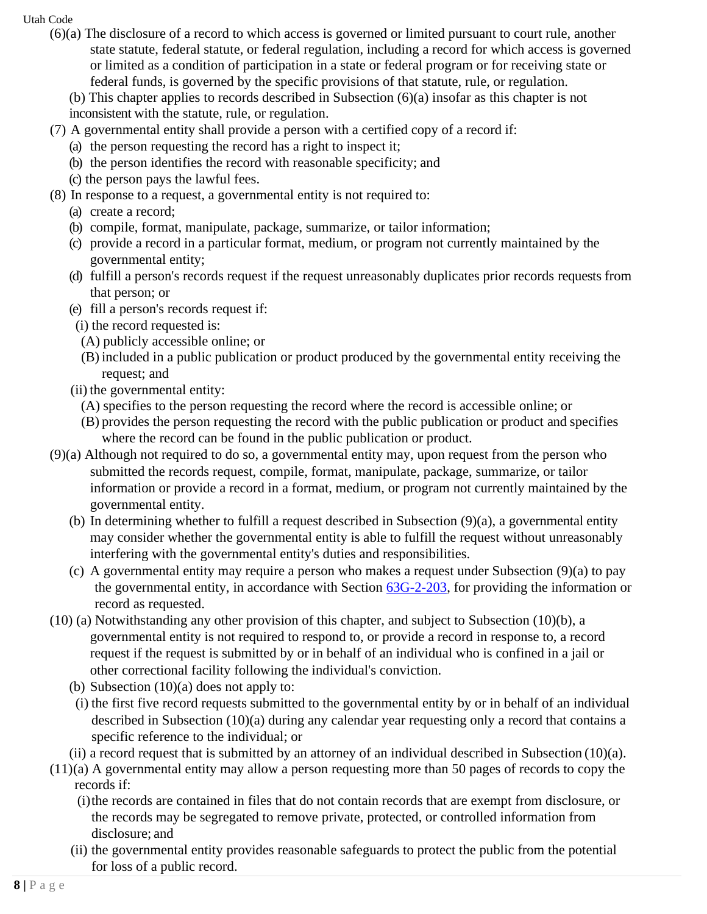(6)(a) The disclosure of a record to which access is governed or limited pursuant to court rule, another state statute, federal statute, or federal regulation, including a record for which access is governed or limited as a condition of participation in a state or federal program or for receiving state or federal funds, is governed by the specific provisions of that statute, rule, or regulation.

(b) This chapter applies to records described in Subsection (6)(a) insofar as this chapter is not inconsistent with the statute, rule, or regulation.

(7) A governmental entity shall provide a person with a certified copy of a record if:

(a) the person requesting the record has a right to inspect it;

(b) the person identifies the record with reasonable specificity; and

(c) the person pays the lawful fees.

(8) In response to a request, a governmental entity is not required to:

(a) create a record;

(b) compile, format, manipulate, package, summarize, or tailor information;

(c) provide a record in a particular format, medium, or program not currently maintained by the governmental entity;

(d) fulfill a person's records request if the request unreasonably duplicates prior records requests from that person; or

(e) fill a person's records request if:

(i) the record requested is:

(A) publicly accessible online; or

(B) included in a public publication or product produced by the governmental entity receiving the request; and

(ii) the governmental entity:

(A) specifies to the person requesting the record where the record is accessible online; or

(B) provides the person requesting the record with the public publication or product and specifies where the record can be found in the public publication or product.

(9)(a) Although not required to do so, a governmental entity may, upon request from the person who submitted the records request, compile, format, manipulate, package, summarize, or tailor information or provide a record in a format, medium, or program not currently maintained by the governmental entity.

(b) In determining whether to fulfill a request described in Subsection (9)(a), a governmental entity may consider whether the governmental entity is able to fulfill the request without unreasonably interfering with the governmental entity's duties and responsibilities.

(c) A governmental entity may require a person who makes a request under Subsection (9)(a) to pay the governmental entity, in accordance with Section 63G-2-203, for providing the information or record as requested.

(10) (a) Notwithstanding any other provision of this chapter, and subject to Subsection (10)(b), a governmental entity is not required to respond to, or provide a record in response to, a record request if the request is submitted by or in behalf of an individual who is confined in a jail or other correctional facility following the individual's conviction.

(b) Subsection (10)(a) does not apply to:

(i) the first five record requests submitted to the governmental entity by or in behalf of an individual described in Subsection (10)(a) during any calendar year requesting only a record that contains a specific reference to the individual; or

(ii) a record request that is submitted by an attorney of an individual described in Subsection (10)(a).

(11)(a) A governmental entity may allow a person requesting more than 50 pages of records to copy the records if:

(i) the records are contained in files that do not contain records that are exempt from disclosure, or the records may be segregated to remove private, protected, or controlled information from disclosure; and

(ii) the governmental entity provides reasonable safeguards to protect the public from the potential for loss of a public record.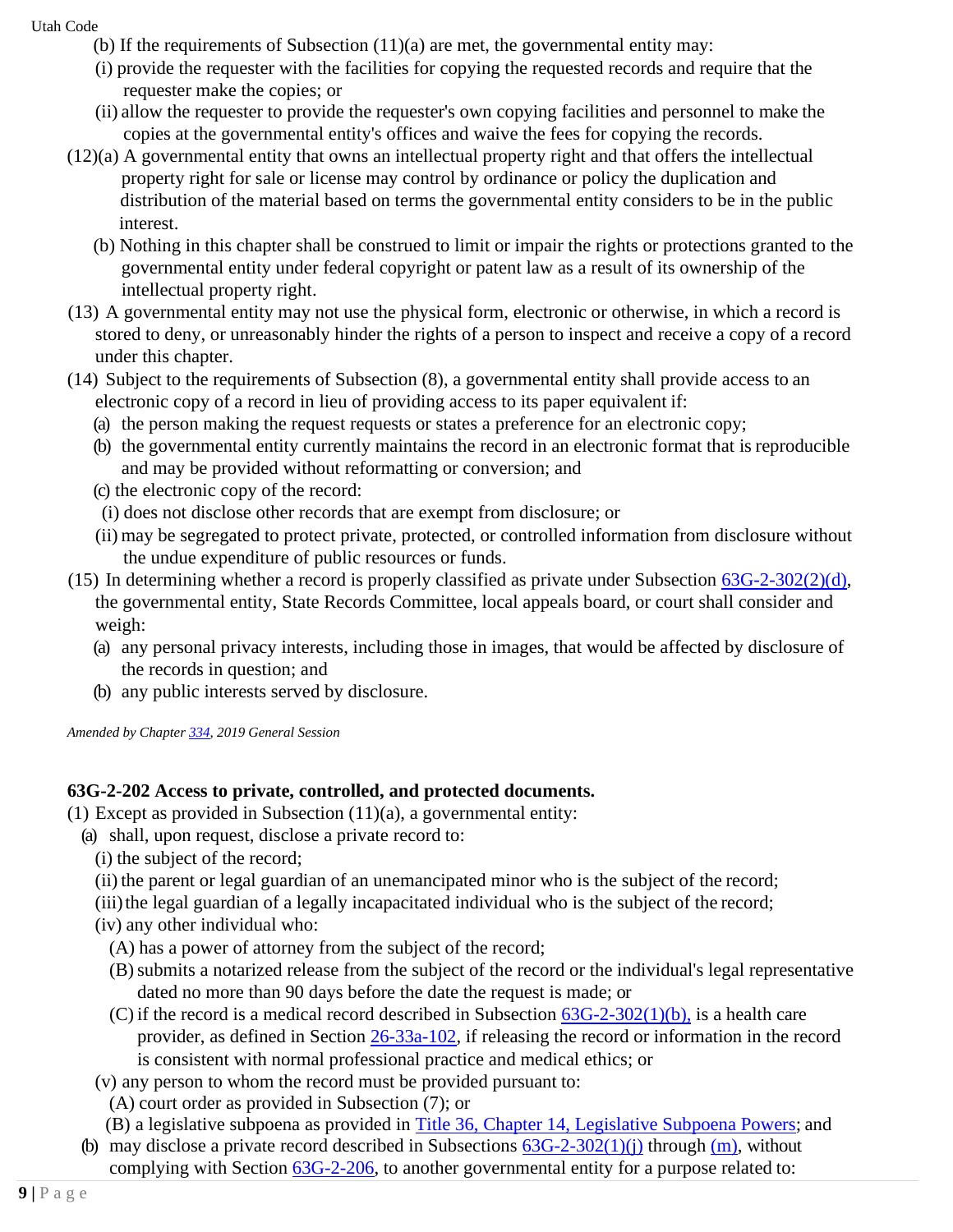(b) If the requirements of Subsection (11)(a) are met, the governmental entity may:

(i) provide the requester with the facilities for copying the requested records and require that the requester make the copies; or

(ii) allow the requester to provide the requester's own copying facilities and personnel to make the copies at the governmental entity's offices and waive the fees for copying the records.

(12)(a) A governmental entity that owns an intellectual property right and that offers the intellectual property right for sale or license may control by ordinance or policy the duplication and distribution of the material based on terms the governmental entity considers to be in the public interest.

(b) Nothing in this chapter shall be construed to limit or impair the rights or protections granted to the governmental entity under federal copyright or patent law as a result of its ownership of the intellectual property right.

(13) A governmental entity may not use the physical form, electronic or otherwise, in which a record is stored to deny, or unreasonably hinder the rights of a person to inspect and receive a copy of a record under this chapter.

(14) Subject to the requirements of Subsection (8), a governmental entity shall provide access to an electronic copy of a record in lieu of providing access to its paper equivalent if:

(a) the person making the request requests or states a preference for an electronic copy;

(b) the governmental entity currently maintains the record in an electronic format that is reproducible and may be provided without reformatting or conversion; and

(c) the electronic copy of the record:

(i) does not disclose other records that are exempt from disclosure; or

(ii) may be segregated to protect private, protected, or controlled information from disclosure without the undue expenditure of public resources or funds.

(15) In determining whether a record is properly classified as private under Subsection 63G-2-302(2)(d), the governmental entity, State Records Committee, local appeals board, or court shall consider and weigh:

(a) any personal privacy interests, including those in images, that would be affected by disclosure of the records in question; and

(b) any public interests served by disclosure.

*Amended by Chapter 334, 2019 General Session*

**63G-2-202 Access to private, controlled, and protected documents.**

(1) Except as provided in Subsection (11)(a), a governmental entity:

(a) shall, upon request, disclose a private record to:

(i) the subject of the record;

(ii) the parent or legal guardian of an unemancipated minor who is the subject of the record;

(iii) the legal guardian of a legally incapacitated individual who is the subject of the record;

(iv) any other individual who:

(A) has a power of attorney from the subject of the record;

(B) submits a notarized release from the subject of the record or the individual's legal representative dated no more than 90 days before the date the request is made; or

(C) if the record is a medical record described in Subsection 63G-2-302(1)(b), is a health care provider, as defined in Section 26-33a-102, if releasing the record or information in the record is consistent with normal professional practice and medical ethics; or

(v) any person to whom the record must be provided pursuant to:

(A) court order as provided in Subsection (7); or

(B) a legislative subpoena as provided in Title 36, Chapter 14, Legislative Subpoena Powers; and

(b) may disclose a private record described in Subsections 63G-2-302(1)(j) through (m), without complying with Section 63G-2-206, to another governmental entity for a purpose related to: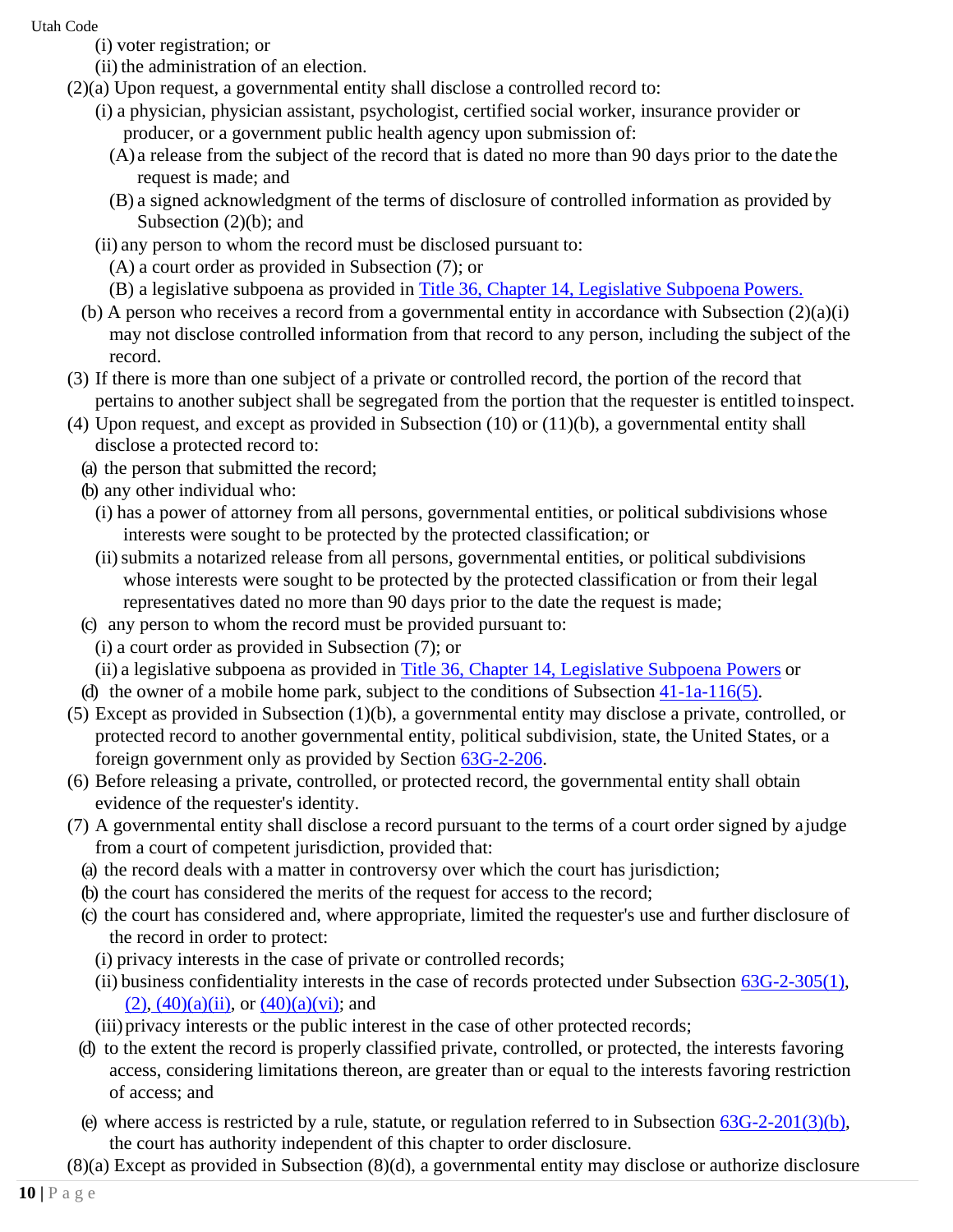(i) voter registration; or

(ii) the administration of an election.

(2)(a) Upon request, a governmental entity shall disclose a controlled record to:

(i) a physician, physician assistant, psychologist, certified social worker, insurance provider or producer, or a government public health agency upon submission of:

(A) a release from the subject of the record that is dated no more than 90 days prior to the date the request is made; and

(B) a signed acknowledgment of the terms of disclosure of controlled information as provided by Subsection (2)(b); and

(ii) any person to whom the record must be disclosed pursuant to:

(A) a court order as provided in Subsection (7); or

(B) a legislative subpoena as provided in Title 36, Chapter 14, Legislative Subpoena Powers.

(b) A person who receives a record from a governmental entity in accordance with Subsection (2)(a)(i) may not disclose controlled information from that record to any person, including the subject of the record.

(3) If there is more than one subject of a private or controlled record, the portion of the record that pertains to another subject shall be segregated from the portion that the requester is entitled to inspect.

(4) Upon request, and except as provided in Subsection (10) or (11)(b), a governmental entity shall disclose a protected record to:

(a) the person that submitted the record;

(b) any other individual who:

(i) has a power of attorney from all persons, governmental entities, or political subdivisions whose interests were sought to be protected by the protected classification; or

(ii) submits a notarized release from all persons, governmental entities, or political subdivisions whose interests were sought to be protected by the protected classification or from their legal representatives dated no more than 90 days prior to the date the request is made;

(c) any person to whom the record must be provided pursuant to:

(i) a court order as provided in Subsection (7); or

(ii) a legislative subpoena as provided in Title 36, Chapter 14, Legislative Subpoena Powers or

(d) the owner of a mobile home park, subject to the conditions of Subsection 41-1a-116(5).

(5) Except as provided in Subsection (1)(b), a governmental entity may disclose a private, controlled, or protected record to another governmental entity, political subdivision, state, the United States, or a foreign government only as provided by Section 63G-2-206.

(6) Before releasing a private, controlled, or protected record, the governmental entity shall obtain evidence of the requester's identity.

(7) A governmental entity shall disclose a record pursuant to the terms of a court order signed by a judge from a court of competent jurisdiction, provided that:

(a) the record deals with a matter in controversy over which the court has jurisdiction;

(b) the court has considered the merits of the request for access to the record;

(c) the court has considered and, where appropriate, limited the requester's use and further disclosure of the record in order to protect:

(i) privacy interests in the case of private or controlled records;

(ii) business confidentiality interests in the case of records protected under Subsection 63G-2-305(1), (2), (40)(a)(ii), or (40)(a)(vi); and

(iii) privacy interests or the public interest in the case of other protected records;

(d) to the extent the record is properly classified private, controlled, or protected, the interests favoring access, considering limitations thereon, are greater than or equal to the interests favoring restriction of access; and

(e) where access is restricted by a rule, statute, or regulation referred to in Subsection 63G-2-201(3)(b), the court has authority independent of this chapter to order disclosure.

(8)(a) Except as provided in Subsection (8)(d), a governmental entity may disclose or authorize disclosure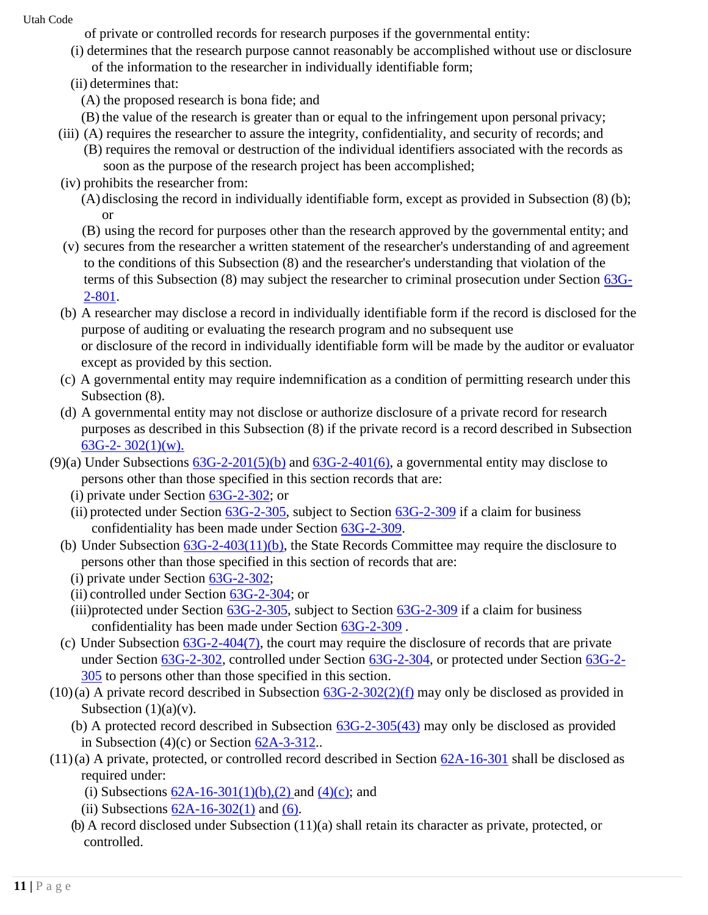of private or controlled records for research purposes if the governmental entity:

(i) determines that the research purpose cannot reasonably be accomplished without use or disclosure of the information to the researcher in individually identifiable form;

(ii) determines that:

(A) the proposed research is bona fide; and

(B) the value of the research is greater than or equal to the infringement upon personal privacy;

(iii) (A) requires the researcher to assure the integrity, confidentiality, and security of records; and

(B) requires the removal or destruction of the individual identifiers associated with the records as soon as the purpose of the research project has been accomplished;

(iv) prohibits the researcher from:

(A) disclosing the record in individually identifiable form, except as provided in Subsection (8) (b); or

(B) using the record for purposes other than the research approved by the governmental entity; and

(v) secures from the researcher a written statement of the researcher's understanding of and agreement to the conditions of this Subsection (8) and the researcher's understanding that violation of the terms of this Subsection (8) may subject the researcher to criminal prosecution under Section 63G-2-801.

(b) A researcher may disclose a record in individually identifiable form if the record is disclosed for the purpose of auditing or evaluating the research program and no subsequent use or disclosure of the record in individually identifiable form will be made by the auditor or evaluator except as provided by this section.

(c) A governmental entity may require indemnification as a condition of permitting research under this Subsection (8).

(d) A governmental entity may not disclose or authorize disclosure of a private record for research purposes as described in this Subsection (8) if the private record is a record described in Subsection 63G-2- 302(1)(w).

(9)(a) Under Subsections 63G-2-201(5)(b) and 63G-2-401(6), a governmental entity may disclose to persons other than those specified in this section records that are:

(i) private under Section 63G-2-302; or

(ii) protected under Section 63G-2-305, subject to Section 63G-2-309 if a claim for business confidentiality has been made under Section 63G-2-309.

(b) Under Subsection 63G-2-403(11)(b), the State Records Committee may require the disclosure to persons other than those specified in this section of records that are:

(i) private under Section 63G-2-302;

(ii) controlled under Section 63G-2-304; or

(iii) protected under Section 63G-2-305, subject to Section 63G-2-309 if a claim for business confidentiality has been made under Section 63G-2-309 .

(c) Under Subsection 63G-2-404(7), the court may require the disclosure of records that are private under Section 63G-2-302, controlled under Section 63G-2-304, or protected under Section 63G-2-305 to persons other than those specified in this section.

(10)(a) A private record described in Subsection 63G-2-302(2)(f) may only be disclosed as provided in Subsection (1)(a)(v).

(b) A protected record described in Subsection 63G-2-305(43) may only be disclosed as provided in Subsection (4)(c) or Section 62A-3-312..

(11)(a) A private, protected, or controlled record described in Section 62A-16-301 shall be disclosed as required under:

(i) Subsections 62A-16-301(1)(b),(2) and (4)(c); and

(ii) Subsections 62A-16-302(1) and (6).

(b) A record disclosed under Subsection (11)(a) shall retain its character as private, protected, or controlled.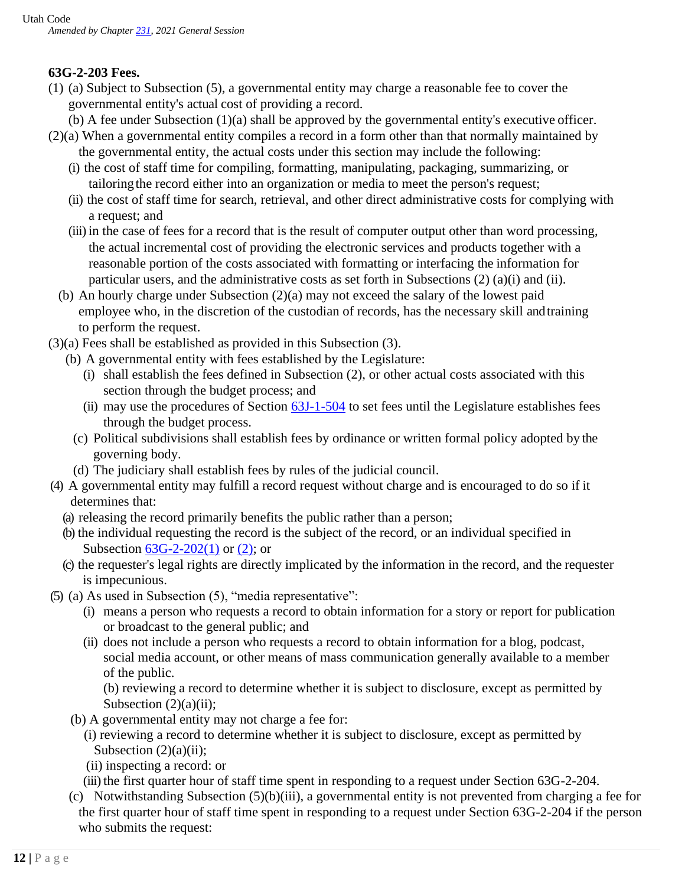Utah Code

*Amended by Chapter 231, 2021 General Session*

**63G-2-203 Fees.**

(1) (a) Subject to Subsection (5), a governmental entity may charge a reasonable fee to cover the governmental entity's actual cost of providing a record.

(b) A fee under Subsection (1)(a) shall be approved by the governmental entity's executive officer.

(2)(a) When a governmental entity compiles a record in a form other than that normally maintained by the governmental entity, the actual costs under this section may include the following:

(i) the cost of staff time for compiling, formatting, manipulating, packaging, summarizing, or tailoring the record either into an organization or media to meet the person's request;

(ii) the cost of staff time for search, retrieval, and other direct administrative costs for complying with a request; and

(iii) in the case of fees for a record that is the result of computer output other than word processing, the actual incremental cost of providing the electronic services and products together with a reasonable portion of the costs associated with formatting or interfacing the information for particular users, and the administrative costs as set forth in Subsections (2) (a)(i) and (ii).

(b) An hourly charge under Subsection (2)(a) may not exceed the salary of the lowest paid employee who, in the discretion of the custodian of records, has the necessary skill and training to perform the request.

(3)(a) Fees shall be established as provided in this Subsection (3).

(b) A governmental entity with fees established by the Legislature:

(i) shall establish the fees defined in Subsection (2), or other actual costs associated with this section through the budget process; and

(ii) may use the procedures of Section 63J-1-504 to set fees until the Legislature establishes fees through the budget process.

(c) Political subdivisions shall establish fees by ordinance or written formal policy adopted by the governing body.

(d) The judiciary shall establish fees by rules of the judicial council.

(4) A governmental entity may fulfill a record request without charge and is encouraged to do so if it determines that:

(a) releasing the record primarily benefits the public rather than a person;

(b) the individual requesting the record is the subject of the record, or an individual specified in Subsection 63G-2-202(1) or (2); or

(c) the requester's legal rights are directly implicated by the information in the record, and the requester is impecunious.

(5) (a) As used in Subsection (5), "media representative":

(i) means a person who requests a record to obtain information for a story or report for publication or broadcast to the general public; and

(ii) does not include a person who requests a record to obtain information for a blog, podcast, social media account, or other means of mass communication generally available to a member of the public.

(b) reviewing a record to determine whether it is subject to disclosure, except as permitted by Subsection (2)(a)(ii);

(b) A governmental entity may not charge a fee for:

(i) reviewing a record to determine whether it is subject to disclosure, except as permitted by Subsection (2)(a)(ii);

(ii) inspecting a record: or

(iii) the first quarter hour of staff time spent in responding to a request under Section 63G-2-204.

(c) Notwithstanding Subsection (5)(b)(iii), a governmental entity is not prevented from charging a fee for the first quarter hour of staff time spent in responding to a request under Section 63G-2-204 if the person who submits the request: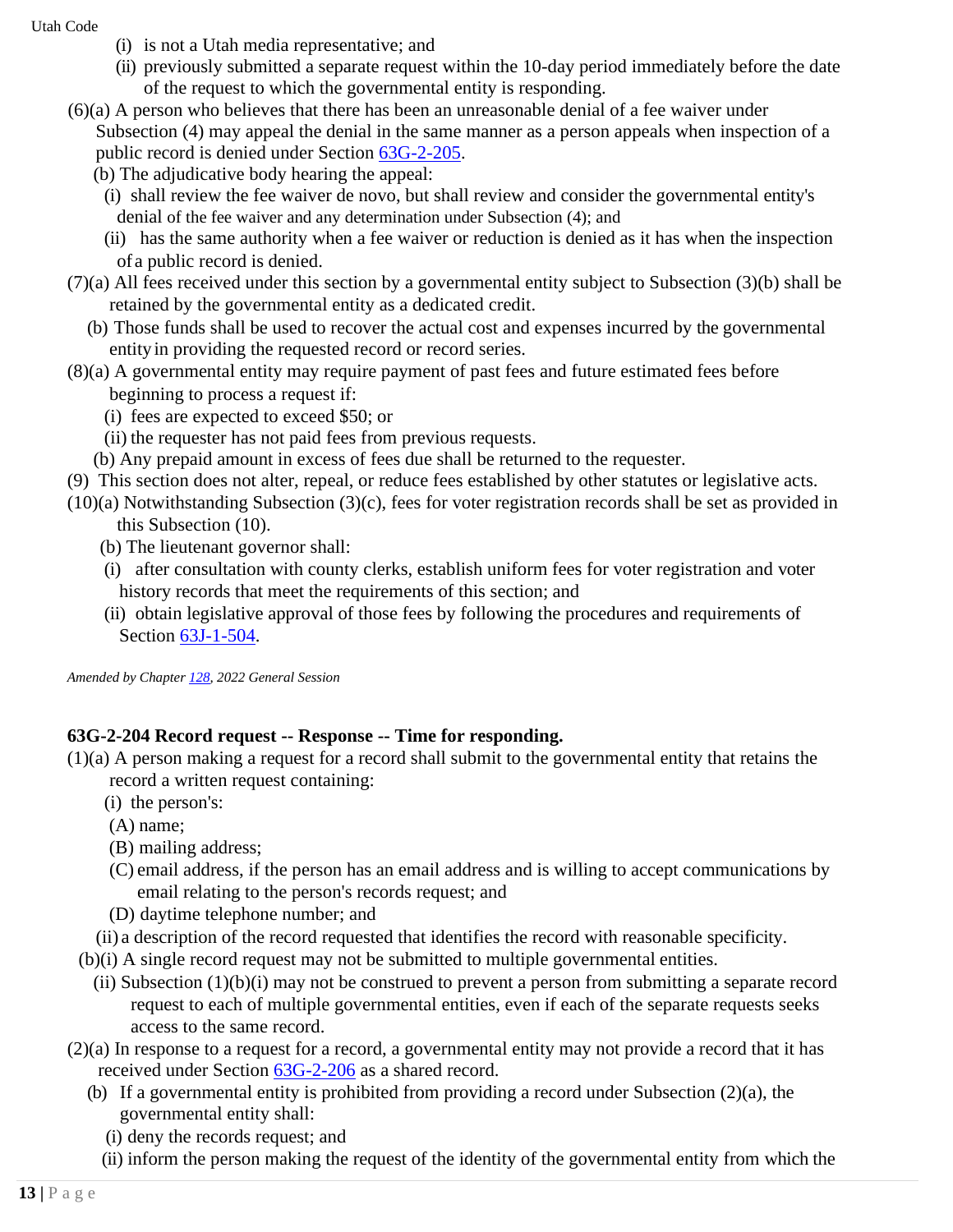(i) is not a Utah media representative; and

(ii) previously submitted a separate request within the 10-day period immediately before the date of the request to which the governmental entity is responding.

(6)(a) A person who believes that there has been an unreasonable denial of a fee waiver under Subsection (4) may appeal the denial in the same manner as a person appeals when inspection of a public record is denied under Section 63G-2-205.

(b) The adjudicative body hearing the appeal:

(i) shall review the fee waiver de novo, but shall review and consider the governmental entity's denial of the fee waiver and any determination under Subsection (4); and

(ii) has the same authority when a fee waiver or reduction is denied as it has when the inspection of a public record is denied.

(7)(a) All fees received under this section by a governmental entity subject to Subsection (3)(b) shall be retained by the governmental entity as a dedicated credit.

(b) Those funds shall be used to recover the actual cost and expenses incurred by the governmental entity in providing the requested record or record series.

(8)(a) A governmental entity may require payment of past fees and future estimated fees before beginning to process a request if:

(i) fees are expected to exceed $50; or

(ii) the requester has not paid fees from previous requests.

(b) Any prepaid amount in excess of fees due shall be returned to the requester.

(9) This section does not alter, repeal, or reduce fees established by other statutes or legislative acts.

(10)(a) Notwithstanding Subsection (3)(c), fees for voter registration records shall be set as provided in this Subsection (10).

(b) The lieutenant governor shall:

(i) after consultation with county clerks, establish uniform fees for voter registration and voter history records that meet the requirements of this section; and

(ii) obtain legislative approval of those fees by following the procedures and requirements of Section 63J-1-504.

*Amended by Chapter 128, 2022 General Session*

**63G-2-204 Record request -- Response -- Time for responding.**

(1)(a) A person making a request for a record shall submit to the governmental entity that retains the record a written request containing:

(i) the person's:

(A) name;

(B) mailing address;

(C) email address, if the person has an email address and is willing to accept communications by email relating to the person's records request; and

(D) daytime telephone number; and

(ii) a description of the record requested that identifies the record with reasonable specificity.

(b)(i) A single record request may not be submitted to multiple governmental entities.

(ii) Subsection (1)(b)(i) may not be construed to prevent a person from submitting a separate record request to each of multiple governmental entities, even if each of the separate requests seeks access to the same record.

(2)(a) In response to a request for a record, a governmental entity may not provide a record that it has received under Section 63G-2-206 as a shared record.

(b) If a governmental entity is prohibited from providing a record under Subsection (2)(a), the governmental entity shall:

(i) deny the records request; and

(ii) inform the person making the request of the identity of the governmental entity from which the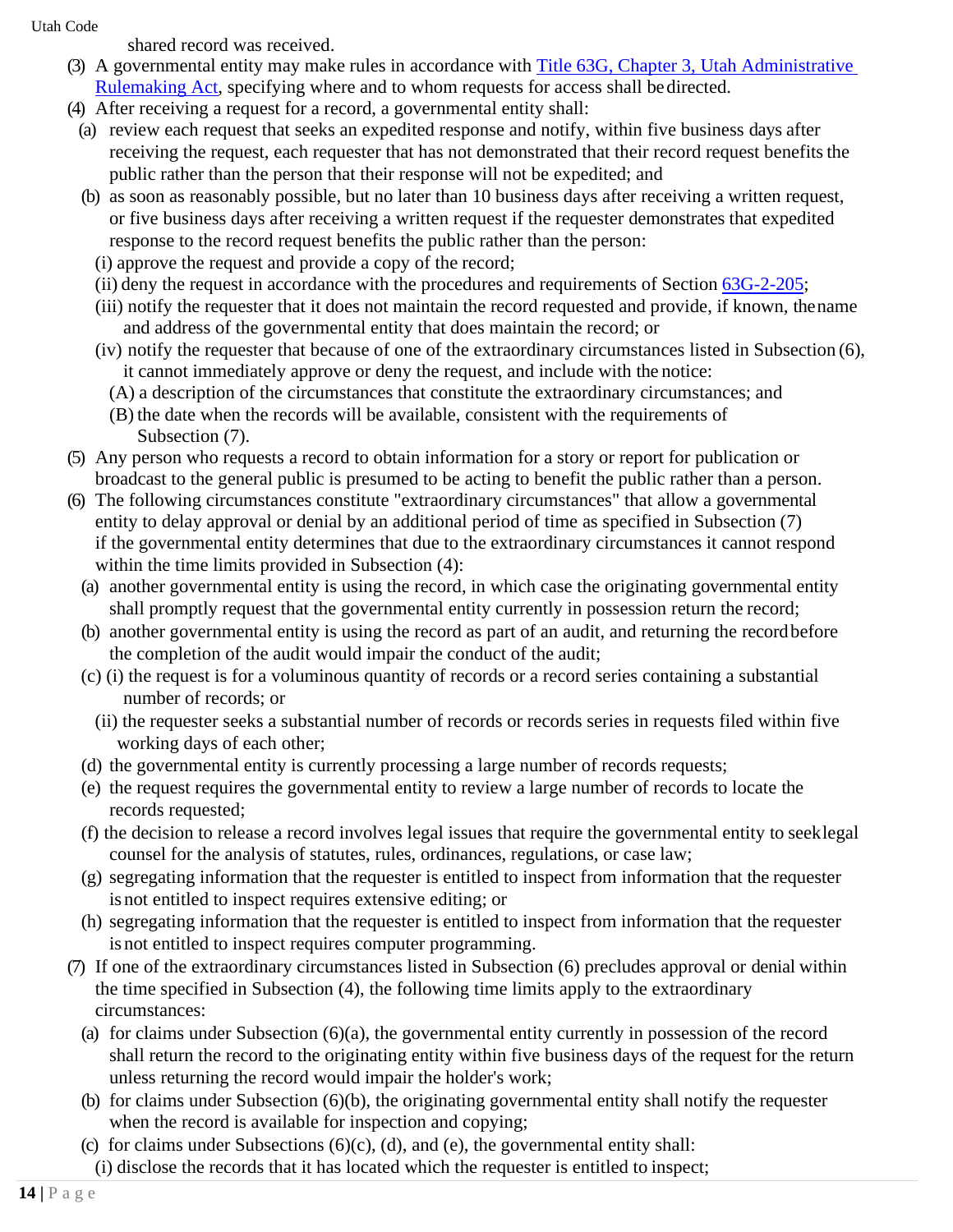shared record was received.

(3) A governmental entity may make rules in accordance with [Title 63G, Chapter 3, Utah Administrative Rulemaking Act](), specifying where and to whom requests for access shall be directed.

(4) After receiving a request for a record, a governmental entity shall:

(a) review each request that seeks an expedited response and notify, within five business days after receiving the request, each requester that has not demonstrated that their record request benefits the public rather than the person that their response will not be expedited; and

(b) as soon as reasonably possible, but no later than 10 business days after receiving a written request, or five business days after receiving a written request if the requester demonstrates that expedited response to the record request benefits the public rather than the person:

(i) approve the request and provide a copy of the record;

(ii) deny the request in accordance with the procedures and requirements of Section [63G-2-205]();

(iii) notify the requester that it does not maintain the record requested and provide, if known, the name and address of the governmental entity that does maintain the record; or

(iv) notify the requester that because of one of the extraordinary circumstances listed in Subsection (6), it cannot immediately approve or deny the request, and include with the notice:

(A) a description of the circumstances that constitute the extraordinary circumstances; and

(B) the date when the records will be available, consistent with the requirements of Subsection (7).

(5) Any person who requests a record to obtain information for a story or report for publication or broadcast to the general public is presumed to be acting to benefit the public rather than a person.

(6) The following circumstances constitute "extraordinary circumstances" that allow a governmental entity to delay approval or denial by an additional period of time as specified in Subsection (7) if the governmental entity determines that due to the extraordinary circumstances it cannot respond within the time limits provided in Subsection (4):

(a) another governmental entity is using the record, in which case the originating governmental entity shall promptly request that the governmental entity currently in possession return the record;

(b) another governmental entity is using the record as part of an audit, and returning the record before the completion of the audit would impair the conduct of the audit;

(c) (i) the request is for a voluminous quantity of records or a record series containing a substantial number of records; or

(ii) the requester seeks a substantial number of records or records series in requests filed within five working days of each other;

(d) the governmental entity is currently processing a large number of records requests;

(e) the request requires the governmental entity to review a large number of records to locate the records requested;

(f) the decision to release a record involves legal issues that require the governmental entity to seek legal counsel for the analysis of statutes, rules, ordinances, regulations, or case law;

(g) segregating information that the requester is entitled to inspect from information that the requester is not entitled to inspect requires extensive editing; or

(h) segregating information that the requester is entitled to inspect from information that the requester is not entitled to inspect requires computer programming.

(7) If one of the extraordinary circumstances listed in Subsection (6) precludes approval or denial within the time specified in Subsection (4), the following time limits apply to the extraordinary circumstances:

(a) for claims under Subsection (6)(a), the governmental entity currently in possession of the record shall return the record to the originating entity within five business days of the request for the return unless returning the record would impair the holder's work;

(b) for claims under Subsection (6)(b), the originating governmental entity shall notify the requester when the record is available for inspection and copying;

(c) for claims under Subsections (6)(c), (d), and (e), the governmental entity shall:

(i) disclose the records that it has located which the requester is entitled to inspect;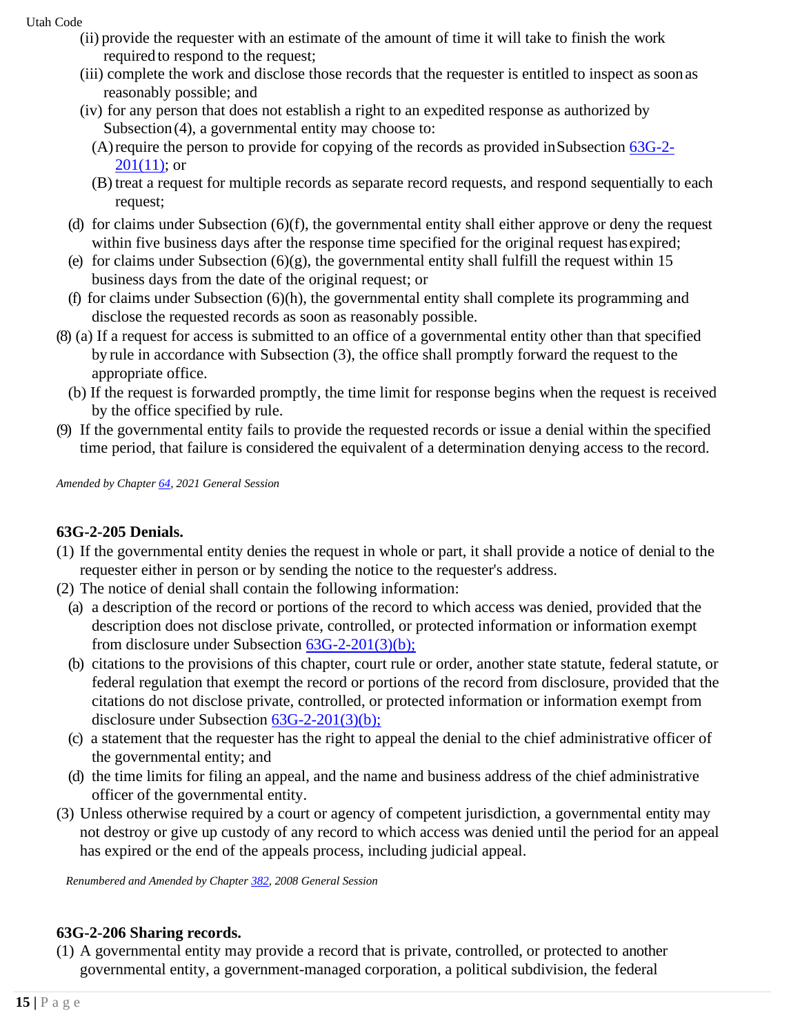(ii) provide the requester with an estimate of the amount of time it will take to finish the work required to respond to the request;

(iii) complete the work and disclose those records that the requester is entitled to inspect as soon as reasonably possible; and

(iv) for any person that does not establish a right to an expedited response as authorized by Subsection (4), a governmental entity may choose to:

(A) require the person to provide for copying of the records as provided in Subsection 63G-2-201(11); or

(B) treat a request for multiple records as separate record requests, and respond sequentially to each request;

(d) for claims under Subsection (6)(f), the governmental entity shall either approve or deny the request within five business days after the response time specified for the original request has expired;

(e) for claims under Subsection (6)(g), the governmental entity shall fulfill the request within 15 business days from the date of the original request; or

(f) for claims under Subsection (6)(h), the governmental entity shall complete its programming and disclose the requested records as soon as reasonably possible.

(8) (a) If a request for access is submitted to an office of a governmental entity other than that specified by rule in accordance with Subsection (3), the office shall promptly forward the request to the appropriate office.

(b) If the request is forwarded promptly, the time limit for response begins when the request is received by the office specified by rule.

(9) If the governmental entity fails to provide the requested records or issue a denial within the specified time period, that failure is considered the equivalent of a determination denying access to the record.

*Amended by Chapter 64, 2021 General Session*

### 63G-2-205 Denials.

(1) If the governmental entity denies the request in whole or part, it shall provide a notice of denial to the requester either in person or by sending the notice to the requester's address.

(2) The notice of denial shall contain the following information:

(a) a description of the record or portions of the record to which access was denied, provided that the description does not disclose private, controlled, or protected information or information exempt from disclosure under Subsection 63G-2-201(3)(b);

(b) citations to the provisions of this chapter, court rule or order, another state statute, federal statute, or federal regulation that exempt the record or portions of the record from disclosure, provided that the citations do not disclose private, controlled, or protected information or information exempt from disclosure under Subsection 63G-2-201(3)(b);

(c) a statement that the requester has the right to appeal the denial to the chief administrative officer of the governmental entity; and

(d) the time limits for filing an appeal, and the name and business address of the chief administrative officer of the governmental entity.

(3) Unless otherwise required by a court or agency of competent jurisdiction, a governmental entity may not destroy or give up custody of any record to which access was denied until the period for an appeal has expired or the end of the appeals process, including judicial appeal.

*Renumbered and Amended by Chapter 382, 2008 General Session*

### 63G-2-206 Sharing records.

(1) A governmental entity may provide a record that is private, controlled, or protected to another governmental entity, a government-managed corporation, a political subdivision, the federal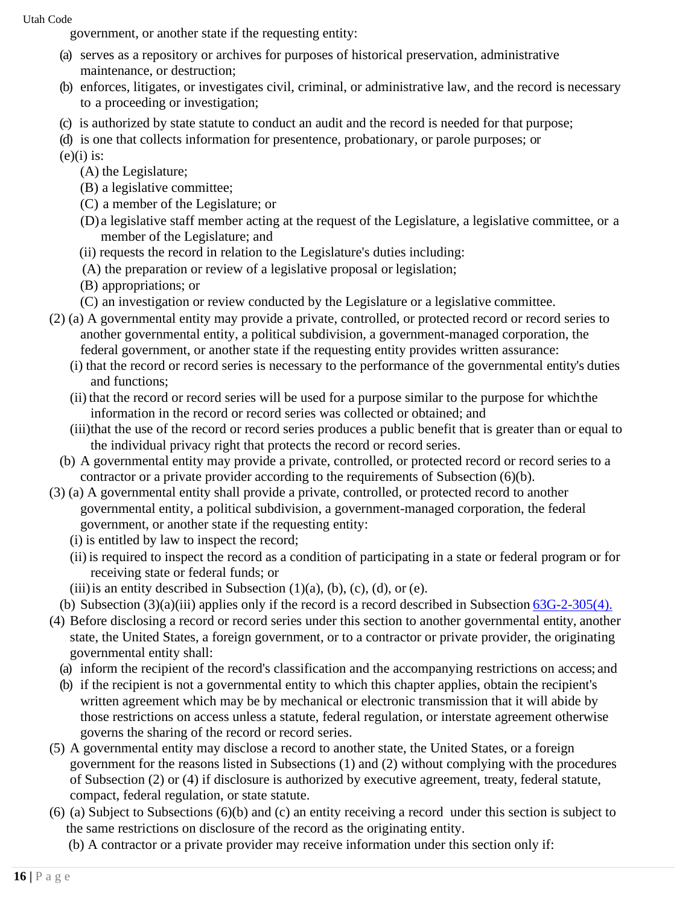government, or another state if the requesting entity:

(a) serves as a repository or archives for purposes of historical preservation, administrative maintenance, or destruction;

(b) enforces, litigates, or investigates civil, criminal, or administrative law, and the record is necessary to a proceeding or investigation;

(c) is authorized by state statute to conduct an audit and the record is needed for that purpose;

(d) is one that collects information for presentence, probationary, or parole purposes; or

(e)(i) is:

(A) the Legislature;

(B) a legislative committee;

(C) a member of the Legislature; or

(D) a legislative staff member acting at the request of the Legislature, a legislative committee, or a member of the Legislature; and

(ii) requests the record in relation to the Legislature's duties including:

(A) the preparation or review of a legislative proposal or legislation;

(B) appropriations; or

(C) an investigation or review conducted by the Legislature or a legislative committee.

(2) (a) A governmental entity may provide a private, controlled, or protected record or record series to another governmental entity, a political subdivision, a government-managed corporation, the federal government, or another state if the requesting entity provides written assurance:

(i) that the record or record series is necessary to the performance of the governmental entity's duties and functions;

(ii) that the record or record series will be used for a purpose similar to the purpose for which the information in the record or record series was collected or obtained; and

(iii) that the use of the record or record series produces a public benefit that is greater than or equal to the individual privacy right that protects the record or record series.

(b) A governmental entity may provide a private, controlled, or protected record or record series to a contractor or a private provider according to the requirements of Subsection (6)(b).

(3) (a) A governmental entity shall provide a private, controlled, or protected record to another governmental entity, a political subdivision, a government-managed corporation, the federal government, or another state if the requesting entity:

(i) is entitled by law to inspect the record;

(ii) is required to inspect the record as a condition of participating in a state or federal program or for receiving state or federal funds; or

(iii) is an entity described in Subsection (1)(a), (b), (c), (d), or (e).

(b) Subsection (3)(a)(iii) applies only if the record is a record described in Subsection 63G-2-305(4).

(4) Before disclosing a record or record series under this section to another governmental entity, another state, the United States, a foreign government, or to a contractor or private provider, the originating governmental entity shall:

(a) inform the recipient of the record's classification and the accompanying restrictions on access; and

(b) if the recipient is not a governmental entity to which this chapter applies, obtain the recipient's written agreement which may be by mechanical or electronic transmission that it will abide by those restrictions on access unless a statute, federal regulation, or interstate agreement otherwise governs the sharing of the record or record series.

(5) A governmental entity may disclose a record to another state, the United States, or a foreign government for the reasons listed in Subsections (1) and (2) without complying with the procedures of Subsection (2) or (4) if disclosure is authorized by executive agreement, treaty, federal statute, compact, federal regulation, or state statute.

(6) (a) Subject to Subsections (6)(b) and (c) an entity receiving a record under this section is subject to the same restrictions on disclosure of the record as the originating entity.

(b) A contractor or a private provider may receive information under this section only if: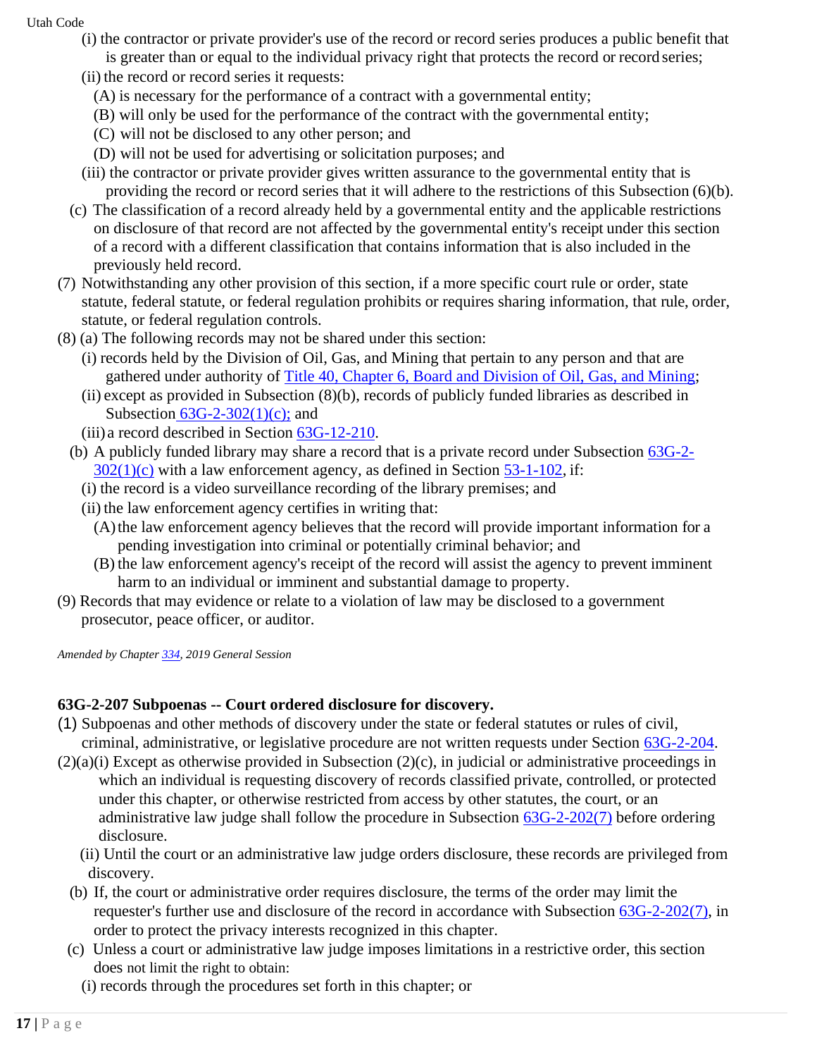(i) the contractor or private provider's use of the record or record series produces a public benefit that is greater than or equal to the individual privacy right that protects the record or record series;

(ii) the record or record series it requests:

(A) is necessary for the performance of a contract with a governmental entity;

(B) will only be used for the performance of the contract with the governmental entity;

(C) will not be disclosed to any other person; and

(D) will not be used for advertising or solicitation purposes; and

(iii) the contractor or private provider gives written assurance to the governmental entity that is providing the record or record series that it will adhere to the restrictions of this Subsection (6)(b).

(c) The classification of a record already held by a governmental entity and the applicable restrictions on disclosure of that record are not affected by the governmental entity's receipt under this section of a record with a different classification that contains information that is also included in the previously held record.

(7) Notwithstanding any other provision of this section, if a more specific court rule or order, state statute, federal statute, or federal regulation prohibits or requires sharing information, that rule, order, statute, or federal regulation controls.

(8) (a) The following records may not be shared under this section:

(i) records held by the Division of Oil, Gas, and Mining that pertain to any person and that are gathered under authority of Title 40, Chapter 6, Board and Division of Oil, Gas, and Mining;

(ii) except as provided in Subsection (8)(b), records of publicly funded libraries as described in Subsection 63G-2-302(1)(c); and

(iii) a record described in Section 63G-12-210.

(b) A publicly funded library may share a record that is a private record under Subsection 63G-2-302(1)(c) with a law enforcement agency, as defined in Section 53-1-102, if:

(i) the record is a video surveillance recording of the library premises; and

(ii) the law enforcement agency certifies in writing that:

(A) the law enforcement agency believes that the record will provide important information for a pending investigation into criminal or potentially criminal behavior; and

(B) the law enforcement agency's receipt of the record will assist the agency to prevent imminent harm to an individual or imminent and substantial damage to property.

(9) Records that may evidence or relate to a violation of law may be disclosed to a government prosecutor, peace officer, or auditor.

*Amended by Chapter 334, 2019 General Session*

**63G-2-207 Subpoenas -- Court ordered disclosure for discovery.**

(1) Subpoenas and other methods of discovery under the state or federal statutes or rules of civil, criminal, administrative, or legislative procedure are not written requests under Section 63G-2-204.

(2)(a)(i) Except as otherwise provided in Subsection (2)(c), in judicial or administrative proceedings in which an individual is requesting discovery of records classified private, controlled, or protected under this chapter, or otherwise restricted from access by other statutes, the court, or an administrative law judge shall follow the procedure in Subsection 63G-2-202(7) before ordering disclosure.

(ii) Until the court or an administrative law judge orders disclosure, these records are privileged from discovery.

(b) If, the court or administrative order requires disclosure, the terms of the order may limit the requester's further use and disclosure of the record in accordance with Subsection 63G-2-202(7), in order to protect the privacy interests recognized in this chapter.

(c) Unless a court or administrative law judge imposes limitations in a restrictive order, this section does not limit the right to obtain:

(i) records through the procedures set forth in this chapter; or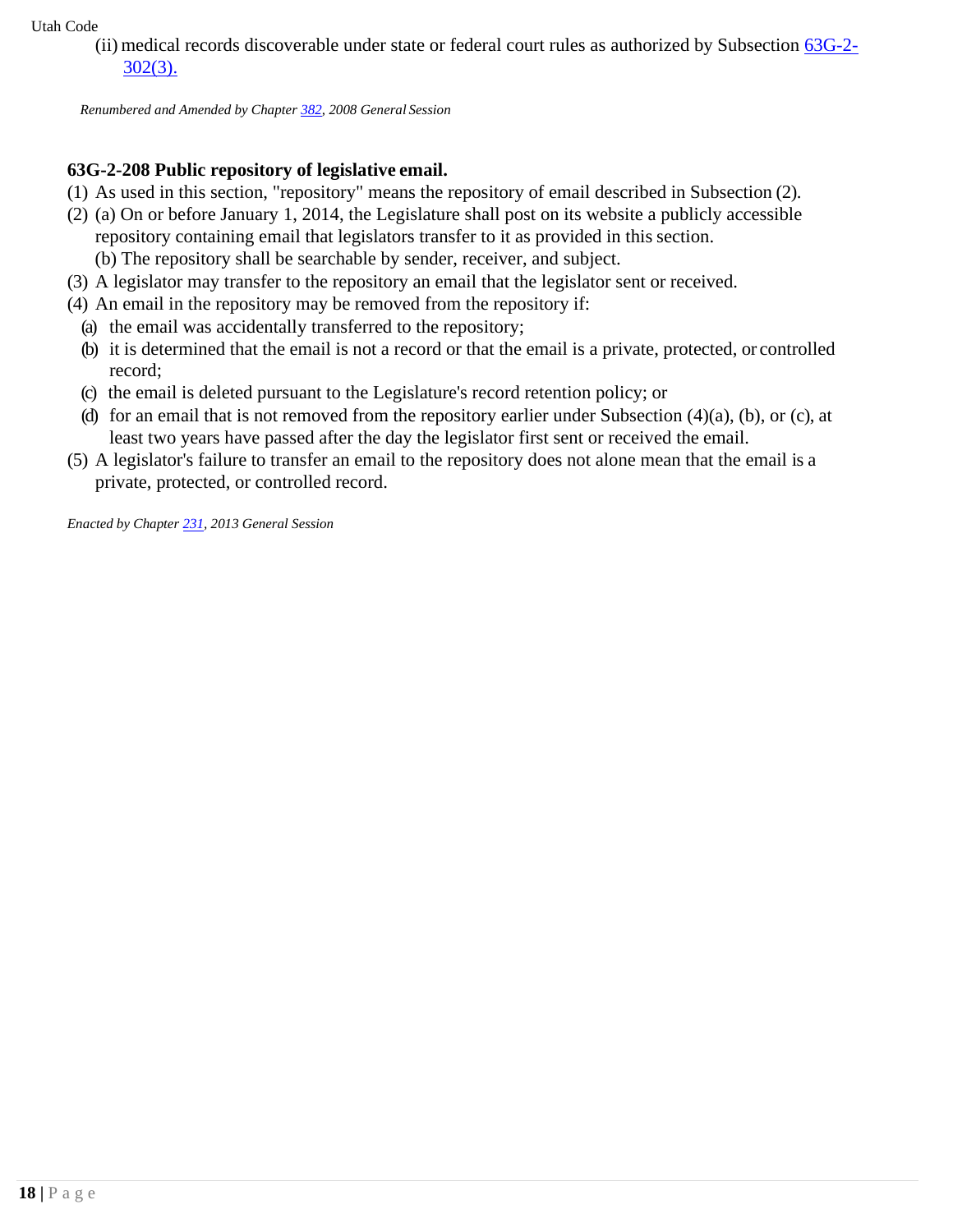(ii) medical records discoverable under state or federal court rules as authorized by Subsection 63G-2-302(3).

*Renumbered and Amended by Chapter 382, 2008 General Session*

**63G-2-208 Public repository of legislative email.**

(1) As used in this section, "repository" means the repository of email described in Subsection (2).

(2) (a) On or before January 1, 2014, the Legislature shall post on its website a publicly accessible repository containing email that legislators transfer to it as provided in this section.

(b) The repository shall be searchable by sender, receiver, and subject.

(3) A legislator may transfer to the repository an email that the legislator sent or received.

(4) An email in the repository may be removed from the repository if:

(a) the email was accidentally transferred to the repository;

(b) it is determined that the email is not a record or that the email is a private, protected, or controlled record;

(c) the email is deleted pursuant to the Legislature's record retention policy; or

(d) for an email that is not removed from the repository earlier under Subsection (4)(a), (b), or (c), at least two years have passed after the day the legislator first sent or received the email.

(5) A legislator's failure to transfer an email to the repository does not alone mean that the email is a private, protected, or controlled record.

*Enacted by Chapter 231, 2013 General Session*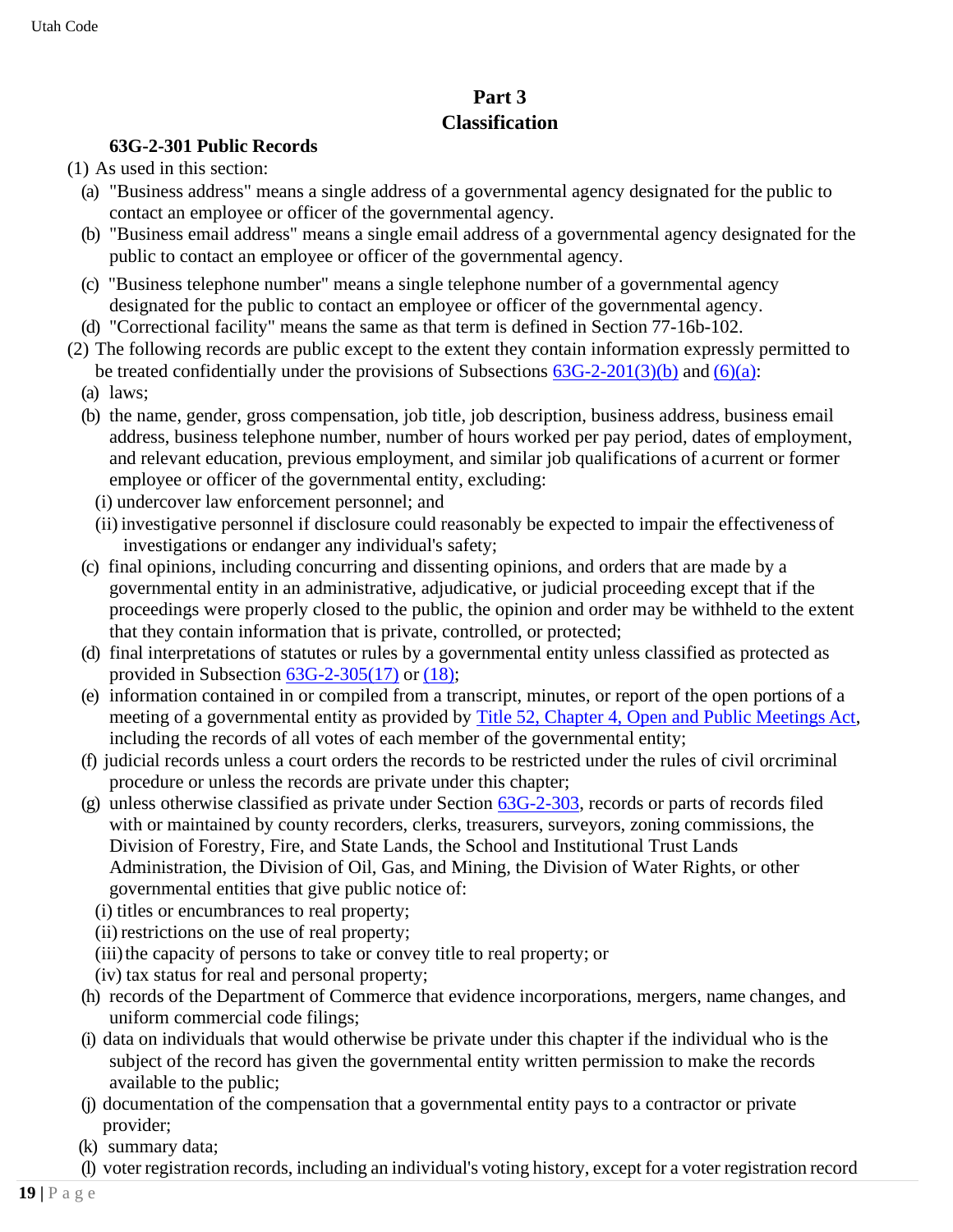## Part 3
## Classification

### 63G-2-301 Public Records

(1) As used in this section:

(a) "Business address" means a single address of a governmental agency designated for the public to contact an employee or officer of the governmental agency.

(b) "Business email address" means a single email address of a governmental agency designated for the public to contact an employee or officer of the governmental agency.

(c) "Business telephone number" means a single telephone number of a governmental agency designated for the public to contact an employee or officer of the governmental agency.

(d) "Correctional facility" means the same as that term is defined in Section 77-16b-102.

(2) The following records are public except to the extent they contain information expressly permitted to be treated confidentially under the provisions of Subsections [63G-2-201(3)(b)](63G-2-201(3)(b)) and [(6)(a)](6)(a):

(a) laws;

(b) the name, gender, gross compensation, job title, job description, business address, business email address, business telephone number, number of hours worked per pay period, dates of employment, and relevant education, previous employment, and similar job qualifications of a current or former employee or officer of the governmental entity, excluding:

(i) undercover law enforcement personnel; and

(ii) investigative personnel if disclosure could reasonably be expected to impair the effectiveness of investigations or endanger any individual's safety;

(c) final opinions, including concurring and dissenting opinions, and orders that are made by a governmental entity in an administrative, adjudicative, or judicial proceeding except that if the proceedings were properly closed to the public, the opinion and order may be withheld to the extent that they contain information that is private, controlled, or protected;

(d) final interpretations of statutes or rules by a governmental entity unless classified as protected as provided in Subsection 63G-2-305(17) or (18);

(e) information contained in or compiled from a transcript, minutes, or report of the open portions of a meeting of a governmental entity as provided by Title 52, Chapter 4, Open and Public Meetings Act, including the records of all votes of each member of the governmental entity;

(f) judicial records unless a court orders the records to be restricted under the rules of civil or criminal procedure or unless the records are private under this chapter;

(g) unless otherwise classified as private under Section 63G-2-303, records or parts of records filed with or maintained by county recorders, clerks, treasurers, surveyors, zoning commissions, the Division of Forestry, Fire, and State Lands, the School and Institutional Trust Lands Administration, the Division of Oil, Gas, and Mining, the Division of Water Rights, or other governmental entities that give public notice of:

(i) titles or encumbrances to real property;

(ii) restrictions on the use of real property;

(iii) the capacity of persons to take or convey title to real property; or

(iv) tax status for real and personal property;

(h) records of the Department of Commerce that evidence incorporations, mergers, name changes, and uniform commercial code filings;

(i) data on individuals that would otherwise be private under this chapter if the individual who is the subject of the record has given the governmental entity written permission to make the records available to the public;

(j) documentation of the compensation that a governmental entity pays to a contractor or private provider;

(k) summary data;

(l) voter registration records, including an individual's voting history, except for a voter registration record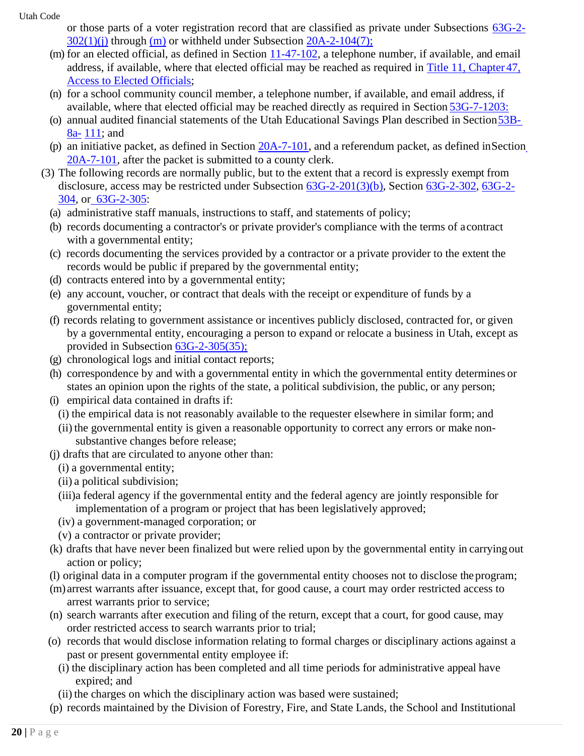or those parts of a voter registration record that are classified as private under Subsections 63G-2-302(1)(j) through (m) or withheld under Subsection 20A-2-104(7);

(m) for an elected official, as defined in Section 11-47-102, a telephone number, if available, and email address, if available, where that elected official may be reached as required in Title 11, Chapter 47, Access to Elected Officials;

(n) for a school community council member, a telephone number, if available, and email address, if available, where that elected official may be reached directly as required in Section 53G-7-1203:

(o) annual audited financial statements of the Utah Educational Savings Plan described in Section 53B-8a-111; and

(p) an initiative packet, as defined in Section 20A-7-101, and a referendum packet, as defined in Section 20A-7-101, after the packet is submitted to a county clerk.

(3) The following records are normally public, but to the extent that a record is expressly exempt from disclosure, access may be restricted under Subsection 63G-2-201(3)(b), Section 63G-2-302, 63G-2-304, or 63G-2-305:

(a) administrative staff manuals, instructions to staff, and statements of policy;

(b) records documenting a contractor's or private provider's compliance with the terms of a contract with a governmental entity;

(c) records documenting the services provided by a contractor or a private provider to the extent the records would be public if prepared by the governmental entity;

(d) contracts entered into by a governmental entity;

(e) any account, voucher, or contract that deals with the receipt or expenditure of funds by a governmental entity;

(f) records relating to government assistance or incentives publicly disclosed, contracted for, or given by a governmental entity, encouraging a person to expand or relocate a business in Utah, except as provided in Subsection 63G-2-305(35);

(g) chronological logs and initial contact reports;

(h) correspondence by and with a governmental entity in which the governmental entity determines or states an opinion upon the rights of the state, a political subdivision, the public, or any person;

(i) empirical data contained in drafts if:

(i) the empirical data is not reasonably available to the requester elsewhere in similar form; and

(ii) the governmental entity is given a reasonable opportunity to correct any errors or make non-substantive changes before release;

(j) drafts that are circulated to anyone other than:

(i) a governmental entity;

(ii) a political subdivision;

(iii) a federal agency if the governmental entity and the federal agency are jointly responsible for implementation of a program or project that has been legislatively approved;

(iv) a government-managed corporation; or

(v) a contractor or private provider;

(k) drafts that have never been finalized but were relied upon by the governmental entity in carrying out action or policy;

(l) original data in a computer program if the governmental entity chooses not to disclose the program;

(m) arrest warrants after issuance, except that, for good cause, a court may order restricted access to arrest warrants prior to service;

(n) search warrants after execution and filing of the return, except that a court, for good cause, may order restricted access to search warrants prior to trial;

(o) records that would disclose information relating to formal charges or disciplinary actions against a past or present governmental entity employee if:

(i) the disciplinary action has been completed and all time periods for administrative appeal have expired; and

(ii) the charges on which the disciplinary action was based were sustained;

(p) records maintained by the Division of Forestry, Fire, and State Lands, the School and Institutional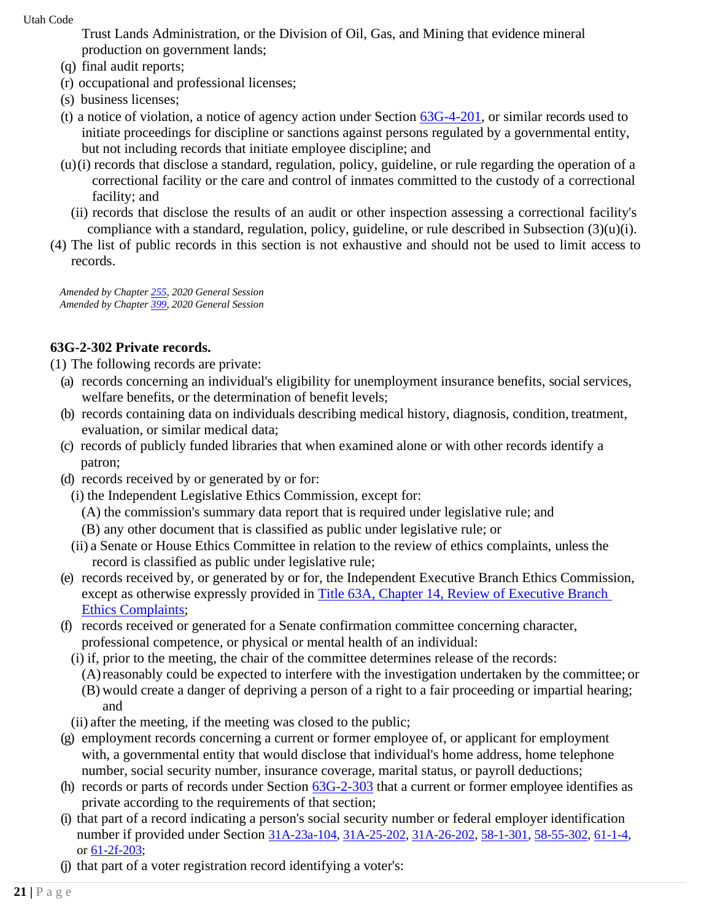Trust Lands Administration, or the Division of Oil, Gas, and Mining that evidence mineral production on government lands;

(q) final audit reports;

(r) occupational and professional licenses;

(s) business licenses;

(t) a notice of violation, a notice of agency action under Section 63G-4-201, or similar records used to initiate proceedings for discipline or sanctions against persons regulated by a governmental entity, but not including records that initiate employee discipline; and

(u)(i) records that disclose a standard, regulation, policy, guideline, or rule regarding the operation of a correctional facility or the care and control of inmates committed to the custody of a correctional facility; and

(ii) records that disclose the results of an audit or other inspection assessing a correctional facility's compliance with a standard, regulation, policy, guideline, or rule described in Subsection (3)(u)(i).

(4) The list of public records in this section is not exhaustive and should not be used to limit access to records.

*Amended by Chapter 255, 2020 General Session*
*Amended by Chapter 399, 2020 General Session*

**63G-2-302 Private records.**

(1) The following records are private:

(a) records concerning an individual's eligibility for unemployment insurance benefits, social services, welfare benefits, or the determination of benefit levels;

(b) records containing data on individuals describing medical history, diagnosis, condition, treatment, evaluation, or similar medical data;

(c) records of publicly funded libraries that when examined alone or with other records identify a patron;

(d) records received by or generated by or for:

(i) the Independent Legislative Ethics Commission, except for:

(A) the commission's summary data report that is required under legislative rule; and

(B) any other document that is classified as public under legislative rule; or

(ii) a Senate or House Ethics Committee in relation to the review of ethics complaints, unless the record is classified as public under legislative rule;

(e) records received by, or generated by or for, the Independent Executive Branch Ethics Commission, except as otherwise expressly provided in Title 63A, Chapter 14, Review of Executive Branch Ethics Complaints;

(f) records received or generated for a Senate confirmation committee concerning character, professional competence, or physical or mental health of an individual:

(i) if, prior to the meeting, the chair of the committee determines release of the records:

(A) reasonably could be expected to interfere with the investigation undertaken by the committee; or

(B) would create a danger of depriving a person of a right to a fair proceeding or impartial hearing; and

(ii) after the meeting, if the meeting was closed to the public;

(g) employment records concerning a current or former employee of, or applicant for employment with, a governmental entity that would disclose that individual's home address, home telephone number, social security number, insurance coverage, marital status, or payroll deductions;

(h) records or parts of records under Section 63G-2-303 that a current or former employee identifies as private according to the requirements of that section;

(i) that part of a record indicating a person's social security number or federal employer identification number if provided under Section 31A-23a-104, 31A-25-202, 31A-26-202, 58-1-301, 58-55-302, 61-1-4, or 61-2f-203;

(j) that part of a voter registration record identifying a voter's: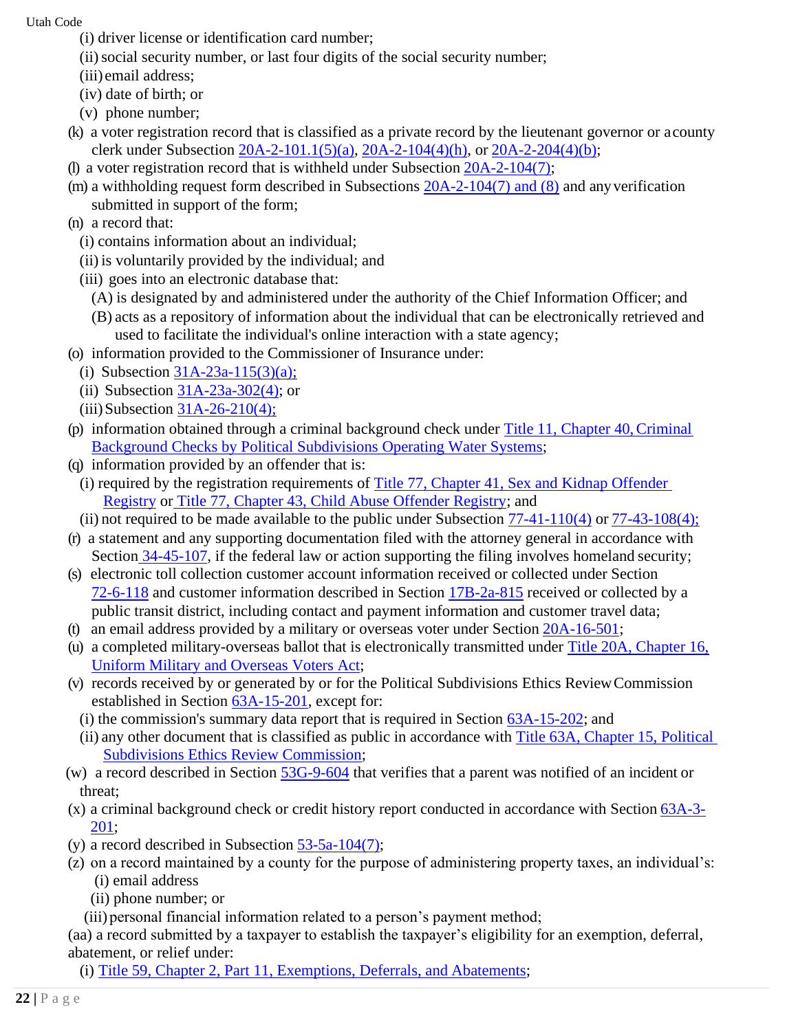(i) driver license or identification card number;

(ii) social security number, or last four digits of the social security number;

(iii) email address;

(iv) date of birth; or

(v) phone number;

(k) a voter registration record that is classified as a private record by the lieutenant governor or a county clerk under Subsection 20A-2-101.1(5)(a), 20A-2-104(4)(h), or 20A-2-204(4)(b);

(l) a voter registration record that is withheld under Subsection 20A-2-104(7);

(m) a withholding request form described in Subsections 20A-2-104(7) and (8) and any verification submitted in support of the form;

(n) a record that:

(i) contains information about an individual;

(ii) is voluntarily provided by the individual; and

(iii) goes into an electronic database that:

(A) is designated by and administered under the authority of the Chief Information Officer; and

(B) acts as a repository of information about the individual that can be electronically retrieved and used to facilitate the individual's online interaction with a state agency;

(o) information provided to the Commissioner of Insurance under:

(i) Subsection 31A-23a-115(3)(a);

(ii) Subsection 31A-23a-302(4); or

(iii) Subsection 31A-26-210(4);

(p) information obtained through a criminal background check under Title 11, Chapter 40, Criminal Background Checks by Political Subdivisions Operating Water Systems;

(q) information provided by an offender that is:

(i) required by the registration requirements of Title 77, Chapter 41, Sex and Kidnap Offender Registry or Title 77, Chapter 43, Child Abuse Offender Registry; and

(ii) not required to be made available to the public under Subsection 77-41-110(4) or 77-43-108(4);

(r) a statement and any supporting documentation filed with the attorney general in accordance with Section 34-45-107, if the federal law or action supporting the filing involves homeland security;

(s) electronic toll collection customer account information received or collected under Section 72-6-118 and customer information described in Section 17B-2a-815 received or collected by a public transit district, including contact and payment information and customer travel data;

(t) an email address provided by a military or overseas voter under Section 20A-16-501;

(u) a completed military-overseas ballot that is electronically transmitted under Title 20A, Chapter 16, Uniform Military and Overseas Voters Act;

(v) records received by or generated by or for the Political Subdivisions Ethics Review Commission established in Section 63A-15-201, except for:

(i) the commission's summary data report that is required in Section 63A-15-202; and

(ii) any other document that is classified as public in accordance with Title 63A, Chapter 15, Political Subdivisions Ethics Review Commission;

(w) a record described in Section 53G-9-604 that verifies that a parent was notified of an incident or threat;

(x) a criminal background check or credit history report conducted in accordance with Section 63A-3-201;

(y) a record described in Subsection 53-5a-104(7);

(z) on a record maintained by a county for the purpose of administering property taxes, an individual's:

(i) email address

(ii) phone number; or

(iii) personal financial information related to a person's payment method;

(aa) a record submitted by a taxpayer to establish the taxpayer's eligibility for an exemption, deferral, abatement, or relief under:

(i) Title 59, Chapter 2, Part 11, Exemptions, Deferrals, and Abatements;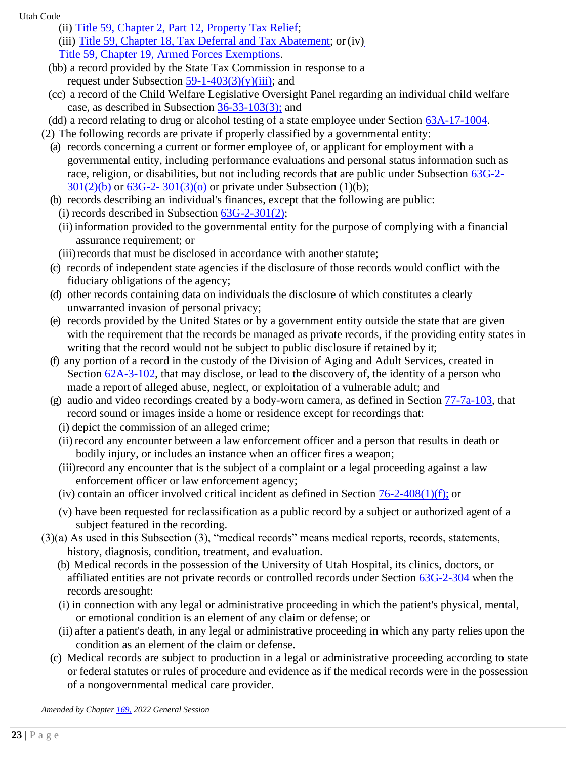(ii) Title 59, Chapter 2, Part 12, Property Tax Relief;

(iii) Title 59, Chapter 18, Tax Deferral and Tax Abatement; or (iv) Title 59, Chapter 19, Armed Forces Exemptions.

(bb) a record provided by the State Tax Commission in response to a request under Subsection 59-1-403(3)(y)(iii); and

(cc) a record of the Child Welfare Legislative Oversight Panel regarding an individual child welfare case, as described in Subsection 36-33-103(3); and

(dd) a record relating to drug or alcohol testing of a state employee under Section 63A-17-1004.

(2) The following records are private if properly classified by a governmental entity:

(a) records concerning a current or former employee of, or applicant for employment with a governmental entity, including performance evaluations and personal status information such as race, religion, or disabilities, but not including records that are public under Subsection 63G-2-301(2)(b) or 63G-2- 301(3)(o) or private under Subsection (1)(b);

(b) records describing an individual's finances, except that the following are public:

(i) records described in Subsection 63G-2-301(2);

(ii) information provided to the governmental entity for the purpose of complying with a financial assurance requirement; or

(iii) records that must be disclosed in accordance with another statute;

(c) records of independent state agencies if the disclosure of those records would conflict with the fiduciary obligations of the agency;

(d) other records containing data on individuals the disclosure of which constitutes a clearly unwarranted invasion of personal privacy;

(e) records provided by the United States or by a government entity outside the state that are given with the requirement that the records be managed as private records, if the providing entity states in writing that the record would not be subject to public disclosure if retained by it;

(f) any portion of a record in the custody of the Division of Aging and Adult Services, created in Section 62A-3-102, that may disclose, or lead to the discovery of, the identity of a person who made a report of alleged abuse, neglect, or exploitation of a vulnerable adult; and

(g) audio and video recordings created by a body-worn camera, as defined in Section 77-7a-103, that record sound or images inside a home or residence except for recordings that:

(i) depict the commission of an alleged crime;

(ii) record any encounter between a law enforcement officer and a person that results in death or bodily injury, or includes an instance when an officer fires a weapon;

(iii) record any encounter that is the subject of a complaint or a legal proceeding against a law enforcement officer or law enforcement agency;

(iv) contain an officer involved critical incident as defined in Section 76-2-408(1)(f); or

(v) have been requested for reclassification as a public record by a subject or authorized agent of a subject featured in the recording.

(3)(a) As used in this Subsection (3), "medical records" means medical reports, records, statements, history, diagnosis, condition, treatment, and evaluation.

(b) Medical records in the possession of the University of Utah Hospital, its clinics, doctors, or affiliated entities are not private records or controlled records under Section 63G-2-304 when the records are sought:

(i) in connection with any legal or administrative proceeding in which the patient's physical, mental, or emotional condition is an element of any claim or defense; or

(ii) after a patient's death, in any legal or administrative proceeding in which any party relies upon the condition as an element of the claim or defense.

(c) Medical records are subject to production in a legal or administrative proceeding according to state or federal statutes or rules of procedure and evidence as if the medical records were in the possession of a nongovernmental medical care provider.

*Amended by Chapter 169, 2022 General Session*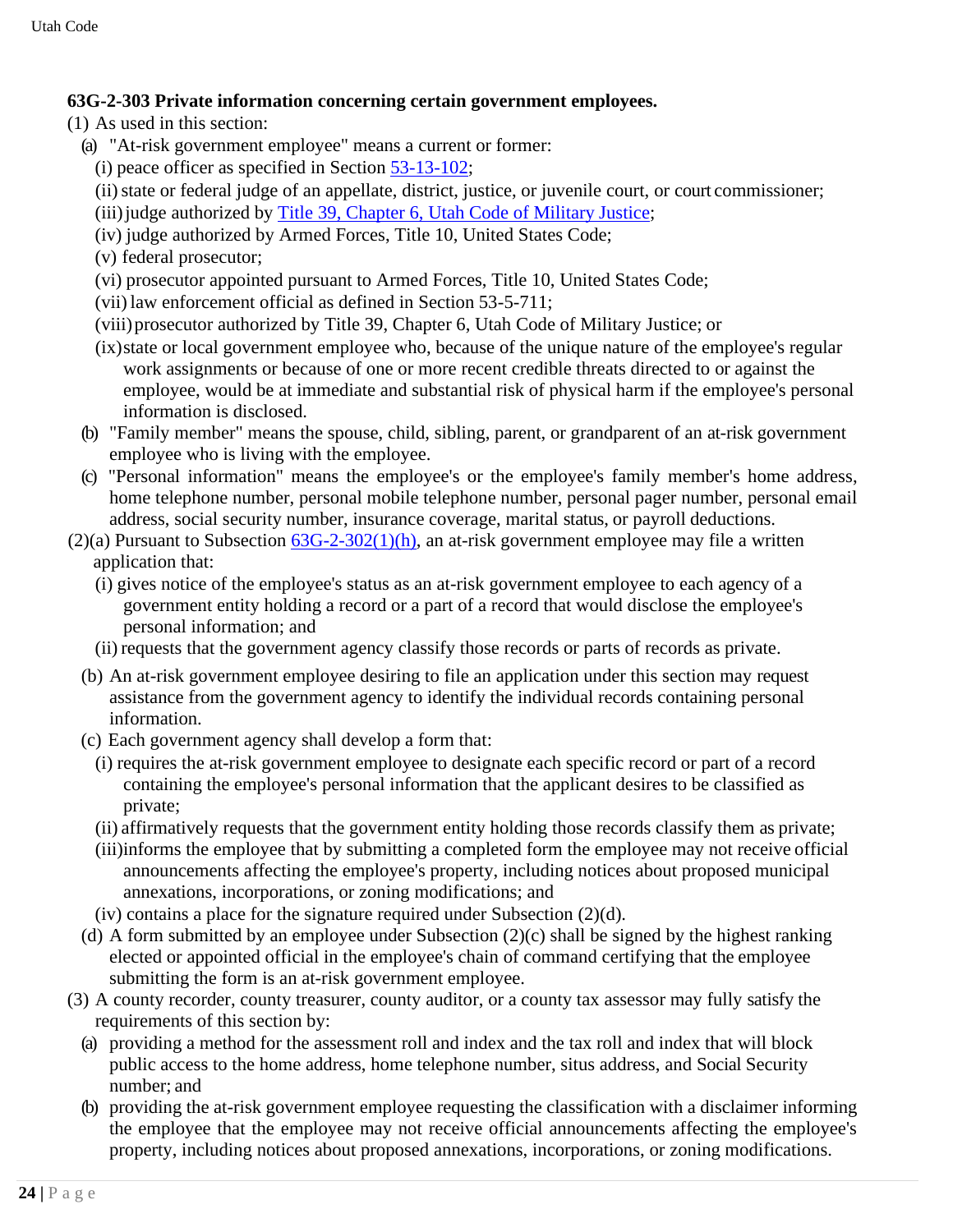**63G-2-303 Private information concerning certain government employees.**

(1) As used in this section:

(a) "At-risk government employee" means a current or former:

(i) peace officer as specified in Section 53-13-102;

(ii) state or federal judge of an appellate, district, justice, or juvenile court, or court commissioner;

(iii) judge authorized by Title 39, Chapter 6, Utah Code of Military Justice;

(iv) judge authorized by Armed Forces, Title 10, United States Code;

(v) federal prosecutor;

(vi) prosecutor appointed pursuant to Armed Forces, Title 10, United States Code;

(vii) law enforcement official as defined in Section 53-5-711;

(viii) prosecutor authorized by Title 39, Chapter 6, Utah Code of Military Justice; or

(ix) state or local government employee who, because of the unique nature of the employee's regular work assignments or because of one or more recent credible threats directed to or against the employee, would be at immediate and substantial risk of physical harm if the employee's personal information is disclosed.

(b) "Family member" means the spouse, child, sibling, parent, or grandparent of an at-risk government employee who is living with the employee.

(c) "Personal information" means the employee's or the employee's family member's home address, home telephone number, personal mobile telephone number, personal pager number, personal email address, social security number, insurance coverage, marital status, or payroll deductions.

(2)(a) Pursuant to Subsection 63G-2-302(1)(h), an at-risk government employee may file a written application that:

(i) gives notice of the employee's status as an at-risk government employee to each agency of a government entity holding a record or a part of a record that would disclose the employee's personal information; and

(ii) requests that the government agency classify those records or parts of records as private.

(b) An at-risk government employee desiring to file an application under this section may request assistance from the government agency to identify the individual records containing personal information.

(c) Each government agency shall develop a form that:

(i) requires the at-risk government employee to designate each specific record or part of a record containing the employee's personal information that the applicant desires to be classified as private;

(ii) affirmatively requests that the government entity holding those records classify them as private;

(iii) informs the employee that by submitting a completed form the employee may not receive official announcements affecting the employee's property, including notices about proposed municipal annexations, incorporations, or zoning modifications; and

(iv) contains a place for the signature required under Subsection (2)(d).

(d) A form submitted by an employee under Subsection (2)(c) shall be signed by the highest ranking elected or appointed official in the employee's chain of command certifying that the employee submitting the form is an at-risk government employee.

(3) A county recorder, county treasurer, county auditor, or a county tax assessor may fully satisfy the requirements of this section by:

(a) providing a method for the assessment roll and index and the tax roll and index that will block public access to the home address, home telephone number, situs address, and Social Security number; and

(b) providing the at-risk government employee requesting the classification with a disclaimer informing the employee that the employee may not receive official announcements affecting the employee's property, including notices about proposed annexations, incorporations, or zoning modifications.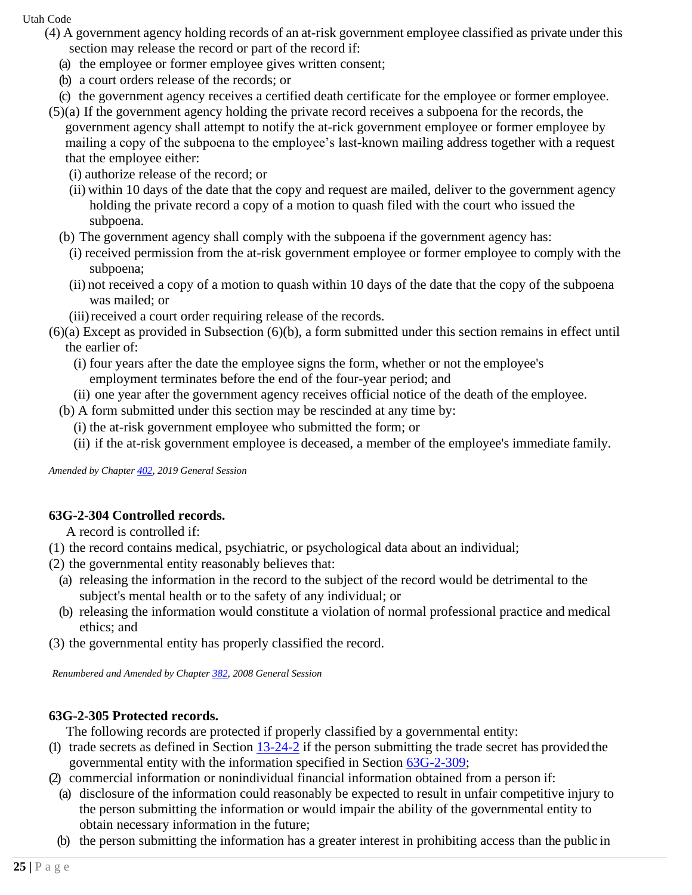(4) A government agency holding records of an at-risk government employee classified as private under this section may release the record or part of the record if:

(a) the employee or former employee gives written consent;

(b) a court orders release of the records; or

(c) the government agency receives a certified death certificate for the employee or former employee.

(5)(a) If the government agency holding the private record receives a subpoena for the records, the government agency shall attempt to notify the at-rick government employee or former employee by mailing a copy of the subpoena to the employee's last-known mailing address together with a request that the employee either:

(i) authorize release of the record; or

(ii) within 10 days of the date that the copy and request are mailed, deliver to the government agency holding the private record a copy of a motion to quash filed with the court who issued the subpoena.

(b) The government agency shall comply with the subpoena if the government agency has:

(i) received permission from the at-risk government employee or former employee to comply with the subpoena;

(ii) not received a copy of a motion to quash within 10 days of the date that the copy of the subpoena was mailed; or

(iii) received a court order requiring release of the records.

(6)(a) Except as provided in Subsection (6)(b), a form submitted under this section remains in effect until the earlier of:

(i) four years after the date the employee signs the form, whether or not the employee's employment terminates before the end of the four-year period; and

(ii) one year after the government agency receives official notice of the death of the employee.

(b) A form submitted under this section may be rescinded at any time by:

(i) the at-risk government employee who submitted the form; or

(ii) if the at-risk government employee is deceased, a member of the employee's immediate family.

*Amended by Chapter 402, 2019 General Session*

### 63G-2-304 Controlled records.

A record is controlled if:

(1) the record contains medical, psychiatric, or psychological data about an individual;

(2) the governmental entity reasonably believes that:

(a) releasing the information in the record to the subject of the record would be detrimental to the subject's mental health or to the safety of any individual; or

(b) releasing the information would constitute a violation of normal professional practice and medical ethics; and

(3) the governmental entity has properly classified the record.

*Renumbered and Amended by Chapter 382, 2008 General Session*

### 63G-2-305 Protected records.

The following records are protected if properly classified by a governmental entity:

(1) trade secrets as defined in Section 13-24-2 if the person submitting the trade secret has provided the governmental entity with the information specified in Section 63G-2-309;

(2) commercial information or nonindividual financial information obtained from a person if:

(a) disclosure of the information could reasonably be expected to result in unfair competitive injury to the person submitting the information or would impair the ability of the governmental entity to obtain necessary information in the future;

(b) the person submitting the information has a greater interest in prohibiting access than the public in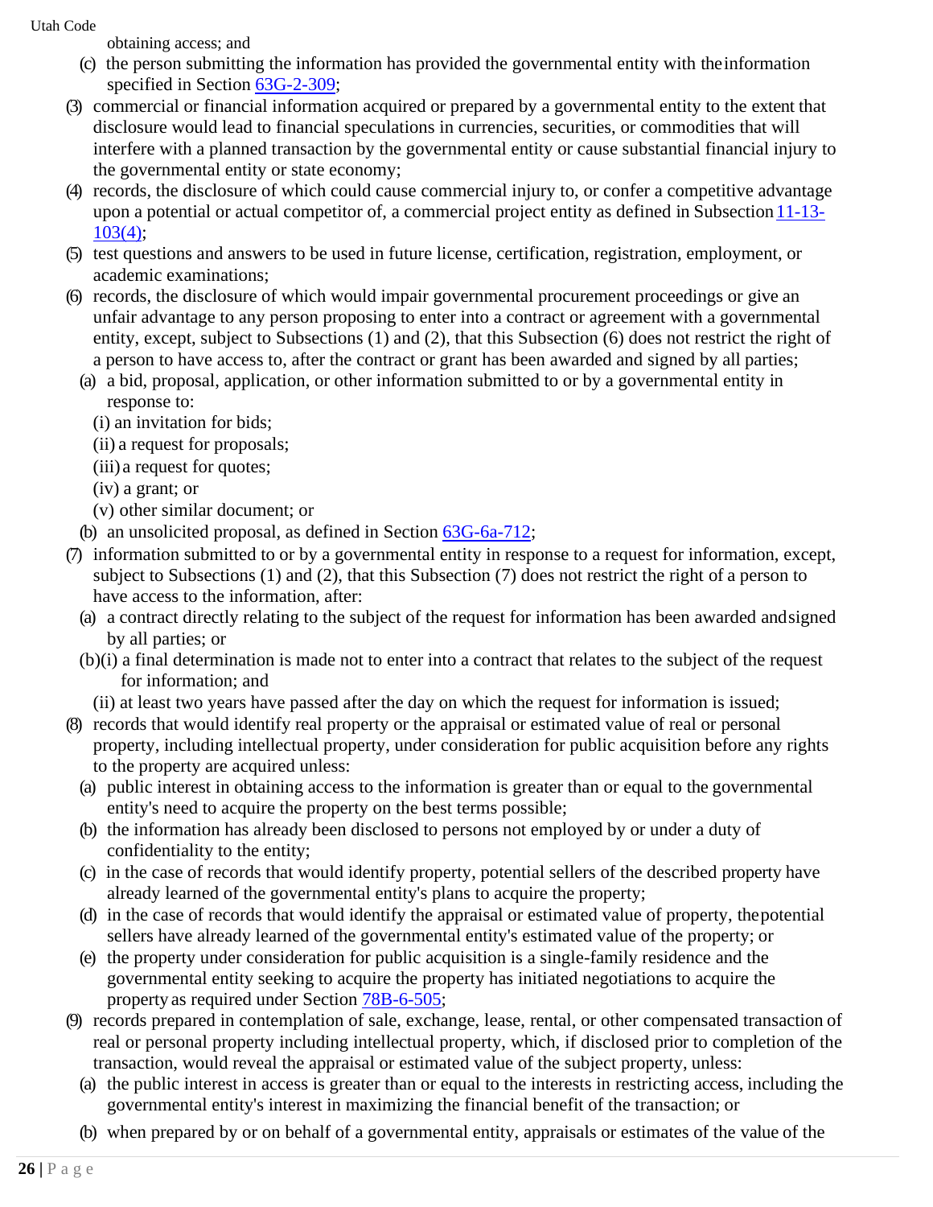obtaining access; and

(c) the person submitting the information has provided the governmental entity with the information specified in Section 63G-2-309;

(3) commercial or financial information acquired or prepared by a governmental entity to the extent that disclosure would lead to financial speculations in currencies, securities, or commodities that will interfere with a planned transaction by the governmental entity or cause substantial financial injury to the governmental entity or state economy;

(4) records, the disclosure of which could cause commercial injury to, or confer a competitive advantage upon a potential or actual competitor of, a commercial project entity as defined in Subsection 11-13-103(4);

(5) test questions and answers to be used in future license, certification, registration, employment, or academic examinations;

(6) records, the disclosure of which would impair governmental procurement proceedings or give an unfair advantage to any person proposing to enter into a contract or agreement with a governmental entity, except, subject to Subsections (1) and (2), that this Subsection (6) does not restrict the right of a person to have access to, after the contract or grant has been awarded and signed by all parties;

(a) a bid, proposal, application, or other information submitted to or by a governmental entity in response to:

(i) an invitation for bids;

(ii) a request for proposals;

(iii) a request for quotes;

(iv) a grant; or

(v) other similar document; or

(b) an unsolicited proposal, as defined in Section 63G-6a-712;

(7) information submitted to or by a governmental entity in response to a request for information, except, subject to Subsections (1) and (2), that this Subsection (7) does not restrict the right of a person to have access to the information, after:

(a) a contract directly relating to the subject of the request for information has been awarded and signed by all parties; or

(b)(i) a final determination is made not to enter into a contract that relates to the subject of the request for information; and

(ii) at least two years have passed after the day on which the request for information is issued;

(8) records that would identify real property or the appraisal or estimated value of real or personal property, including intellectual property, under consideration for public acquisition before any rights to the property are acquired unless:

(a) public interest in obtaining access to the information is greater than or equal to the governmental entity's need to acquire the property on the best terms possible;

(b) the information has already been disclosed to persons not employed by or under a duty of confidentiality to the entity;

(c) in the case of records that would identify property, potential sellers of the described property have already learned of the governmental entity's plans to acquire the property;

(d) in the case of records that would identify the appraisal or estimated value of property, the potential sellers have already learned of the governmental entity's estimated value of the property; or

(e) the property under consideration for public acquisition is a single-family residence and the governmental entity seeking to acquire the property has initiated negotiations to acquire the property as required under Section 78B-6-505;

(9) records prepared in contemplation of sale, exchange, lease, rental, or other compensated transaction of real or personal property including intellectual property, which, if disclosed prior to completion of the transaction, would reveal the appraisal or estimated value of the subject property, unless:

(a) the public interest in access is greater than or equal to the interests in restricting access, including the governmental entity's interest in maximizing the financial benefit of the transaction; or

(b) when prepared by or on behalf of a governmental entity, appraisals or estimates of the value of the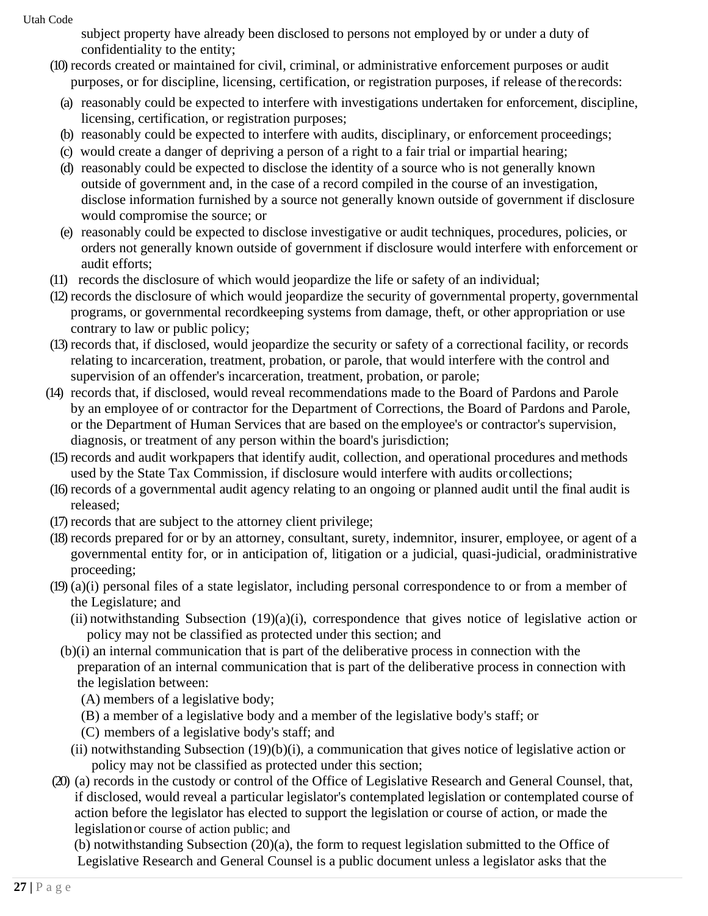subject property have already been disclosed to persons not employed by or under a duty of confidentiality to the entity;

(10) records created or maintained for civil, criminal, or administrative enforcement purposes or audit purposes, or for discipline, licensing, certification, or registration purposes, if release of the records:

(a) reasonably could be expected to interfere with investigations undertaken for enforcement, discipline, licensing, certification, or registration purposes;

(b) reasonably could be expected to interfere with audits, disciplinary, or enforcement proceedings;

(c) would create a danger of depriving a person of a right to a fair trial or impartial hearing;

(d) reasonably could be expected to disclose the identity of a source who is not generally known outside of government and, in the case of a record compiled in the course of an investigation, disclose information furnished by a source not generally known outside of government if disclosure would compromise the source; or

(e) reasonably could be expected to disclose investigative or audit techniques, procedures, policies, or orders not generally known outside of government if disclosure would interfere with enforcement or audit efforts;

(11) records the disclosure of which would jeopardize the life or safety of an individual;

(12) records the disclosure of which would jeopardize the security of governmental property, governmental programs, or governmental recordkeeping systems from damage, theft, or other appropriation or use contrary to law or public policy;

(13) records that, if disclosed, would jeopardize the security or safety of a correctional facility, or records relating to incarceration, treatment, probation, or parole, that would interfere with the control and supervision of an offender's incarceration, treatment, probation, or parole;

(14) records that, if disclosed, would reveal recommendations made to the Board of Pardons and Parole by an employee of or contractor for the Department of Corrections, the Board of Pardons and Parole, or the Department of Human Services that are based on the employee's or contractor's supervision, diagnosis, or treatment of any person within the board's jurisdiction;

(15) records and audit workpapers that identify audit, collection, and operational procedures and methods used by the State Tax Commission, if disclosure would interfere with audits or collections;

(16) records of a governmental audit agency relating to an ongoing or planned audit until the final audit is released;

(17) records that are subject to the attorney client privilege;

(18) records prepared for or by an attorney, consultant, surety, indemnitor, insurer, employee, or agent of a governmental entity for, or in anticipation of, litigation or a judicial, quasi-judicial, or administrative proceeding;

(19) (a)(i) personal files of a state legislator, including personal correspondence to or from a member of the Legislature; and

(ii) notwithstanding Subsection (19)(a)(i), correspondence that gives notice of legislative action or policy may not be classified as protected under this section; and

(b)(i) an internal communication that is part of the deliberative process in connection with the preparation of an internal communication that is part of the deliberative process in connection with the legislation between:

(A) members of a legislative body;

(B) a member of a legislative body and a member of the legislative body's staff; or

(C) members of a legislative body's staff; and

(ii) notwithstanding Subsection (19)(b)(i), a communication that gives notice of legislative action or policy may not be classified as protected under this section;

(20) (a) records in the custody or control of the Office of Legislative Research and General Counsel, that, if disclosed, would reveal a particular legislator's contemplated legislation or contemplated course of action before the legislator has elected to support the legislation or course of action, or made the legislation or course of action public; and

(b) notwithstanding Subsection (20)(a), the form to request legislation submitted to the Office of Legislative Research and General Counsel is a public document unless a legislator asks that the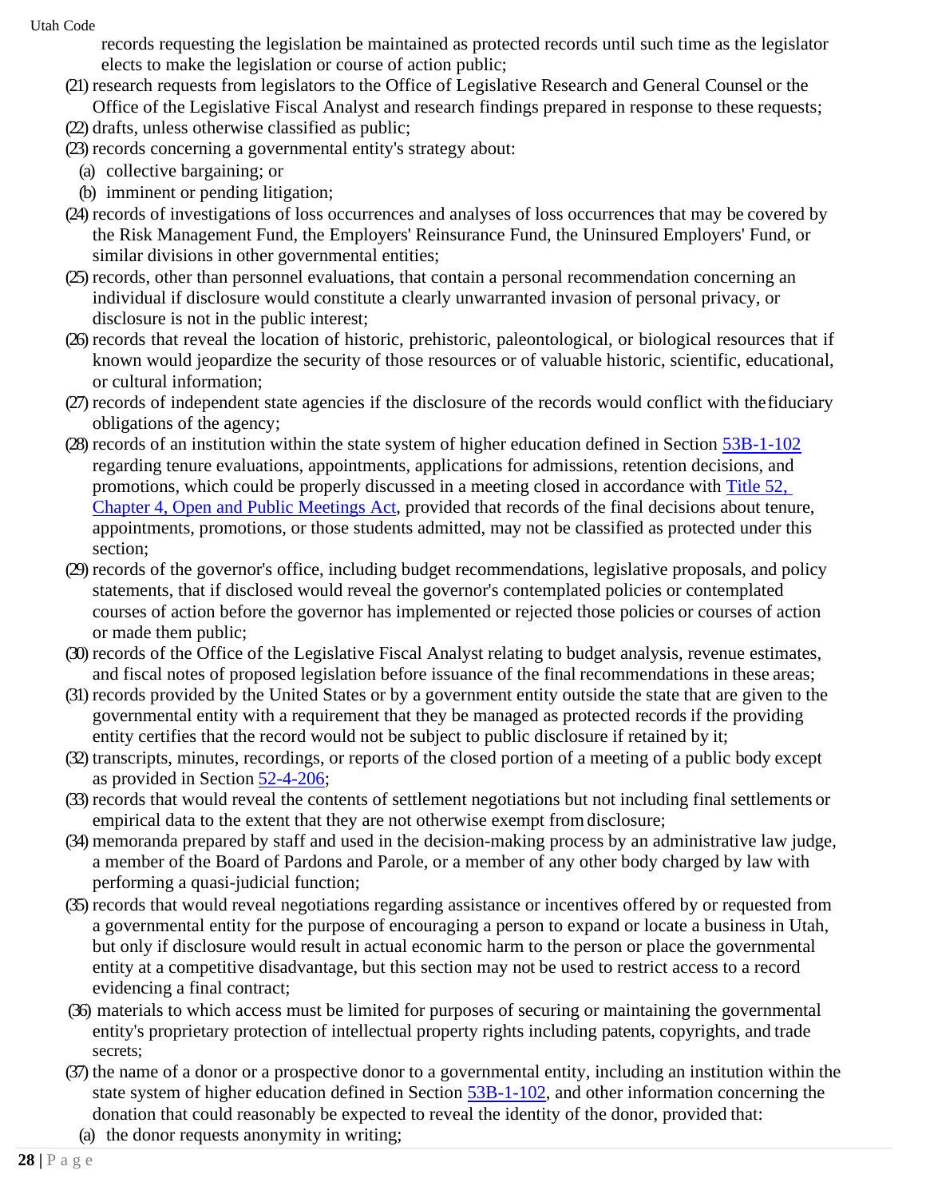records requesting the legislation be maintained as protected records until such time as the legislator elects to make the legislation or course of action public;

(21) research requests from legislators to the Office of Legislative Research and General Counsel or the Office of the Legislative Fiscal Analyst and research findings prepared in response to these requests;

(22) drafts, unless otherwise classified as public;

(23) records concerning a governmental entity's strategy about:

(a) collective bargaining; or

(b) imminent or pending litigation;

(24) records of investigations of loss occurrences and analyses of loss occurrences that may be covered by the Risk Management Fund, the Employers' Reinsurance Fund, the Uninsured Employers' Fund, or similar divisions in other governmental entities;

(25) records, other than personnel evaluations, that contain a personal recommendation concerning an individual if disclosure would constitute a clearly unwarranted invasion of personal privacy, or disclosure is not in the public interest;

(26) records that reveal the location of historic, prehistoric, paleontological, or biological resources that if known would jeopardize the security of those resources or of valuable historic, scientific, educational, or cultural information;

(27) records of independent state agencies if the disclosure of the records would conflict with the fiduciary obligations of the agency;

(28) records of an institution within the state system of higher education defined in Section 53B-1-102 regarding tenure evaluations, appointments, applications for admissions, retention decisions, and promotions, which could be properly discussed in a meeting closed in accordance with Title 52, Chapter 4, Open and Public Meetings Act, provided that records of the final decisions about tenure, appointments, promotions, or those students admitted, may not be classified as protected under this section;

(29) records of the governor's office, including budget recommendations, legislative proposals, and policy statements, that if disclosed would reveal the governor's contemplated policies or contemplated courses of action before the governor has implemented or rejected those policies or courses of action or made them public;

(30) records of the Office of the Legislative Fiscal Analyst relating to budget analysis, revenue estimates, and fiscal notes of proposed legislation before issuance of the final recommendations in these areas;

(31) records provided by the United States or by a government entity outside the state that are given to the governmental entity with a requirement that they be managed as protected records if the providing entity certifies that the record would not be subject to public disclosure if retained by it;

(32) transcripts, minutes, recordings, or reports of the closed portion of a meeting of a public body except as provided in Section 52-4-206;

(33) records that would reveal the contents of settlement negotiations but not including final settlements or empirical data to the extent that they are not otherwise exempt from disclosure;

(34) memoranda prepared by staff and used in the decision-making process by an administrative law judge, a member of the Board of Pardons and Parole, or a member of any other body charged by law with performing a quasi-judicial function;

(35) records that would reveal negotiations regarding assistance or incentives offered by or requested from a governmental entity for the purpose of encouraging a person to expand or locate a business in Utah, but only if disclosure would result in actual economic harm to the person or place the governmental entity at a competitive disadvantage, but this section may not be used to restrict access to a record evidencing a final contract;

(36) materials to which access must be limited for purposes of securing or maintaining the governmental entity's proprietary protection of intellectual property rights including patents, copyrights, and trade secrets;

(37) the name of a donor or a prospective donor to a governmental entity, including an institution within the state system of higher education defined in Section 53B-1-102, and other information concerning the donation that could reasonably be expected to reveal the identity of the donor, provided that:

(a) the donor requests anonymity in writing;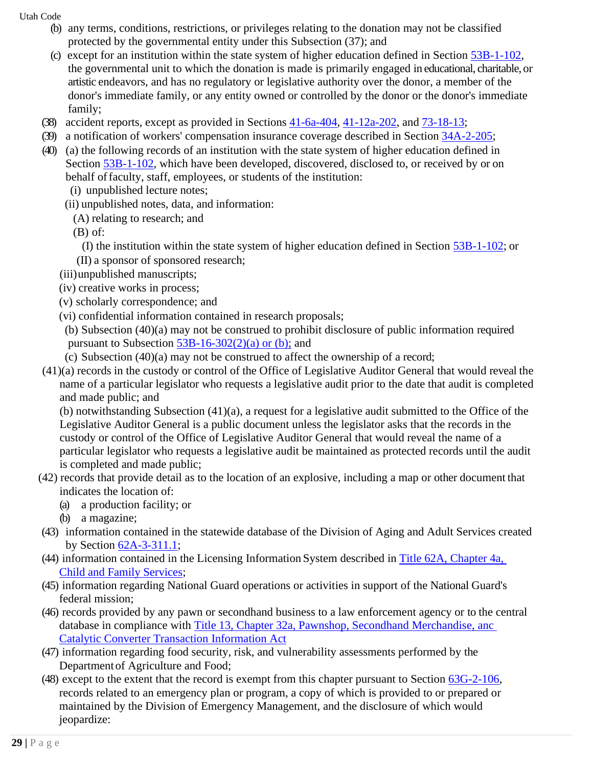(b) any terms, conditions, restrictions, or privileges relating to the donation may not be classified protected by the governmental entity under this Subsection (37); and

(c) except for an institution within the state system of higher education defined in Section 53B-1-102, the governmental unit to which the donation is made is primarily engaged in educational, charitable, or artistic endeavors, and has no regulatory or legislative authority over the donor, a member of the donor's immediate family, or any entity owned or controlled by the donor or the donor's immediate family;

(38) accident reports, except as provided in Sections 41-6a-404, 41-12a-202, and 73-18-13;

(39) a notification of workers' compensation insurance coverage described in Section 34A-2-205;

(40) (a) the following records of an institution with the state system of higher education defined in Section 53B-1-102, which have been developed, discovered, disclosed to, or received by or on behalf of faculty, staff, employees, or students of the institution:

(i) unpublished lecture notes;

(ii) unpublished notes, data, and information:

(A) relating to research; and

(B) of:

(I) the institution within the state system of higher education defined in Section 53B-1-102; or

(II) a sponsor of sponsored research;

(iii) unpublished manuscripts;

(iv) creative works in process;

(v) scholarly correspondence; and

(vi) confidential information contained in research proposals;

(b) Subsection (40)(a) may not be construed to prohibit disclosure of public information required pursuant to Subsection 53B-16-302(2)(a) or (b); and

(c) Subsection (40)(a) may not be construed to affect the ownership of a record;

(41)(a) records in the custody or control of the Office of Legislative Auditor General that would reveal the name of a particular legislator who requests a legislative audit prior to the date that audit is completed and made public; and

(b) notwithstanding Subsection (41)(a), a request for a legislative audit submitted to the Office of the Legislative Auditor General is a public document unless the legislator asks that the records in the custody or control of the Office of Legislative Auditor General that would reveal the name of a particular legislator who requests a legislative audit be maintained as protected records until the audit is completed and made public;

(42) records that provide detail as to the location of an explosive, including a map or other document that indicates the location of:

(a) a production facility; or

(b) a magazine;

(43) information contained in the statewide database of the Division of Aging and Adult Services created by Section 62A-3-311.1;

(44) information contained in the Licensing Information System described in Title 62A, Chapter 4a, Child and Family Services;

(45) information regarding National Guard operations or activities in support of the National Guard's federal mission;

(46) records provided by any pawn or secondhand business to a law enforcement agency or to the central database in compliance with Title 13, Chapter 32a, Pawnshop, Secondhand Merchandise, anc Catalytic Converter Transaction Information Act

(47) information regarding food security, risk, and vulnerability assessments performed by the Department of Agriculture and Food;

(48) except to the extent that the record is exempt from this chapter pursuant to Section 63G-2-106, records related to an emergency plan or program, a copy of which is provided to or prepared or maintained by the Division of Emergency Management, and the disclosure of which would jeopardize: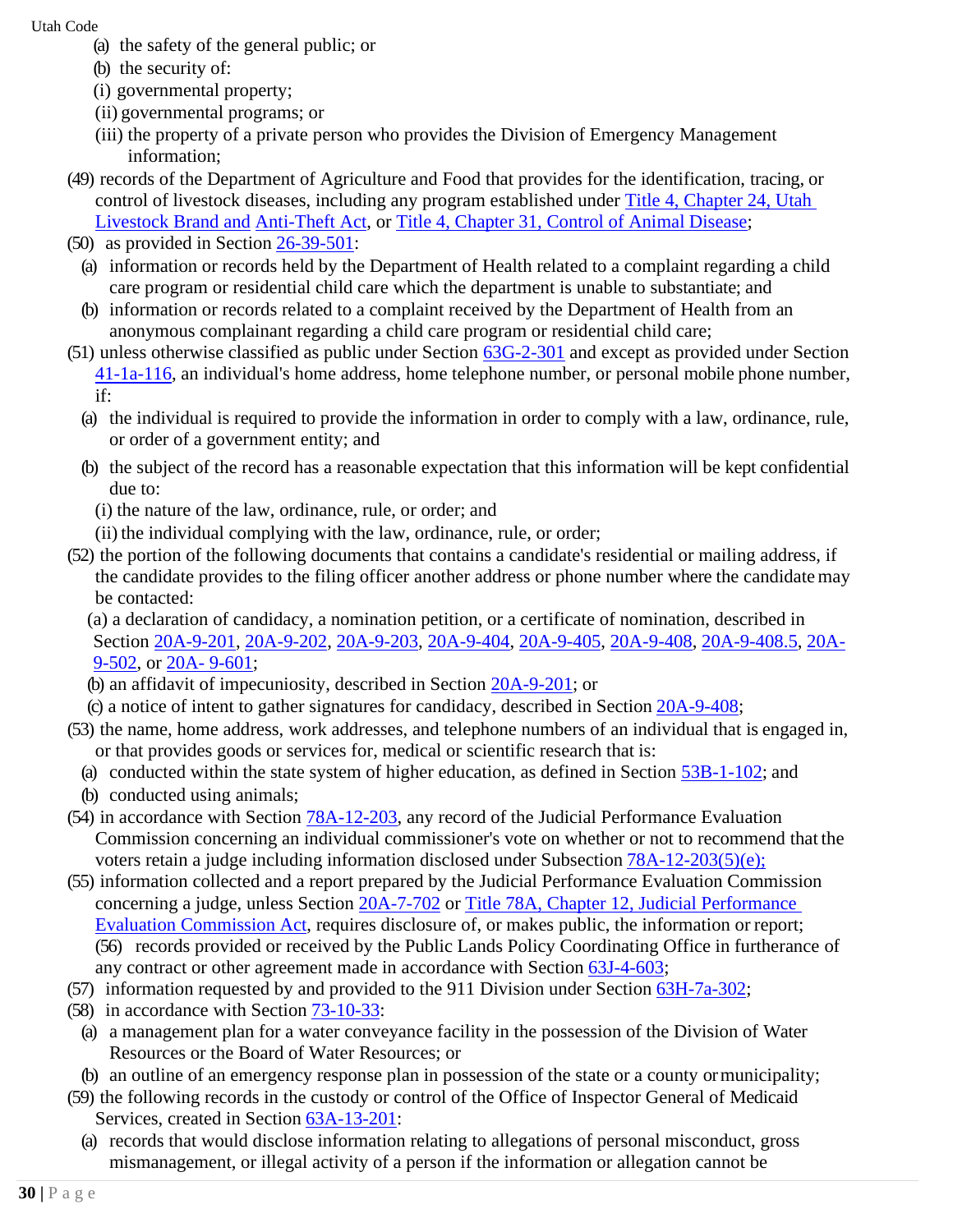(a) the safety of the general public; or

(b) the security of:

(i) governmental property;

(ii) governmental programs; or

(iii) the property of a private person who provides the Division of Emergency Management information;

(49) records of the Department of Agriculture and Food that provides for the identification, tracing, or control of livestock diseases, including any program established under Title 4, Chapter 24, Utah Livestock Brand and Anti-Theft Act, or Title 4, Chapter 31, Control of Animal Disease;

(50) as provided in Section 26-39-501:

(a) information or records held by the Department of Health related to a complaint regarding a child care program or residential child care which the department is unable to substantiate; and

(b) information or records related to a complaint received by the Department of Health from an anonymous complainant regarding a child care program or residential child care;

(51) unless otherwise classified as public under Section 63G-2-301 and except as provided under Section 41-1a-116, an individual's home address, home telephone number, or personal mobile phone number, if:

(a) the individual is required to provide the information in order to comply with a law, ordinance, rule, or order of a government entity; and

(b) the subject of the record has a reasonable expectation that this information will be kept confidential due to:

(i) the nature of the law, ordinance, rule, or order; and

(ii) the individual complying with the law, ordinance, rule, or order;

(52) the portion of the following documents that contains a candidate's residential or mailing address, if the candidate provides to the filing officer another address or phone number where the candidate may be contacted:

(a) a declaration of candidacy, a nomination petition, or a certificate of nomination, described in Section 20A-9-201, 20A-9-202, 20A-9-203, 20A-9-404, 20A-9-405, 20A-9-408, 20A-9-408.5, 20A-9-502, or 20A- 9-601;

(b) an affidavit of impecuniosity, described in Section 20A-9-201; or

(c) a notice of intent to gather signatures for candidacy, described in Section 20A-9-408;

(53) the name, home address, work addresses, and telephone numbers of an individual that is engaged in, or that provides goods or services for, medical or scientific research that is:

(a) conducted within the state system of higher education, as defined in Section 53B-1-102; and

(b) conducted using animals;

(54) in accordance with Section 78A-12-203, any record of the Judicial Performance Evaluation Commission concerning an individual commissioner's vote on whether or not to recommend that the voters retain a judge including information disclosed under Subsection 78A-12-203(5)(e);

(55) information collected and a report prepared by the Judicial Performance Evaluation Commission concerning a judge, unless Section 20A-7-702 or Title 78A, Chapter 12, Judicial Performance Evaluation Commission Act, requires disclosure of, or makes public, the information or report;

(56) records provided or received by the Public Lands Policy Coordinating Office in furtherance of any contract or other agreement made in accordance with Section 63J-4-603;

(57) information requested by and provided to the 911 Division under Section 63H-7a-302;

(58) in accordance with Section 73-10-33:

(a) a management plan for a water conveyance facility in the possession of the Division of Water Resources or the Board of Water Resources; or

(b) an outline of an emergency response plan in possession of the state or a county or municipality;

(59) the following records in the custody or control of the Office of Inspector General of Medicaid Services, created in Section 63A-13-201:

(a) records that would disclose information relating to allegations of personal misconduct, gross mismanagement, or illegal activity of a person if the information or allegation cannot be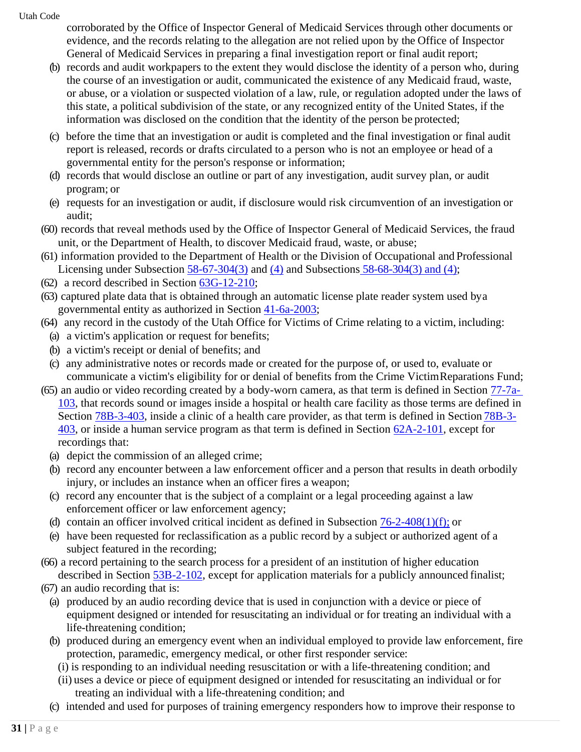corroborated by the Office of Inspector General of Medicaid Services through other documents or evidence, and the records relating to the allegation are not relied upon by the Office of Inspector General of Medicaid Services in preparing a final investigation report or final audit report;

(b) records and audit workpapers to the extent they would disclose the identity of a person who, during the course of an investigation or audit, communicated the existence of any Medicaid fraud, waste, or abuse, or a violation or suspected violation of a law, rule, or regulation adopted under the laws of this state, a political subdivision of the state, or any recognized entity of the United States, if the information was disclosed on the condition that the identity of the person be protected;

(c) before the time that an investigation or audit is completed and the final investigation or final audit report is released, records or drafts circulated to a person who is not an employee or head of a governmental entity for the person's response or information;

(d) records that would disclose an outline or part of any investigation, audit survey plan, or audit program; or

(e) requests for an investigation or audit, if disclosure would risk circumvention of an investigation or audit;

(60) records that reveal methods used by the Office of Inspector General of Medicaid Services, the fraud unit, or the Department of Health, to discover Medicaid fraud, waste, or abuse;

(61) information provided to the Department of Health or the Division of Occupational and Professional Licensing under Subsection 58-67-304(3) and (4) and Subsections 58-68-304(3) and (4);

(62) a record described in Section 63G-12-210;

(63) captured plate data that is obtained through an automatic license plate reader system used by a governmental entity as authorized in Section 41-6a-2003;

(64) any record in the custody of the Utah Office for Victims of Crime relating to a victim, including:

(a) a victim's application or request for benefits;

(b) a victim's receipt or denial of benefits; and

(c) any administrative notes or records made or created for the purpose of, or used to, evaluate or communicate a victim's eligibility for or denial of benefits from the Crime Victim Reparations Fund;

(65) an audio or video recording created by a body-worn camera, as that term is defined in Section 77-7a-103, that records sound or images inside a hospital or health care facility as those terms are defined in Section 78B-3-403, inside a clinic of a health care provider, as that term is defined in Section 78B-3-403, or inside a human service program as that term is defined in Section 62A-2-101, except for recordings that:

(a) depict the commission of an alleged crime;

(b) record any encounter between a law enforcement officer and a person that results in death or bodily injury, or includes an instance when an officer fires a weapon;

(c) record any encounter that is the subject of a complaint or a legal proceeding against a law enforcement officer or law enforcement agency;

(d) contain an officer involved critical incident as defined in Subsection 76-2-408(1)(f); or

(e) have been requested for reclassification as a public record by a subject or authorized agent of a subject featured in the recording;

(66) a record pertaining to the search process for a president of an institution of higher education described in Section 53B-2-102, except for application materials for a publicly announced finalist;

(67) an audio recording that is:

(a) produced by an audio recording device that is used in conjunction with a device or piece of equipment designed or intended for resuscitating an individual or for treating an individual with a life-threatening condition;

(b) produced during an emergency event when an individual employed to provide law enforcement, fire protection, paramedic, emergency medical, or other first responder service:

(i) is responding to an individual needing resuscitation or with a life-threatening condition; and

(ii) uses a device or piece of equipment designed or intended for resuscitating an individual or for treating an individual with a life-threatening condition; and

(c) intended and used for purposes of training emergency responders how to improve their response to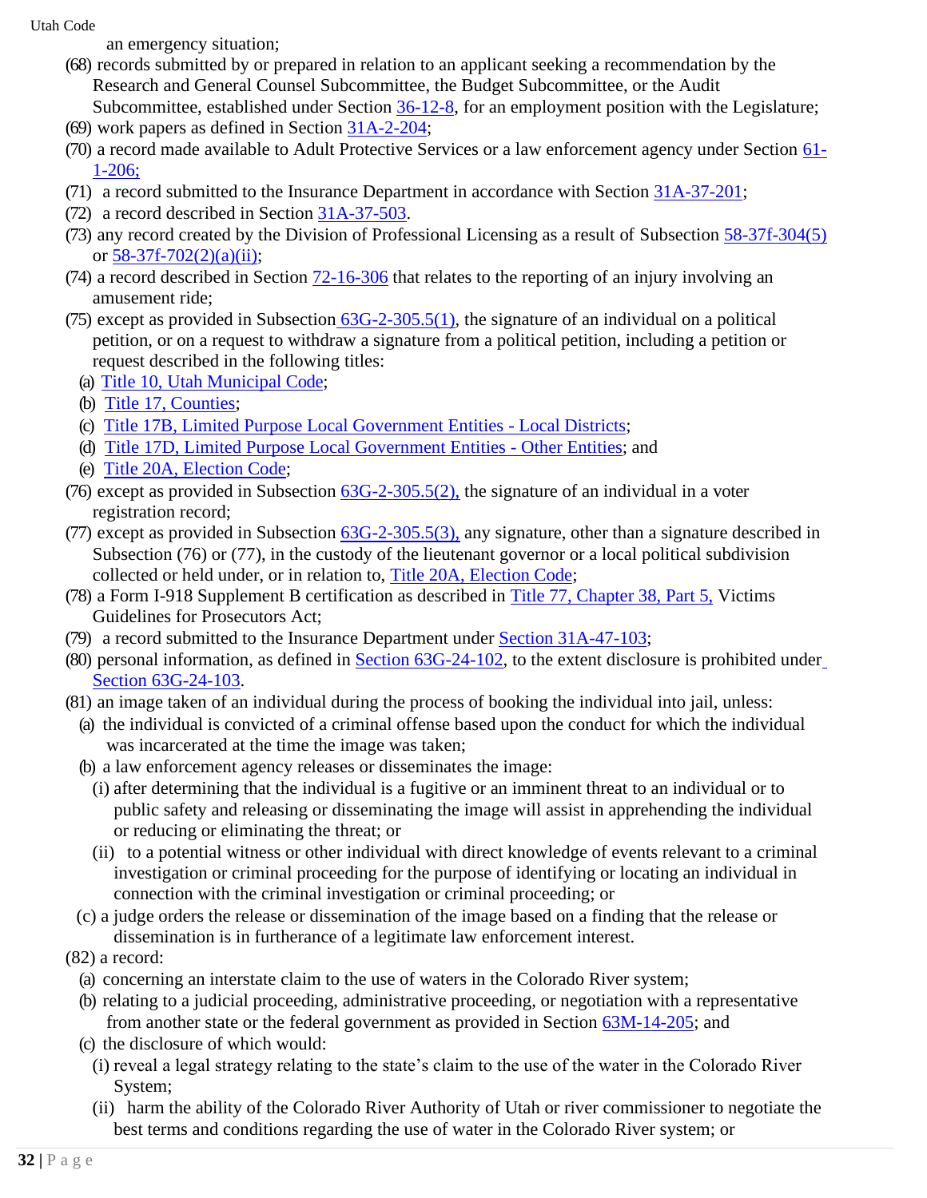an emergency situation;

(68) records submitted by or prepared in relation to an applicant seeking a recommendation by the Research and General Counsel Subcommittee, the Budget Subcommittee, or the Audit Subcommittee, established under Section 36-12-8, for an employment position with the Legislature;

(69) work papers as defined in Section 31A-2-204;

(70) a record made available to Adult Protective Services or a law enforcement agency under Section 61-1-206;

(71) a record submitted to the Insurance Department in accordance with Section 31A-37-201;

(72) a record described in Section 31A-37-503.

(73) any record created by the Division of Professional Licensing as a result of Subsection 58-37f-304(5) or 58-37f-702(2)(a)(ii);

(74) a record described in Section 72-16-306 that relates to the reporting of an injury involving an amusement ride;

(75) except as provided in Subsection 63G-2-305.5(1), the signature of an individual on a political petition, or on a request to withdraw a signature from a political petition, including a petition or request described in the following titles:

(a) Title 10, Utah Municipal Code;

(b) Title 17, Counties;

(c) Title 17B, Limited Purpose Local Government Entities - Local Districts;

(d) Title 17D, Limited Purpose Local Government Entities - Other Entities; and

(e) Title 20A, Election Code;

(76) except as provided in Subsection 63G-2-305.5(2), the signature of an individual in a voter registration record;

(77) except as provided in Subsection 63G-2-305.5(3), any signature, other than a signature described in Subsection (76) or (77), in the custody of the lieutenant governor or a local political subdivision collected or held under, or in relation to, Title 20A, Election Code;

(78) a Form I-918 Supplement B certification as described in Title 77, Chapter 38, Part 5, Victims Guidelines for Prosecutors Act;

(79) a record submitted to the Insurance Department under Section 31A-47-103;

(80) personal information, as defined in Section 63G-24-102, to the extent disclosure is prohibited under Section 63G-24-103.

(81) an image taken of an individual during the process of booking the individual into jail, unless:

(a) the individual is convicted of a criminal offense based upon the conduct for which the individual was incarcerated at the time the image was taken;

(b) a law enforcement agency releases or disseminates the image:

(i) after determining that the individual is a fugitive or an imminent threat to an individual or to public safety and releasing or disseminating the image will assist in apprehending the individual or reducing or eliminating the threat; or

(ii) to a potential witness or other individual with direct knowledge of events relevant to a criminal investigation or criminal proceeding for the purpose of identifying or locating an individual in connection with the criminal investigation or criminal proceeding; or

(c) a judge orders the release or dissemination of the image based on a finding that the release or dissemination is in furtherance of a legitimate law enforcement interest.

(82) a record:

(a) concerning an interstate claim to the use of waters in the Colorado River system;

(b) relating to a judicial proceeding, administrative proceeding, or negotiation with a representative from another state or the federal government as provided in Section 63M-14-205; and

(c) the disclosure of which would:

(i) reveal a legal strategy relating to the state's claim to the use of the water in the Colorado River System;

(ii) harm the ability of the Colorado River Authority of Utah or river commissioner to negotiate the best terms and conditions regarding the use of water in the Colorado River system; or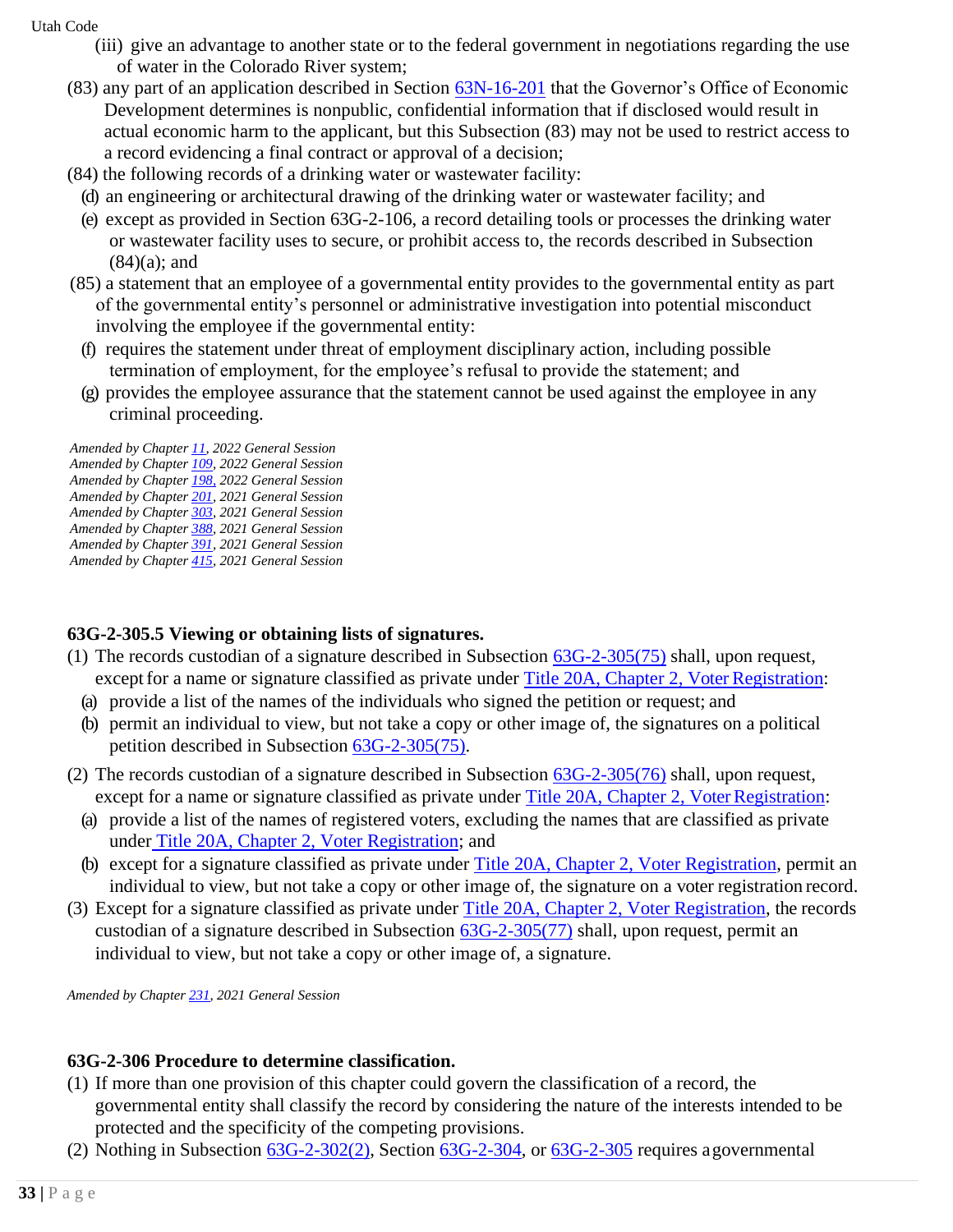(iii) give an advantage to another state or to the federal government in negotiations regarding the use of water in the Colorado River system;

(83) any part of an application described in Section 63N-16-201 that the Governor's Office of Economic Development determines is nonpublic, confidential information that if disclosed would result in actual economic harm to the applicant, but this Subsection (83) may not be used to restrict access to a record evidencing a final contract or approval of a decision;

(84) the following records of a drinking water or wastewater facility:

(d) an engineering or architectural drawing of the drinking water or wastewater facility; and

(e) except as provided in Section 63G-2-106, a record detailing tools or processes the drinking water or wastewater facility uses to secure, or prohibit access to, the records described in Subsection (84)(a); and

(85) a statement that an employee of a governmental entity provides to the governmental entity as part of the governmental entity's personnel or administrative investigation into potential misconduct involving the employee if the governmental entity:

(f) requires the statement under threat of employment disciplinary action, including possible termination of employment, for the employee's refusal to provide the statement; and

(g) provides the employee assurance that the statement cannot be used against the employee in any criminal proceeding.

*Amended by Chapter 11, 2022 General Session*
*Amended by Chapter 109, 2022 General Session*
*Amended by Chapter 198, 2022 General Session*
*Amended by Chapter 201, 2021 General Session*
*Amended by Chapter 303, 2021 General Session*
*Amended by Chapter 388, 2021 General Session*
*Amended by Chapter 391, 2021 General Session*
*Amended by Chapter 415, 2021 General Session*

### 63G-2-305.5 Viewing or obtaining lists of signatures.

(1) The records custodian of a signature described in Subsection 63G-2-305(75) shall, upon request, except for a name or signature classified as private under Title 20A, Chapter 2, Voter Registration:

(a) provide a list of the names of the individuals who signed the petition or request; and

(b) permit an individual to view, but not take a copy or other image of, the signatures on a political petition described in Subsection 63G-2-305(75).

(2) The records custodian of a signature described in Subsection 63G-2-305(76) shall, upon request, except for a name or signature classified as private under Title 20A, Chapter 2, Voter Registration:

(a) provide a list of the names of registered voters, excluding the names that are classified as private under Title 20A, Chapter 2, Voter Registration; and

(b) except for a signature classified as private under Title 20A, Chapter 2, Voter Registration, permit an individual to view, but not take a copy or other image of, the signature on a voter registration record.

(3) Except for a signature classified as private under Title 20A, Chapter 2, Voter Registration, the records custodian of a signature described in Subsection 63G-2-305(77) shall, upon request, permit an individual to view, but not take a copy or other image of, a signature.

*Amended by Chapter 231, 2021 General Session*

### 63G-2-306 Procedure to determine classification.

(1) If more than one provision of this chapter could govern the classification of a record, the governmental entity shall classify the record by considering the nature of the interests intended to be protected and the specificity of the competing provisions.

(2) Nothing in Subsection 63G-2-302(2), Section 63G-2-304, or 63G-2-305 requires a governmental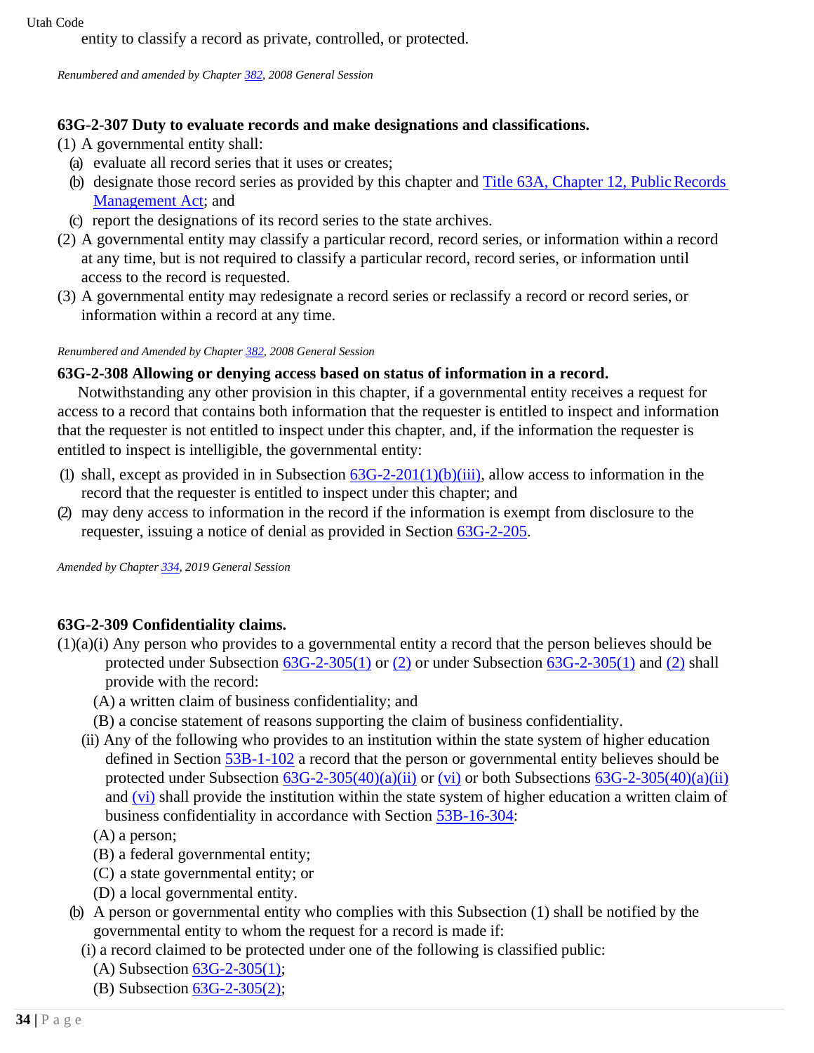entity to classify a record as private, controlled, or protected.

*Renumbered and amended by Chapter 382, 2008 General Session*

### 63G-2-307 Duty to evaluate records and make designations and classifications.

(1) A governmental entity shall:

(a) evaluate all record series that it uses or creates;

(b) designate those record series as provided by this chapter and Title 63A, Chapter 12, Public Records Management Act; and

(c) report the designations of its record series to the state archives.

(2) A governmental entity may classify a particular record, record series, or information within a record at any time, but is not required to classify a particular record, record series, or information until access to the record is requested.

(3) A governmental entity may redesignate a record series or reclassify a record or record series, or information within a record at any time.

*Renumbered and Amended by Chapter 382, 2008 General Session*

### 63G-2-308 Allowing or denying access based on status of information in a record.

Notwithstanding any other provision in this chapter, if a governmental entity receives a request for access to a record that contains both information that the requester is entitled to inspect and information that the requester is not entitled to inspect under this chapter, and, if the information the requester is entitled to inspect is intelligible, the governmental entity:

(1) shall, except as provided in in Subsection 63G-2-201(1)(b)(iii), allow access to information in the record that the requester is entitled to inspect under this chapter; and

(2) may deny access to information in the record if the information is exempt from disclosure to the requester, issuing a notice of denial as provided in Section 63G-2-205.

*Amended by Chapter 334, 2019 General Session*

### 63G-2-309 Confidentiality claims.

(1)(a)(i) Any person who provides to a governmental entity a record that the person believes should be protected under Subsection 63G-2-305(1) or (2) or under Subsection 63G-2-305(1) and (2) shall provide with the record:

(A) a written claim of business confidentiality; and

(B) a concise statement of reasons supporting the claim of business confidentiality.

(ii) Any of the following who provides to an institution within the state system of higher education defined in Section 53B-1-102 a record that the person or governmental entity believes should be protected under Subsection 63G-2-305(40)(a)(ii) or (vi) or both Subsections 63G-2-305(40)(a)(ii) and (vi) shall provide the institution within the state system of higher education a written claim of business confidentiality in accordance with Section 53B-16-304:

(A) a person;

(B) a federal governmental entity;

(C) a state governmental entity; or

(D) a local governmental entity.

(b) A person or governmental entity who complies with this Subsection (1) shall be notified by the governmental entity to whom the request for a record is made if:

(i) a record claimed to be protected under one of the following is classified public:

(A) Subsection 63G-2-305(1);

(B) Subsection 63G-2-305(2);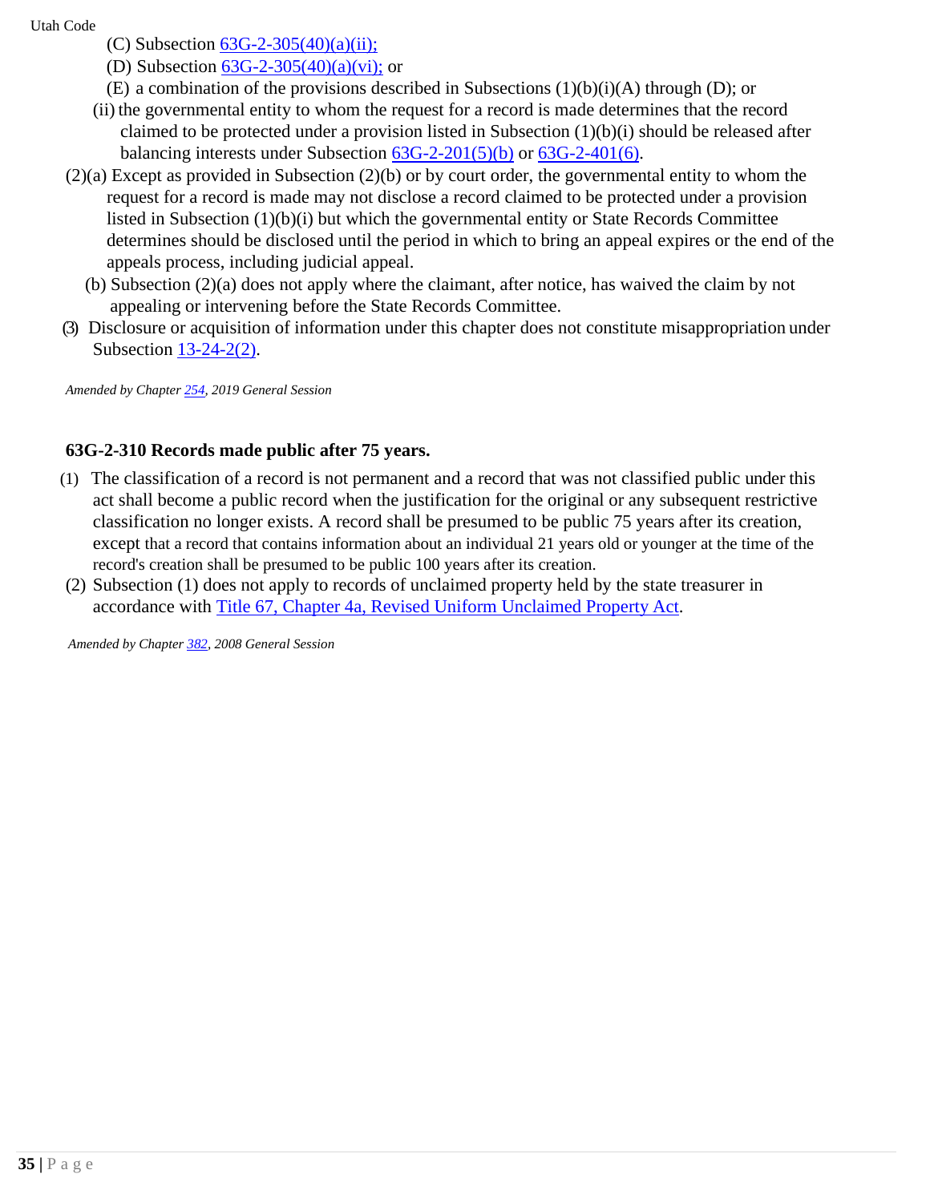(C) Subsection 63G-2-305(40)(a)(ii);

(D) Subsection 63G-2-305(40)(a)(vi); or

(E) a combination of the provisions described in Subsections (1)(b)(i)(A) through (D); or

(ii) the governmental entity to whom the request for a record is made determines that the record claimed to be protected under a provision listed in Subsection (1)(b)(i) should be released after balancing interests under Subsection 63G-2-201(5)(b) or 63G-2-401(6).

(2)(a) Except as provided in Subsection (2)(b) or by court order, the governmental entity to whom the request for a record is made may not disclose a record claimed to be protected under a provision listed in Subsection (1)(b)(i) but which the governmental entity or State Records Committee determines should be disclosed until the period in which to bring an appeal expires or the end of the appeals process, including judicial appeal.

(b) Subsection (2)(a) does not apply where the claimant, after notice, has waived the claim by not appealing or intervening before the State Records Committee.

(3) Disclosure or acquisition of information under this chapter does not constitute misappropriation under Subsection 13-24-2(2).

*Amended by Chapter 254, 2019 General Session*

**63G-2-310 Records made public after 75 years.**

(1) The classification of a record is not permanent and a record that was not classified public under this act shall become a public record when the justification for the original or any subsequent restrictive classification no longer exists. A record shall be presumed to be public 75 years after its creation, except that a record that contains information about an individual 21 years old or younger at the time of the record's creation shall be presumed to be public 100 years after its creation.

(2) Subsection (1) does not apply to records of unclaimed property held by the state treasurer in accordance with Title 67, Chapter 4a, Revised Uniform Unclaimed Property Act.

*Amended by Chapter 382, 2008 General Session*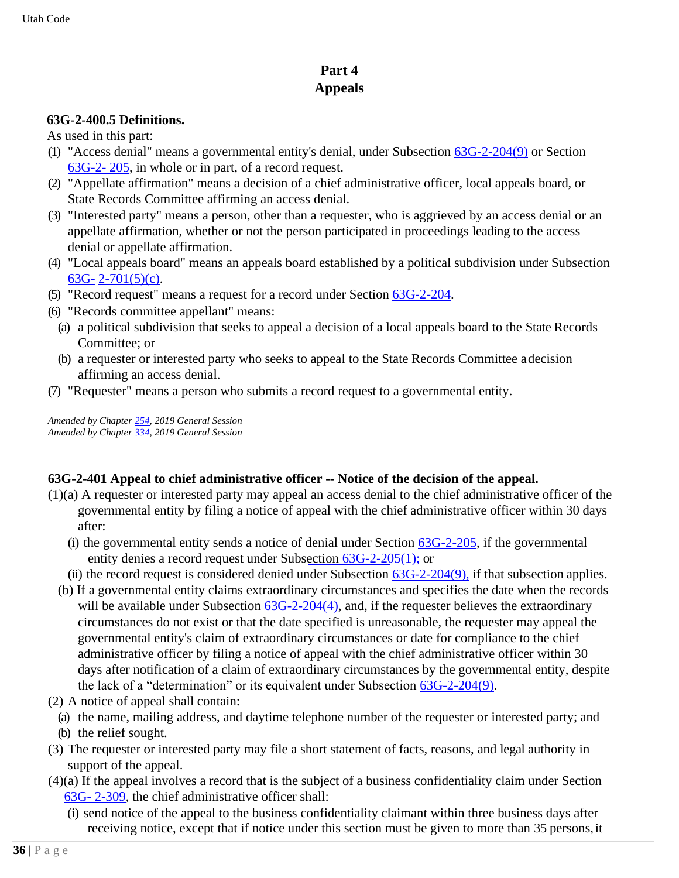# Part 4
# Appeals

### 63G-2-400.5 Definitions.

As used in this part:

(1) "Access denial" means a governmental entity's denial, under Subsection 63G-2-204(9) or Section 63G-2- 205, in whole or in part, of a record request.

(2) "Appellate affirmation" means a decision of a chief administrative officer, local appeals board, or State Records Committee affirming an access denial.

(3) "Interested party" means a person, other than a requester, who is aggrieved by an access denial or an appellate affirmation, whether or not the person participated in proceedings leading to the access denial or appellate affirmation.

(4) "Local appeals board" means an appeals board established by a political subdivision under Subsection 63G- 2-701(5)(c).

(5) "Record request" means a request for a record under Section 63G-2-204.

(6) "Records committee appellant" means:

  (a) a political subdivision that seeks to appeal a decision of a local appeals board to the State Records Committee; or

  (b) a requester or interested party who seeks to appeal to the State Records Committee a decision affirming an access denial.

(7) "Requester" means a person who submits a record request to a governmental entity.

*Amended by Chapter 254, 2019 General Session*
*Amended by Chapter 334, 2019 General Session*

### 63G-2-401 Appeal to chief administrative officer -- Notice of the decision of the appeal.

(1)(a) A requester or interested party may appeal an access denial to the chief administrative officer of the governmental entity by filing a notice of appeal with the chief administrative officer within 30 days after:

  (i) the governmental entity sends a notice of denial under Section 63G-2-205, if the governmental entity denies a record request under Subsection 63G-2-205(1); or

  (ii) the record request is considered denied under Subsection 63G-2-204(9), if that subsection applies.

(b) If a governmental entity claims extraordinary circumstances and specifies the date when the records will be available under Subsection 63G-2-204(4), and, if the requester believes the extraordinary circumstances do not exist or that the date specified is unreasonable, the requester may appeal the governmental entity's claim of extraordinary circumstances or date for compliance to the chief administrative officer by filing a notice of appeal with the chief administrative officer within 30 days after notification of a claim of extraordinary circumstances by the governmental entity, despite the lack of a "determination" or its equivalent under Subsection 63G-2-204(9).

(2) A notice of appeal shall contain:

  (a) the name, mailing address, and daytime telephone number of the requester or interested party; and

  (b) the relief sought.

(3) The requester or interested party may file a short statement of facts, reasons, and legal authority in support of the appeal.

(4)(a) If the appeal involves a record that is the subject of a business confidentiality claim under Section 63G- 2-309, the chief administrative officer shall:

  (i) send notice of the appeal to the business confidentiality claimant within three business days after receiving notice, except that if notice under this section must be given to more than 35 persons, it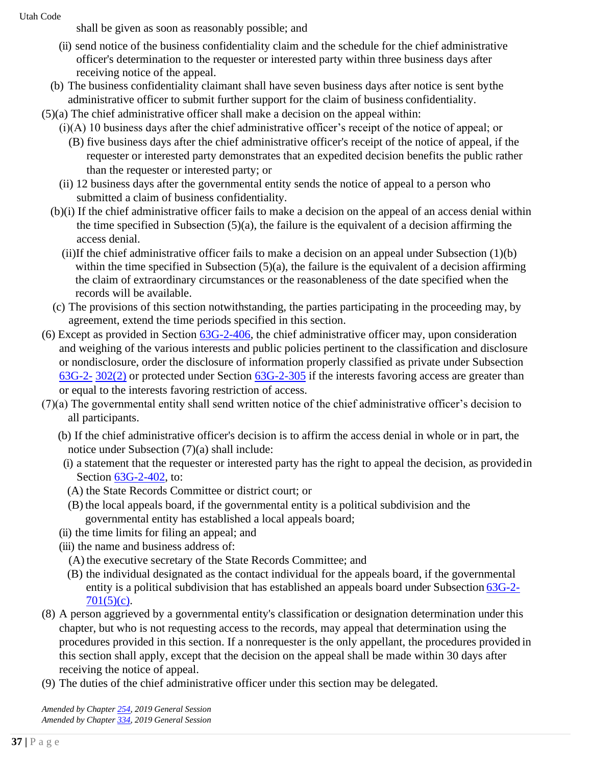shall be given as soon as reasonably possible; and

(ii) send notice of the business confidentiality claim and the schedule for the chief administrative officer's determination to the requester or interested party within three business days after receiving notice of the appeal.

(b) The business confidentiality claimant shall have seven business days after notice is sent by the administrative officer to submit further support for the claim of business confidentiality.

(5)(a) The chief administrative officer shall make a decision on the appeal within:

(i)(A) 10 business days after the chief administrative officer's receipt of the notice of appeal; or

(B) five business days after the chief administrative officer's receipt of the notice of appeal, if the requester or interested party demonstrates that an expedited decision benefits the public rather than the requester or interested party; or

(ii) 12 business days after the governmental entity sends the notice of appeal to a person who submitted a claim of business confidentiality.

(b)(i) If the chief administrative officer fails to make a decision on the appeal of an access denial within the time specified in Subsection (5)(a), the failure is the equivalent of a decision affirming the access denial.

(ii) If the chief administrative officer fails to make a decision on an appeal under Subsection (1)(b) within the time specified in Subsection (5)(a), the failure is the equivalent of a decision affirming the claim of extraordinary circumstances or the reasonableness of the date specified when the records will be available.

(c) The provisions of this section notwithstanding, the parties participating in the proceeding may, by agreement, extend the time periods specified in this section.

(6) Except as provided in Section 63G-2-406, the chief administrative officer may, upon consideration and weighing of the various interests and public policies pertinent to the classification and disclosure or nondisclosure, order the disclosure of information properly classified as private under Subsection 63G-2-302(2) or protected under Section 63G-2-305 if the interests favoring access are greater than or equal to the interests favoring restriction of access.

(7)(a) The governmental entity shall send written notice of the chief administrative officer's decision to all participants.

(b) If the chief administrative officer's decision is to affirm the access denial in whole or in part, the notice under Subsection (7)(a) shall include:

(i) a statement that the requester or interested party has the right to appeal the decision, as provided in Section 63G-2-402, to:

(A) the State Records Committee or district court; or

(B) the local appeals board, if the governmental entity is a political subdivision and the governmental entity has established a local appeals board;

(ii) the time limits for filing an appeal; and

(iii) the name and business address of:

(A) the executive secretary of the State Records Committee; and

(B) the individual designated as the contact individual for the appeals board, if the governmental entity is a political subdivision that has established an appeals board under Subsection 63G-2-701(5)(c).

(8) A person aggrieved by a governmental entity's classification or designation determination under this chapter, but who is not requesting access to the records, may appeal that determination using the procedures provided in this section. If a nonrequester is the only appellant, the procedures provided in this section shall apply, except that the decision on the appeal shall be made within 30 days after receiving the notice of appeal.

(9) The duties of the chief administrative officer under this section may be delegated.

*Amended by Chapter 254, 2019 General Session*
*Amended by Chapter 334, 2019 General Session*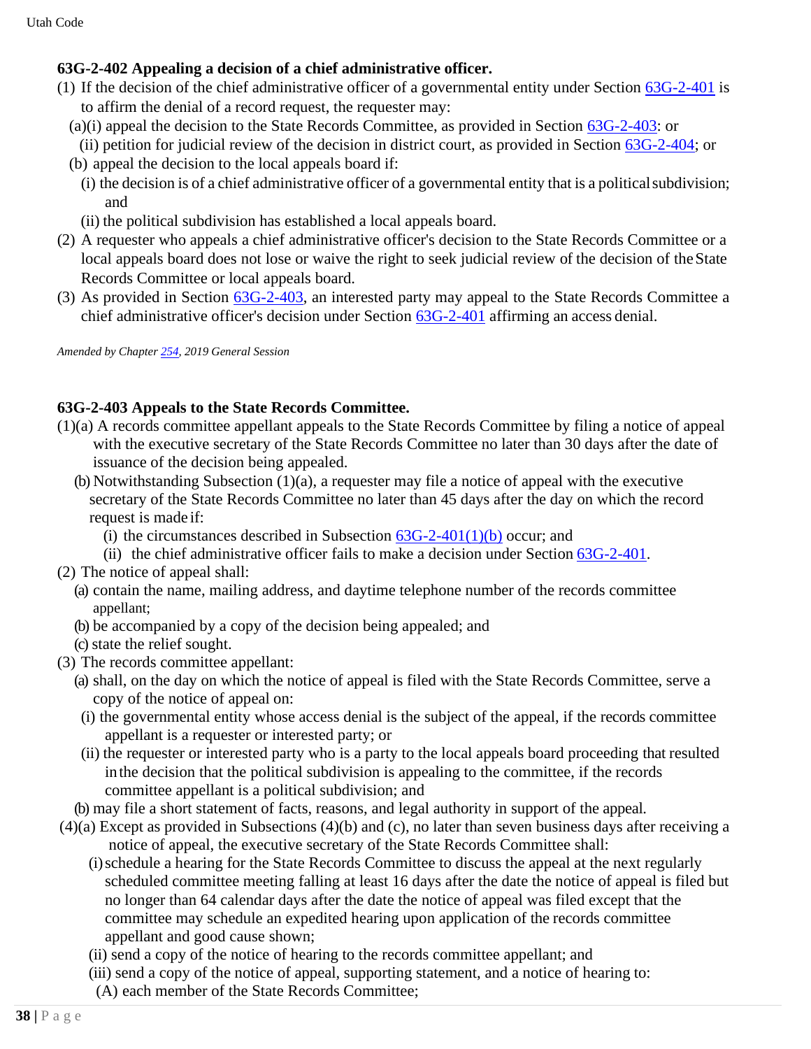### 63G-2-402 Appealing a decision of a chief administrative officer.

(1) If the decision of the chief administrative officer of a governmental entity under Section 63G-2-401 is to affirm the denial of a record request, the requester may:

(a)(i) appeal the decision to the State Records Committee, as provided in Section 63G-2-403: or

(ii) petition for judicial review of the decision in district court, as provided in Section 63G-2-404; or

(b) appeal the decision to the local appeals board if:

(i) the decision is of a chief administrative officer of a governmental entity that is a political subdivision; and

(ii) the political subdivision has established a local appeals board.

(2) A requester who appeals a chief administrative officer's decision to the State Records Committee or a local appeals board does not lose or waive the right to seek judicial review of the decision of the State Records Committee or local appeals board.

(3) As provided in Section 63G-2-403, an interested party may appeal to the State Records Committee a chief administrative officer's decision under Section 63G-2-401 affirming an access denial.

*Amended by Chapter 254, 2019 General Session*

### 63G-2-403 Appeals to the State Records Committee.

(1)(a) A records committee appellant appeals to the State Records Committee by filing a notice of appeal with the executive secretary of the State Records Committee no later than 30 days after the date of issuance of the decision being appealed.

(b) Notwithstanding Subsection (1)(a), a requester may file a notice of appeal with the executive secretary of the State Records Committee no later than 45 days after the day on which the record request is made if:

(i) the circumstances described in Subsection 63G-2-401(1)(b) occur; and

(ii) the chief administrative officer fails to make a decision under Section 63G-2-401.

(2) The notice of appeal shall:

(a) contain the name, mailing address, and daytime telephone number of the records committee appellant;

(b) be accompanied by a copy of the decision being appealed; and

(c) state the relief sought.

(3) The records committee appellant:

(a) shall, on the day on which the notice of appeal is filed with the State Records Committee, serve a copy of the notice of appeal on:

(i) the governmental entity whose access denial is the subject of the appeal, if the records committee appellant is a requester or interested party; or

(ii) the requester or interested party who is a party to the local appeals board proceeding that resulted in the decision that the political subdivision is appealing to the committee, if the records committee appellant is a political subdivision; and

(b) may file a short statement of facts, reasons, and legal authority in support of the appeal.

(4)(a) Except as provided in Subsections (4)(b) and (c), no later than seven business days after receiving a notice of appeal, the executive secretary of the State Records Committee shall:

(i) schedule a hearing for the State Records Committee to discuss the appeal at the next regularly scheduled committee meeting falling at least 16 days after the date the notice of appeal is filed but no longer than 64 calendar days after the date the notice of appeal was filed except that the committee may schedule an expedited hearing upon application of the records committee appellant and good cause shown;

(ii) send a copy of the notice of hearing to the records committee appellant; and

(iii) send a copy of the notice of appeal, supporting statement, and a notice of hearing to:

(A) each member of the State Records Committee;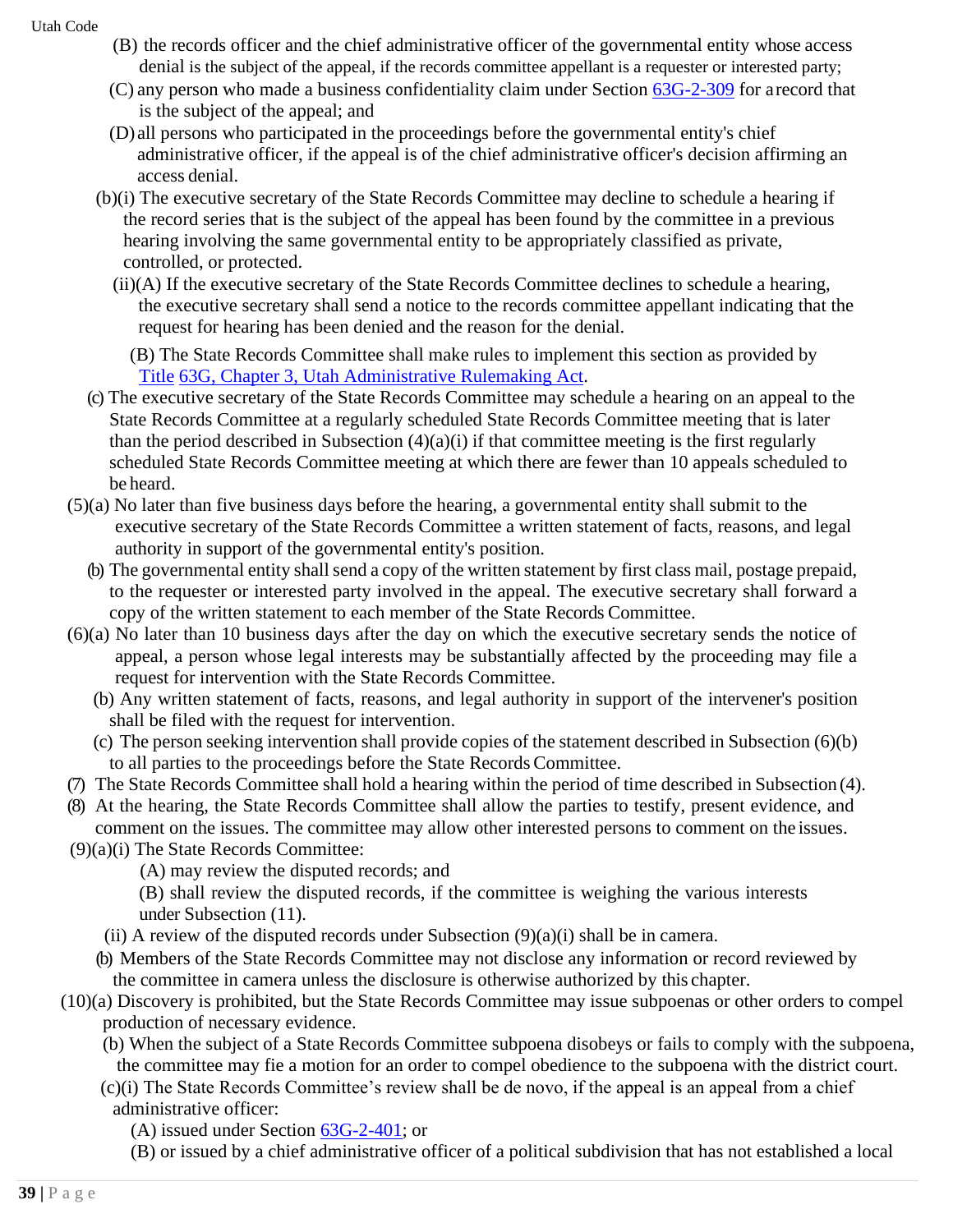(B) the records officer and the chief administrative officer of the governmental entity whose access denial is the subject of the appeal, if the records committee appellant is a requester or interested party;

(C) any person who made a business confidentiality claim under Section [63G-2-309](63G-2-309) for a record that is the subject of the appeal; and

(D) all persons who participated in the proceedings before the governmental entity's chief administrative officer, if the appeal is of the chief administrative officer's decision affirming an access denial.

(b)(i) The executive secretary of the State Records Committee may decline to schedule a hearing if the record series that is the subject of the appeal has been found by the committee in a previous hearing involving the same governmental entity to be appropriately classified as private, controlled, or protected.

(ii)(A) If the executive secretary of the State Records Committee declines to schedule a hearing, the executive secretary shall send a notice to the records committee appellant indicating that the request for hearing has been denied and the reason for the denial.

(B) The State Records Committee shall make rules to implement this section as provided by Title 63G, Chapter 3, Utah Administrative Rulemaking Act.

(c) The executive secretary of the State Records Committee may schedule a hearing on an appeal to the State Records Committee at a regularly scheduled State Records Committee meeting that is later than the period described in Subsection (4)(a)(i) if that committee meeting is the first regularly scheduled State Records Committee meeting at which there are fewer than 10 appeals scheduled to be heard.

(5)(a) No later than five business days before the hearing, a governmental entity shall submit to the executive secretary of the State Records Committee a written statement of facts, reasons, and legal authority in support of the governmental entity's position.

(b) The governmental entity shall send a copy of the written statement by first class mail, postage prepaid, to the requester or interested party involved in the appeal. The executive secretary shall forward a copy of the written statement to each member of the State Records Committee.

(6)(a) No later than 10 business days after the day on which the executive secretary sends the notice of appeal, a person whose legal interests may be substantially affected by the proceeding may file a request for intervention with the State Records Committee.

(b) Any written statement of facts, reasons, and legal authority in support of the intervener's position shall be filed with the request for intervention.

(c) The person seeking intervention shall provide copies of the statement described in Subsection (6)(b) to all parties to the proceedings before the State Records Committee.

(7) The State Records Committee shall hold a hearing within the period of time described in Subsection (4).

(8) At the hearing, the State Records Committee shall allow the parties to testify, present evidence, and comment on the issues. The committee may allow other interested persons to comment on the issues.

(9)(a)(i) The State Records Committee:

(A) may review the disputed records; and

(B) shall review the disputed records, if the committee is weighing the various interests under Subsection (11).

(ii) A review of the disputed records under Subsection (9)(a)(i) shall be in camera.

(b) Members of the State Records Committee may not disclose any information or record reviewed by the committee in camera unless the disclosure is otherwise authorized by this chapter.

(10)(a) Discovery is prohibited, but the State Records Committee may issue subpoenas or other orders to compel production of necessary evidence.

(b) When the subject of a State Records Committee subpoena disobeys or fails to comply with the subpoena, the committee may fie a motion for an order to compel obedience to the subpoena with the district court.

(c)(i) The State Records Committee's review shall be de novo, if the appeal is an appeal from a chief administrative officer:

(A) issued under Section [63G-2-401](63G-2-401); or

(B) or issued by a chief administrative officer of a political subdivision that has not established a local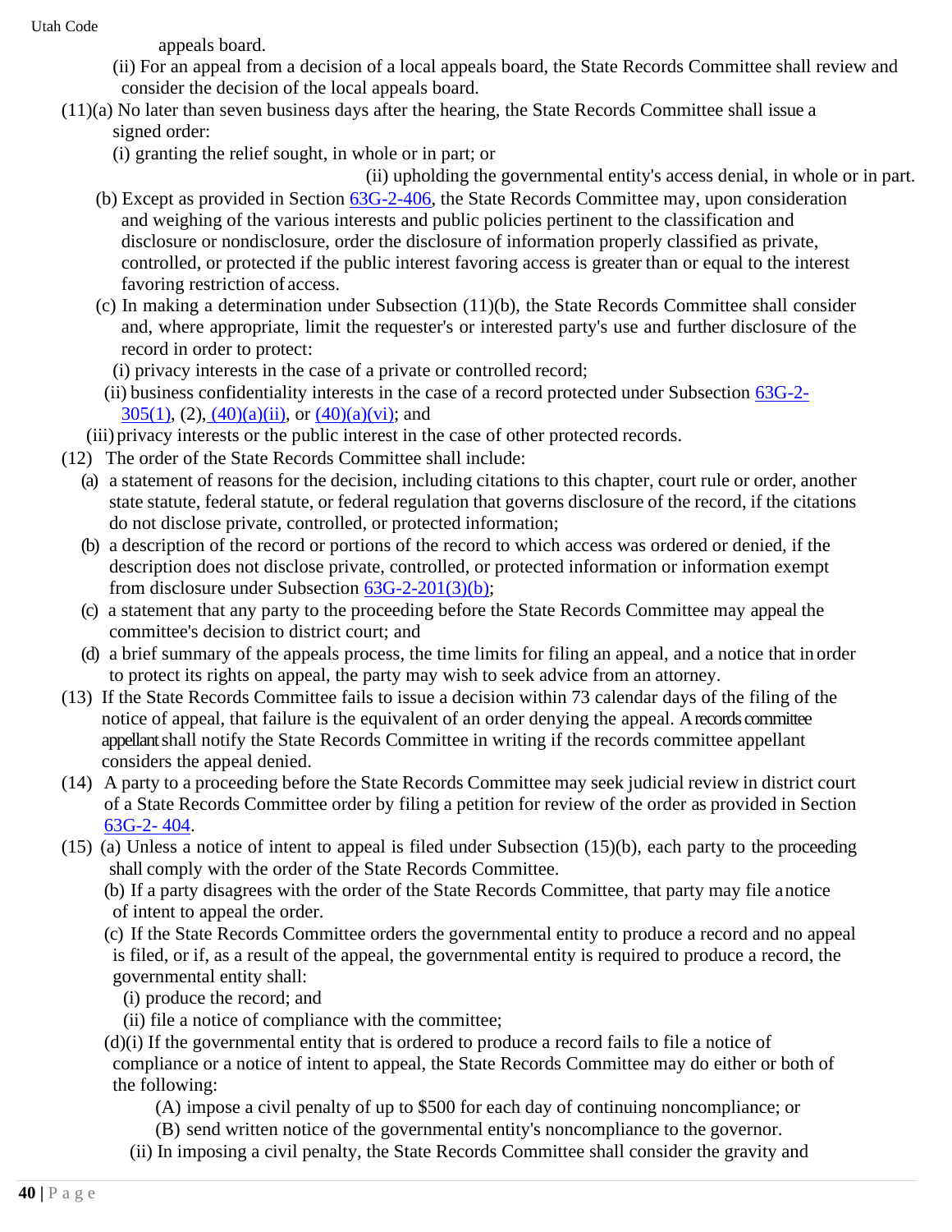appeals board.

(ii) For an appeal from a decision of a local appeals board, the State Records Committee shall review and consider the decision of the local appeals board.

(11)(a) No later than seven business days after the hearing, the State Records Committee shall issue a signed order:

(i) granting the relief sought, in whole or in part; or

(ii) upholding the governmental entity's access denial, in whole or in part.

(b) Except as provided in Section 63G-2-406, the State Records Committee may, upon consideration and weighing of the various interests and public policies pertinent to the classification and disclosure or nondisclosure, order the disclosure of information properly classified as private, controlled, or protected if the public interest favoring access is greater than or equal to the interest favoring restriction of access.

(c) In making a determination under Subsection (11)(b), the State Records Committee shall consider and, where appropriate, limit the requester's or interested party's use and further disclosure of the record in order to protect:

(i) privacy interests in the case of a private or controlled record;

(ii) business confidentiality interests in the case of a record protected under Subsection 63G-2-305(1), (2), (40)(a)(ii), or (40)(a)(vi); and

(iii) privacy interests or the public interest in the case of other protected records.

(12) The order of the State Records Committee shall include:

(a) a statement of reasons for the decision, including citations to this chapter, court rule or order, another state statute, federal statute, or federal regulation that governs disclosure of the record, if the citations do not disclose private, controlled, or protected information;

(b) a description of the record or portions of the record to which access was ordered or denied, if the description does not disclose private, controlled, or protected information or information exempt from disclosure under Subsection 63G-2-201(3)(b);

(c) a statement that any party to the proceeding before the State Records Committee may appeal the committee's decision to district court; and

(d) a brief summary of the appeals process, the time limits for filing an appeal, and a notice that in order to protect its rights on appeal, the party may wish to seek advice from an attorney.

(13) If the State Records Committee fails to issue a decision within 73 calendar days of the filing of the notice of appeal, that failure is the equivalent of an order denying the appeal. A records committee appellant shall notify the State Records Committee in writing if the records committee appellant considers the appeal denied.

(14) A party to a proceeding before the State Records Committee may seek judicial review in district court of a State Records Committee order by filing a petition for review of the order as provided in Section 63G-2- 404.

(15) (a) Unless a notice of intent to appeal is filed under Subsection (15)(b), each party to the proceeding shall comply with the order of the State Records Committee.

(b) If a party disagrees with the order of the State Records Committee, that party may file a notice of intent to appeal the order.

(c) If the State Records Committee orders the governmental entity to produce a record and no appeal is filed, or if, as a result of the appeal, the governmental entity is required to produce a record, the governmental entity shall:

(i) produce the record; and

(ii) file a notice of compliance with the committee;

(d)(i) If the governmental entity that is ordered to produce a record fails to file a notice of compliance or a notice of intent to appeal, the State Records Committee may do either or both of the following:

(A) impose a civil penalty of up to $500 for each day of continuing noncompliance; or

(B) send written notice of the governmental entity's noncompliance to the governor.

(ii) In imposing a civil penalty, the State Records Committee shall consider the gravity and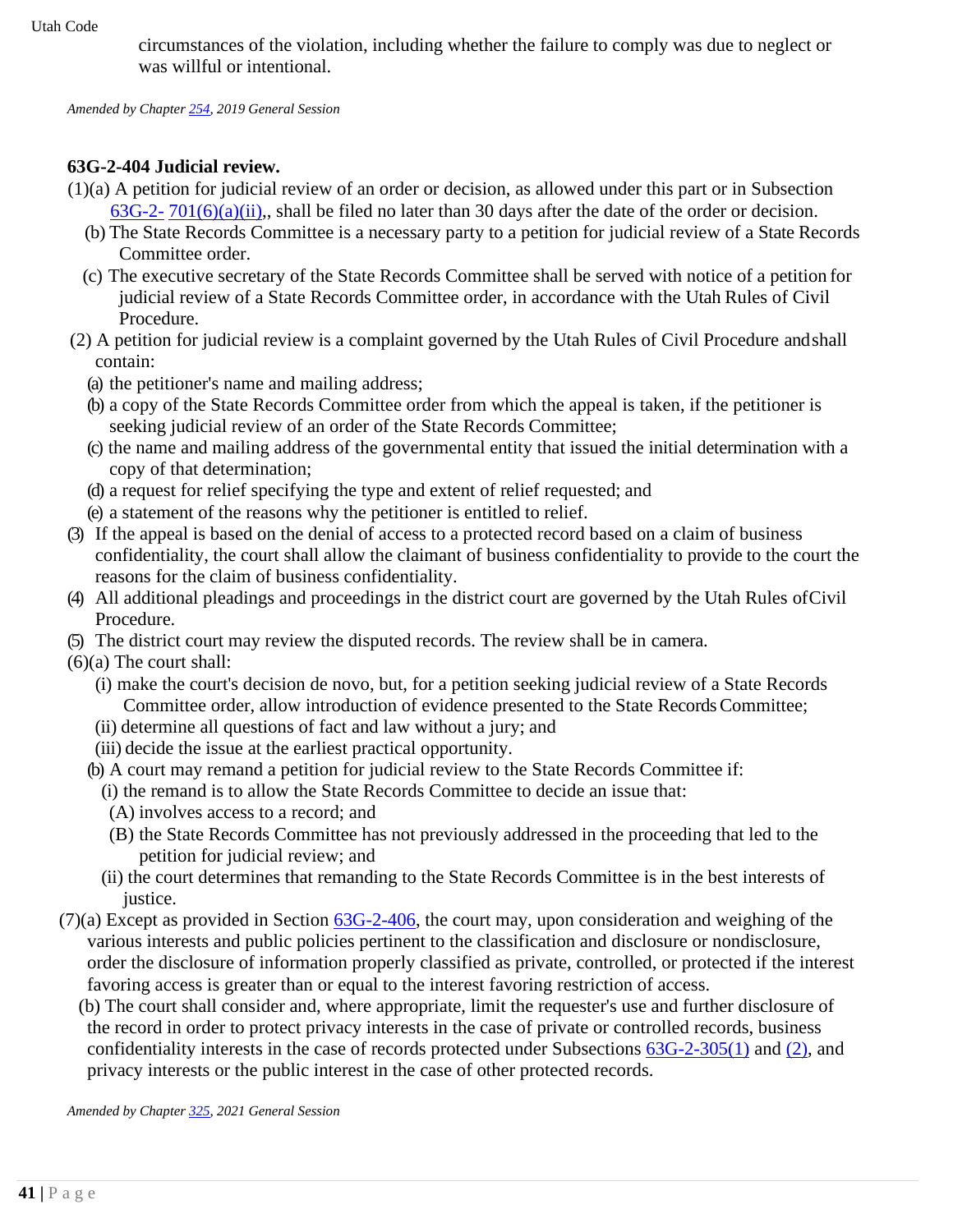circumstances of the violation, including whether the failure to comply was due to neglect or was willful or intentional.

*Amended by Chapter 254, 2019 General Session*

### 63G-2-404 Judicial review.

(1)(a) A petition for judicial review of an order or decision, as allowed under this part or in Subsection 63G-2- 701(6)(a)(ii),, shall be filed no later than 30 days after the date of the order or decision.

(b) The State Records Committee is a necessary party to a petition for judicial review of a State Records Committee order.

(c) The executive secretary of the State Records Committee shall be served with notice of a petition for judicial review of a State Records Committee order, in accordance with the Utah Rules of Civil Procedure.

(2) A petition for judicial review is a complaint governed by the Utah Rules of Civil Procedure and shall contain:

(a) the petitioner's name and mailing address;

(b) a copy of the State Records Committee order from which the appeal is taken, if the petitioner is seeking judicial review of an order of the State Records Committee;

(c) the name and mailing address of the governmental entity that issued the initial determination with a copy of that determination;

(d) a request for relief specifying the type and extent of relief requested; and

(e) a statement of the reasons why the petitioner is entitled to relief.

(3) If the appeal is based on the denial of access to a protected record based on a claim of business confidentiality, the court shall allow the claimant of business confidentiality to provide to the court the reasons for the claim of business confidentiality.

(4) All additional pleadings and proceedings in the district court are governed by the Utah Rules of Civil Procedure.

(5) The district court may review the disputed records. The review shall be in camera.

(6)(a) The court shall:

(i) make the court's decision de novo, but, for a petition seeking judicial review of a State Records Committee order, allow introduction of evidence presented to the State Records Committee;

(ii) determine all questions of fact and law without a jury; and

(iii) decide the issue at the earliest practical opportunity.

(b) A court may remand a petition for judicial review to the State Records Committee if:

(i) the remand is to allow the State Records Committee to decide an issue that:

(A) involves access to a record; and

(B) the State Records Committee has not previously addressed in the proceeding that led to the petition for judicial review; and

(ii) the court determines that remanding to the State Records Committee is in the best interests of justice.

(7)(a) Except as provided in Section 63G-2-406, the court may, upon consideration and weighing of the various interests and public policies pertinent to the classification and disclosure or nondisclosure, order the disclosure of information properly classified as private, controlled, or protected if the interest favoring access is greater than or equal to the interest favoring restriction of access.

(b) The court shall consider and, where appropriate, limit the requester's use and further disclosure of the record in order to protect privacy interests in the case of private or controlled records, business confidentiality interests in the case of records protected under Subsections 63G-2-305(1) and (2), and privacy interests or the public interest in the case of other protected records.

*Amended by Chapter 325, 2021 General Session*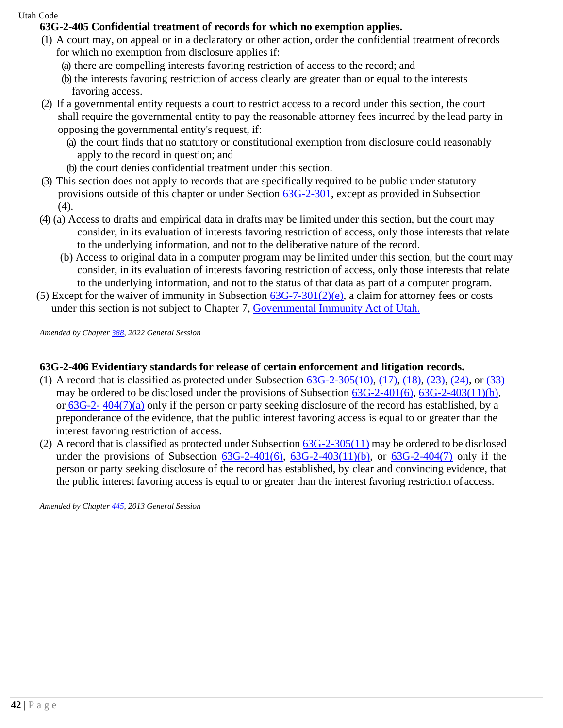**63G-2-405 Confidential treatment of records for which no exemption applies.**

(1) A court may, on appeal or in a declaratory or other action, order the confidential treatment of records for which no exemption from disclosure applies if:

(a) there are compelling interests favoring restriction of access to the record; and

(b) the interests favoring restriction of access clearly are greater than or equal to the interests favoring access.

(2) If a governmental entity requests a court to restrict access to a record under this section, the court shall require the governmental entity to pay the reasonable attorney fees incurred by the lead party in opposing the governmental entity's request, if:

(a) the court finds that no statutory or constitutional exemption from disclosure could reasonably apply to the record in question; and

(b) the court denies confidential treatment under this section.

(3) This section does not apply to records that are specifically required to be public under statutory provisions outside of this chapter or under Section 63G-2-301, except as provided in Subsection (4).

(4) (a) Access to drafts and empirical data in drafts may be limited under this section, but the court may consider, in its evaluation of interests favoring restriction of access, only those interests that relate to the underlying information, and not to the deliberative nature of the record.

(b) Access to original data in a computer program may be limited under this section, but the court may consider, in its evaluation of interests favoring restriction of access, only those interests that relate to the underlying information, and not to the status of that data as part of a computer program.

(5) Except for the waiver of immunity in Subsection 63G-7-301(2)(e), a claim for attorney fees or costs under this section is not subject to Chapter 7, Governmental Immunity Act of Utah.

*Amended by Chapter 388, 2022 General Session*

**63G-2-406 Evidentiary standards for release of certain enforcement and litigation records.**

(1) A record that is classified as protected under Subsection 63G-2-305(10), (17), (18), (23), (24), or (33) may be ordered to be disclosed under the provisions of Subsection 63G-2-401(6), 63G-2-403(11)(b), or 63G-2-404(7)(a) only if the person or party seeking disclosure of the record has established, by a preponderance of the evidence, that the public interest favoring access is equal to or greater than the interest favoring restriction of access.

(2) A record that is classified as protected under Subsection 63G-2-305(11) may be ordered to be disclosed under the provisions of Subsection 63G-2-401(6), 63G-2-403(11)(b), or 63G-2-404(7) only if the person or party seeking disclosure of the record has established, by clear and convincing evidence, that the public interest favoring access is equal to or greater than the interest favoring restriction of access.

*Amended by Chapter 445, 2013 General Session*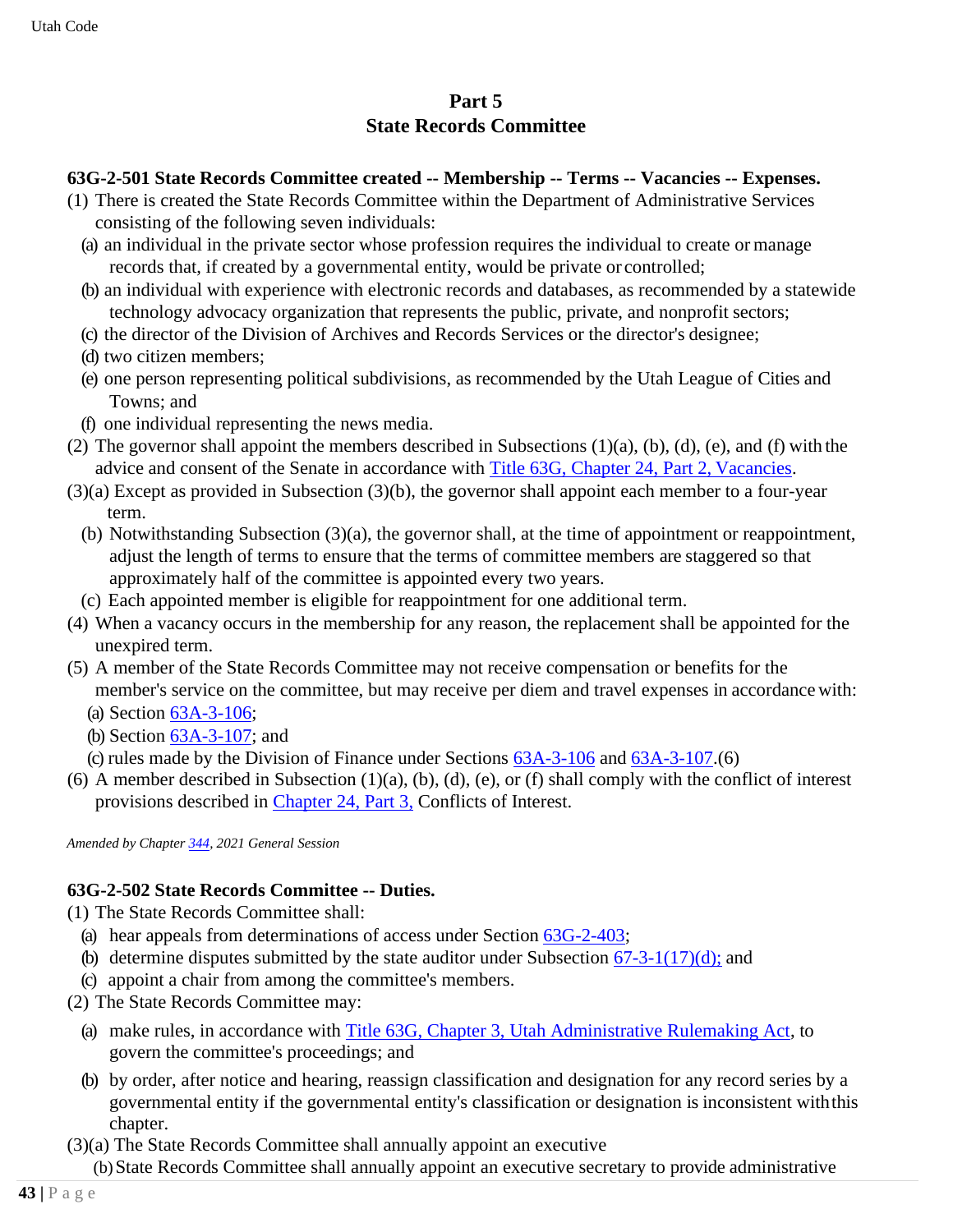## Part 5
## State Records Committee

**63G-2-501 State Records Committee created -- Membership -- Terms -- Vacancies -- Expenses.**

(1) There is created the State Records Committee within the Department of Administrative Services consisting of the following seven individuals:

- (a) an individual in the private sector whose profession requires the individual to create or manage records that, if created by a governmental entity, would be private or controlled;
- (b) an individual with experience with electronic records and databases, as recommended by a statewide technology advocacy organization that represents the public, private, and nonprofit sectors;
- (c) the director of the Division of Archives and Records Services or the director's designee;
- (d) two citizen members;
- (e) one person representing political subdivisions, as recommended by the Utah League of Cities and Towns; and
- (f) one individual representing the news media.

(2) The governor shall appoint the members described in Subsections (1)(a), (b), (d), (e), and (f) with the advice and consent of the Senate in accordance with Title 63G, Chapter 24, Part 2, Vacancies.

(3)(a) Except as provided in Subsection (3)(b), the governor shall appoint each member to a four-year term.

- (b) Notwithstanding Subsection (3)(a), the governor shall, at the time of appointment or reappointment, adjust the length of terms to ensure that the terms of committee members are staggered so that approximately half of the committee is appointed every two years.
- (c) Each appointed member is eligible for reappointment for one additional term.

(4) When a vacancy occurs in the membership for any reason, the replacement shall be appointed for the unexpired term.

(5) A member of the State Records Committee may not receive compensation or benefits for the member's service on the committee, but may receive per diem and travel expenses in accordance with:

- (a) Section 63A-3-106;
- (b) Section 63A-3-107; and
- (c) rules made by the Division of Finance under Sections 63A-3-106 and 63A-3-107.(6)

(6) A member described in Subsection (1)(a), (b), (d), (e), or (f) shall comply with the conflict of interest provisions described in Chapter 24, Part 3, Conflicts of Interest.

*Amended by Chapter 344, 2021 General Session*

**63G-2-502 State Records Committee -- Duties.**

(1) The State Records Committee shall:

- (a) hear appeals from determinations of access under Section 63G-2-403;
- (b) determine disputes submitted by the state auditor under Subsection 67-3-1(17)(d); and
- (c) appoint a chair from among the committee's members.

(2) The State Records Committee may:

- (a) make rules, in accordance with Title 63G, Chapter 3, Utah Administrative Rulemaking Act, to govern the committee's proceedings; and
- (b) by order, after notice and hearing, reassign classification and designation for any record series by a governmental entity if the governmental entity's classification or designation is inconsistent with this chapter.

(3)(a) The State Records Committee shall annually appoint an executive

- (b) State Records Committee shall annually appoint an executive secretary to provide administrative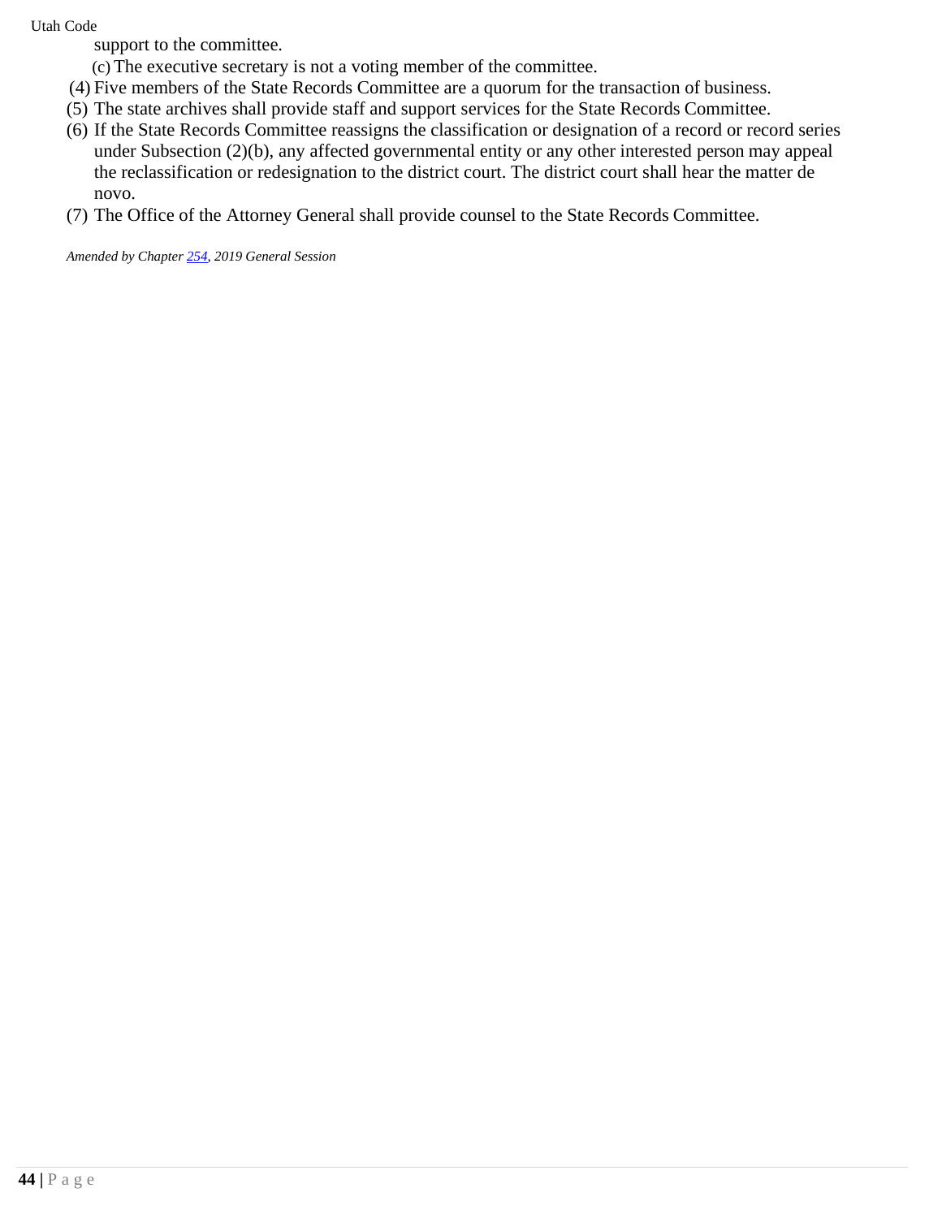support to the committee.

(c) The executive secretary is not a voting member of the committee.

(4) Five members of the State Records Committee are a quorum for the transaction of business.

(5) The state archives shall provide staff and support services for the State Records Committee.

(6) If the State Records Committee reassigns the classification or designation of a record or record series under Subsection (2)(b), any affected governmental entity or any other interested person may appeal the reclassification or redesignation to the district court. The district court shall hear the matter de novo.

(7) The Office of the Attorney General shall provide counsel to the State Records Committee.

*Amended by Chapter 254, 2019 General Session*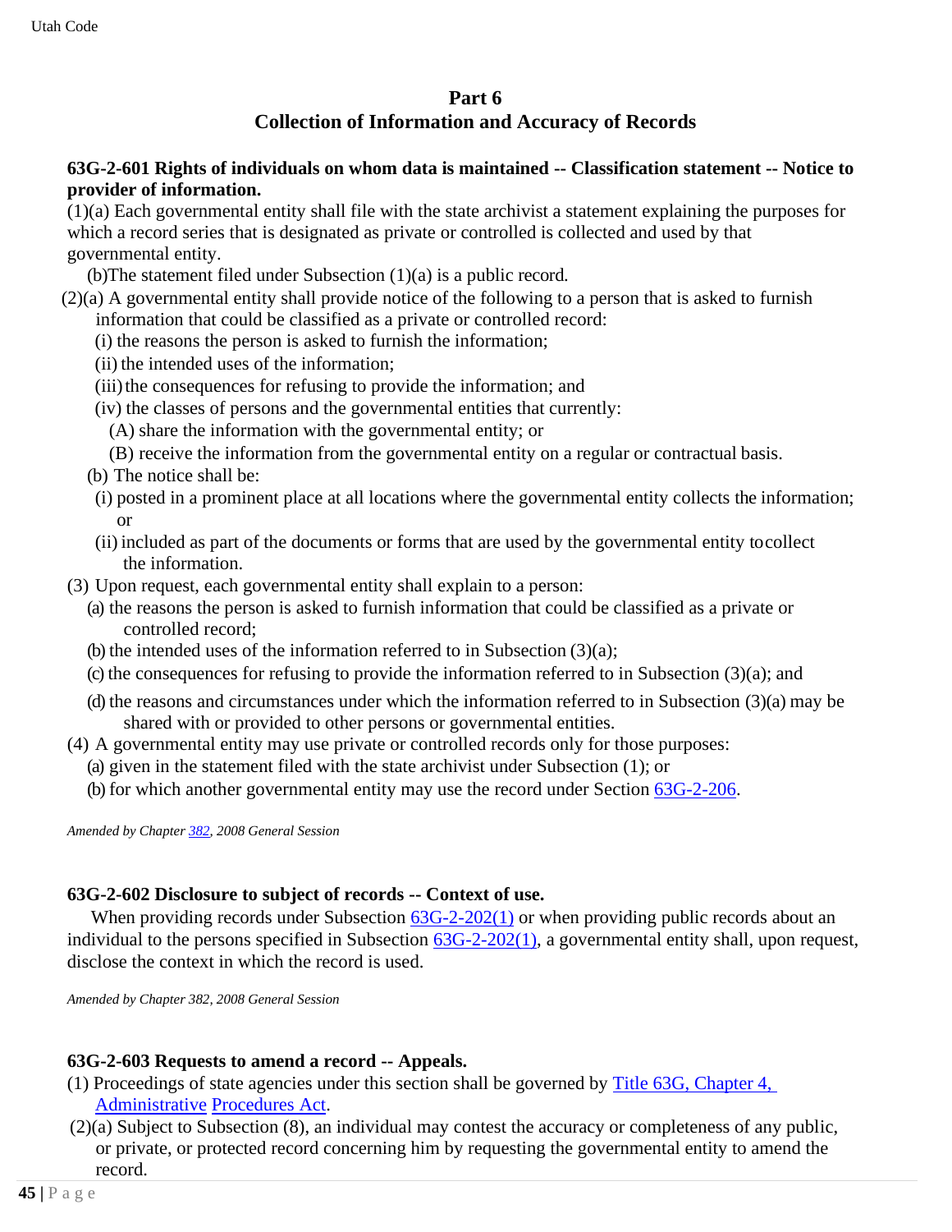## Part 6
## Collection of Information and Accuracy of Records

**63G-2-601 Rights of individuals on whom data is maintained -- Classification statement -- Notice to provider of information.**

(1)(a) Each governmental entity shall file with the state archivist a statement explaining the purposes for which a record series that is designated as private or controlled is collected and used by that governmental entity.

(b) The statement filed under Subsection (1)(a) is a public record.

(2)(a) A governmental entity shall provide notice of the following to a person that is asked to furnish information that could be classified as a private or controlled record:

(i) the reasons the person is asked to furnish the information;

(ii) the intended uses of the information;

(iii) the consequences for refusing to provide the information; and

(iv) the classes of persons and the governmental entities that currently:

(A) share the information with the governmental entity; or

(B) receive the information from the governmental entity on a regular or contractual basis.

(b) The notice shall be:

(i) posted in a prominent place at all locations where the governmental entity collects the information; or

(ii) included as part of the documents or forms that are used by the governmental entity to collect the information.

(3) Upon request, each governmental entity shall explain to a person:

(a) the reasons the person is asked to furnish information that could be classified as a private or controlled record;

(b) the intended uses of the information referred to in Subsection (3)(a);

(c) the consequences for refusing to provide the information referred to in Subsection (3)(a); and

(d) the reasons and circumstances under which the information referred to in Subsection (3)(a) may be shared with or provided to other persons or governmental entities.

(4) A governmental entity may use private or controlled records only for those purposes:

(a) given in the statement filed with the state archivist under Subsection (1); or

(b) for which another governmental entity may use the record under Section 63G-2-206.

*Amended by Chapter 382, 2008 General Session*

**63G-2-602 Disclosure to subject of records -- Context of use.**

When providing records under Subsection 63G-2-202(1) or when providing public records about an individual to the persons specified in Subsection 63G-2-202(1), a governmental entity shall, upon request, disclose the context in which the record is used.

*Amended by Chapter 382, 2008 General Session*

**63G-2-603 Requests to amend a record -- Appeals.**

(1) Proceedings of state agencies under this section shall be governed by Title 63G, Chapter 4, Administrative Procedures Act.

(2)(a) Subject to Subsection (8), an individual may contest the accuracy or completeness of any public, or private, or protected record concerning him by requesting the governmental entity to amend the record.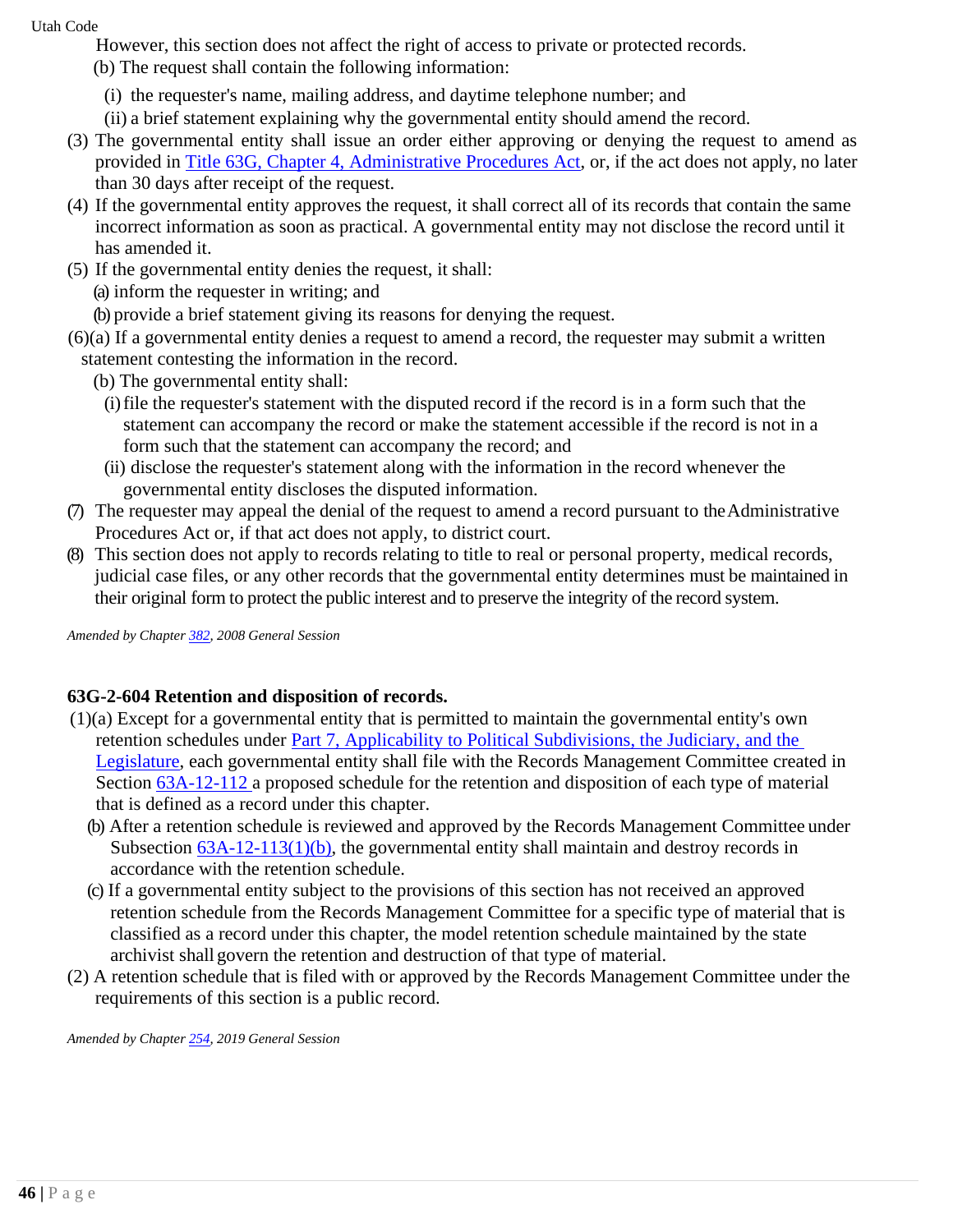However, this section does not affect the right of access to private or protected records.

(b) The request shall contain the following information:

(i) the requester's name, mailing address, and daytime telephone number; and

(ii) a brief statement explaining why the governmental entity should amend the record.

(3) The governmental entity shall issue an order either approving or denying the request to amend as provided in [Title 63G, Chapter 4, Administrative Procedures Act], or, if the act does not apply, no later than 30 days after receipt of the request.

(4) If the governmental entity approves the request, it shall correct all of its records that contain the same incorrect information as soon as practical. A governmental entity may not disclose the record until it has amended it.

(5) If the governmental entity denies the request, it shall:

(a) inform the requester in writing; and

(b) provide a brief statement giving its reasons for denying the request.

(6)(a) If a governmental entity denies a request to amend a record, the requester may submit a written statement contesting the information in the record.

(b) The governmental entity shall:

(i) file the requester's statement with the disputed record if the record is in a form such that the statement can accompany the record or make the statement accessible if the record is not in a form such that the statement can accompany the record; and

(ii) disclose the requester's statement along with the information in the record whenever the governmental entity discloses the disputed information.

(7) The requester may appeal the denial of the request to amend a record pursuant to the Administrative Procedures Act or, if that act does not apply, to district court.

(8) This section does not apply to records relating to title to real or personal property, medical records, judicial case files, or any other records that the governmental entity determines must be maintained in their original form to protect the public interest and to preserve the integrity of the record system.

*Amended by Chapter 382, 2008 General Session*

**63G-2-604 Retention and disposition of records.**

(1)(a) Except for a governmental entity that is permitted to maintain the governmental entity's own retention schedules under [Part 7, Applicability to Political Subdivisions, the Judiciary, and the Legislature], each governmental entity shall file with the Records Management Committee created in Section 63A-12-112 a proposed schedule for the retention and disposition of each type of material that is defined as a record under this chapter.

(b) After a retention schedule is reviewed and approved by the Records Management Committee under Subsection 63A-12-113(1)(b), the governmental entity shall maintain and destroy records in accordance with the retention schedule.

(c) If a governmental entity subject to the provisions of this section has not received an approved retention schedule from the Records Management Committee for a specific type of material that is classified as a record under this chapter, the model retention schedule maintained by the state archivist shall govern the retention and destruction of that type of material.

(2) A retention schedule that is filed with or approved by the Records Management Committee under the requirements of this section is a public record.

*Amended by Chapter 254, 2019 General Session*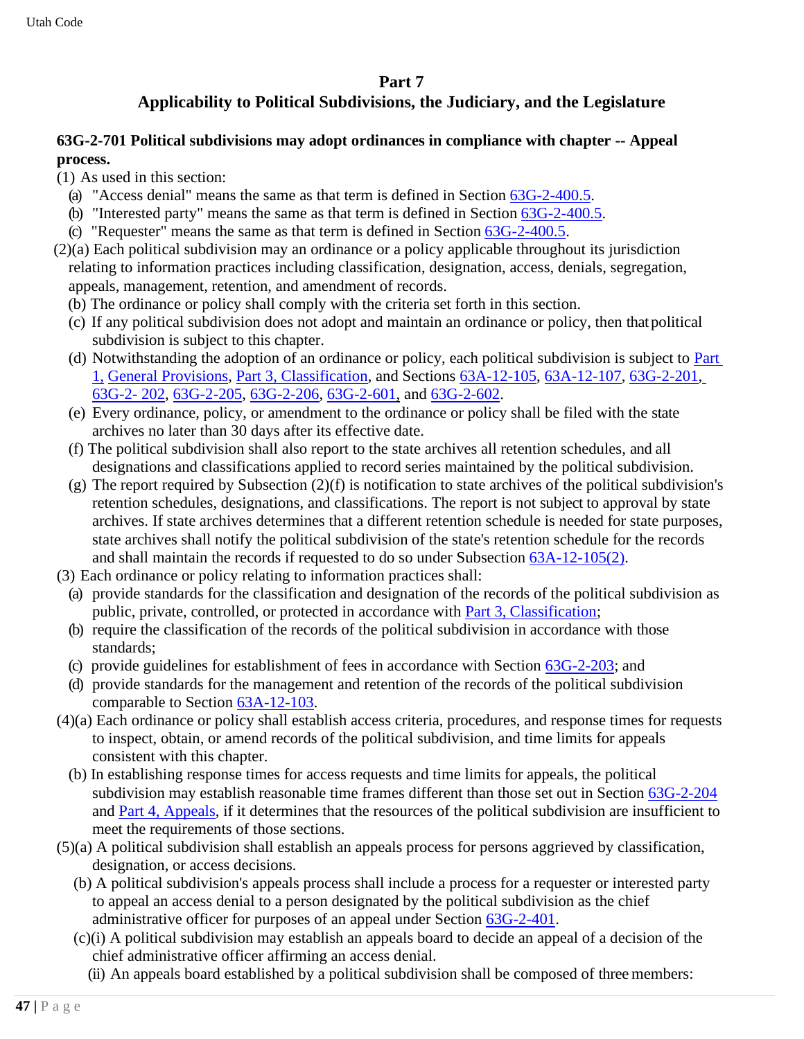## Part 7
## Applicability to Political Subdivisions, the Judiciary, and the Legislature

**63G-2-701 Political subdivisions may adopt ordinances in compliance with chapter -- Appeal process.**

(1) As used in this section:

(a) "Access denial" means the same as that term is defined in Section 63G-2-400.5.

(b) "Interested party" means the same as that term is defined in Section 63G-2-400.5.

(c) "Requester" means the same as that term is defined in Section 63G-2-400.5.

(2)(a) Each political subdivision may an ordinance or a policy applicable throughout its jurisdiction relating to information practices including classification, designation, access, denials, segregation, appeals, management, retention, and amendment of records.

(b) The ordinance or policy shall comply with the criteria set forth in this section.

(c) If any political subdivision does not adopt and maintain an ordinance or policy, then that political subdivision is subject to this chapter.

(d) Notwithstanding the adoption of an ordinance or policy, each political subdivision is subject to Part 1, General Provisions, Part 3, Classification, and Sections 63A-12-105, 63A-12-107, 63G-2-201, 63G-2- 202, 63G-2-205, 63G-2-206, 63G-2-601, and 63G-2-602.

(e) Every ordinance, policy, or amendment to the ordinance or policy shall be filed with the state archives no later than 30 days after its effective date.

(f) The political subdivision shall also report to the state archives all retention schedules, and all designations and classifications applied to record series maintained by the political subdivision.

(g) The report required by Subsection (2)(f) is notification to state archives of the political subdivision's retention schedules, designations, and classifications. The report is not subject to approval by state archives. If state archives determines that a different retention schedule is needed for state purposes, state archives shall notify the political subdivision of the state's retention schedule for the records and shall maintain the records if requested to do so under Subsection 63A-12-105(2).

(3) Each ordinance or policy relating to information practices shall:

(a) provide standards for the classification and designation of the records of the political subdivision as public, private, controlled, or protected in accordance with Part 3, Classification;

(b) require the classification of the records of the political subdivision in accordance with those standards;

(c) provide guidelines for establishment of fees in accordance with Section 63G-2-203; and

(d) provide standards for the management and retention of the records of the political subdivision comparable to Section 63A-12-103.

(4)(a) Each ordinance or policy shall establish access criteria, procedures, and response times for requests to inspect, obtain, or amend records of the political subdivision, and time limits for appeals consistent with this chapter.

(b) In establishing response times for access requests and time limits for appeals, the political subdivision may establish reasonable time frames different than those set out in Section 63G-2-204 and Part 4, Appeals, if it determines that the resources of the political subdivision are insufficient to meet the requirements of those sections.

(5)(a) A political subdivision shall establish an appeals process for persons aggrieved by classification, designation, or access decisions.

(b) A political subdivision's appeals process shall include a process for a requester or interested party to appeal an access denial to a person designated by the political subdivision as the chief administrative officer for purposes of an appeal under Section 63G-2-401.

(c)(i) A political subdivision may establish an appeals board to decide an appeal of a decision of the chief administrative officer affirming an access denial.

(ii) An appeals board established by a political subdivision shall be composed of three members: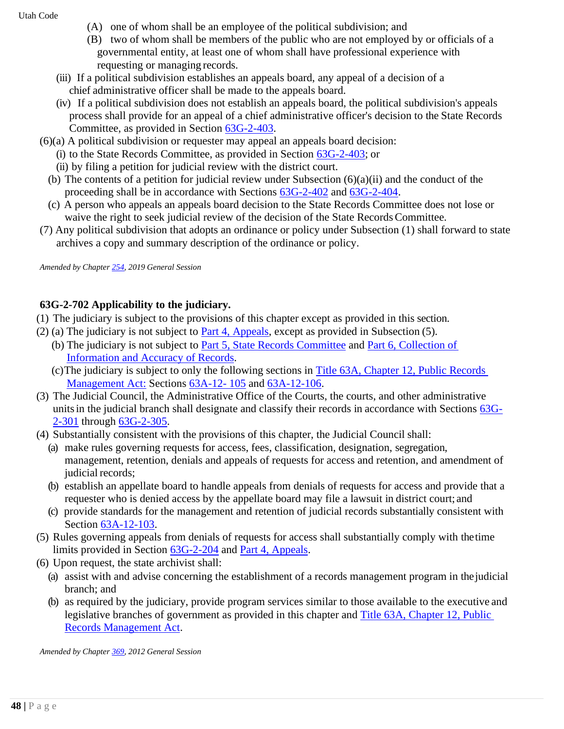(A) one of whom shall be an employee of the political subdivision; and

(B) two of whom shall be members of the public who are not employed by or officials of a governmental entity, at least one of whom shall have professional experience with requesting or managing records.

(iii) If a political subdivision establishes an appeals board, any appeal of a decision of a chief administrative officer shall be made to the appeals board.

(iv) If a political subdivision does not establish an appeals board, the political subdivision's appeals process shall provide for an appeal of a chief administrative officer's decision to the State Records Committee, as provided in Section 63G-2-403.

(6)(a) A political subdivision or requester may appeal an appeals board decision:

(i) to the State Records Committee, as provided in Section 63G-2-403; or

(ii) by filing a petition for judicial review with the district court.

(b) The contents of a petition for judicial review under Subsection (6)(a)(ii) and the conduct of the proceeding shall be in accordance with Sections 63G-2-402 and 63G-2-404.

(c) A person who appeals an appeals board decision to the State Records Committee does not lose or waive the right to seek judicial review of the decision of the State Records Committee.

(7) Any political subdivision that adopts an ordinance or policy under Subsection (1) shall forward to state archives a copy and summary description of the ordinance or policy.

*Amended by Chapter 254, 2019 General Session*

### 63G-2-702 Applicability to the judiciary.

(1) The judiciary is subject to the provisions of this chapter except as provided in this section.

(2) (a) The judiciary is not subject to Part 4, Appeals, except as provided in Subsection (5).

(b) The judiciary is not subject to Part 5, State Records Committee and Part 6, Collection of Information and Accuracy of Records.

(c) The judiciary is subject to only the following sections in Title 63A, Chapter 12, Public Records Management Act: Sections 63A-12- 105 and 63A-12-106.

(3) The Judicial Council, the Administrative Office of the Courts, the courts, and other administrative units in the judicial branch shall designate and classify their records in accordance with Sections 63G-2-301 through 63G-2-305.

(4) Substantially consistent with the provisions of this chapter, the Judicial Council shall:

(a) make rules governing requests for access, fees, classification, designation, segregation, management, retention, denials and appeals of requests for access and retention, and amendment of judicial records;

(b) establish an appellate board to handle appeals from denials of requests for access and provide that a requester who is denied access by the appellate board may file a lawsuit in district court; and

(c) provide standards for the management and retention of judicial records substantially consistent with Section 63A-12-103.

(5) Rules governing appeals from denials of requests for access shall substantially comply with the time limits provided in Section 63G-2-204 and Part 4, Appeals.

(6) Upon request, the state archivist shall:

(a) assist with and advise concerning the establishment of a records management program in the judicial branch; and

(b) as required by the judiciary, provide program services similar to those available to the executive and legislative branches of government as provided in this chapter and Title 63A, Chapter 12, Public Records Management Act.

*Amended by Chapter 369, 2012 General Session*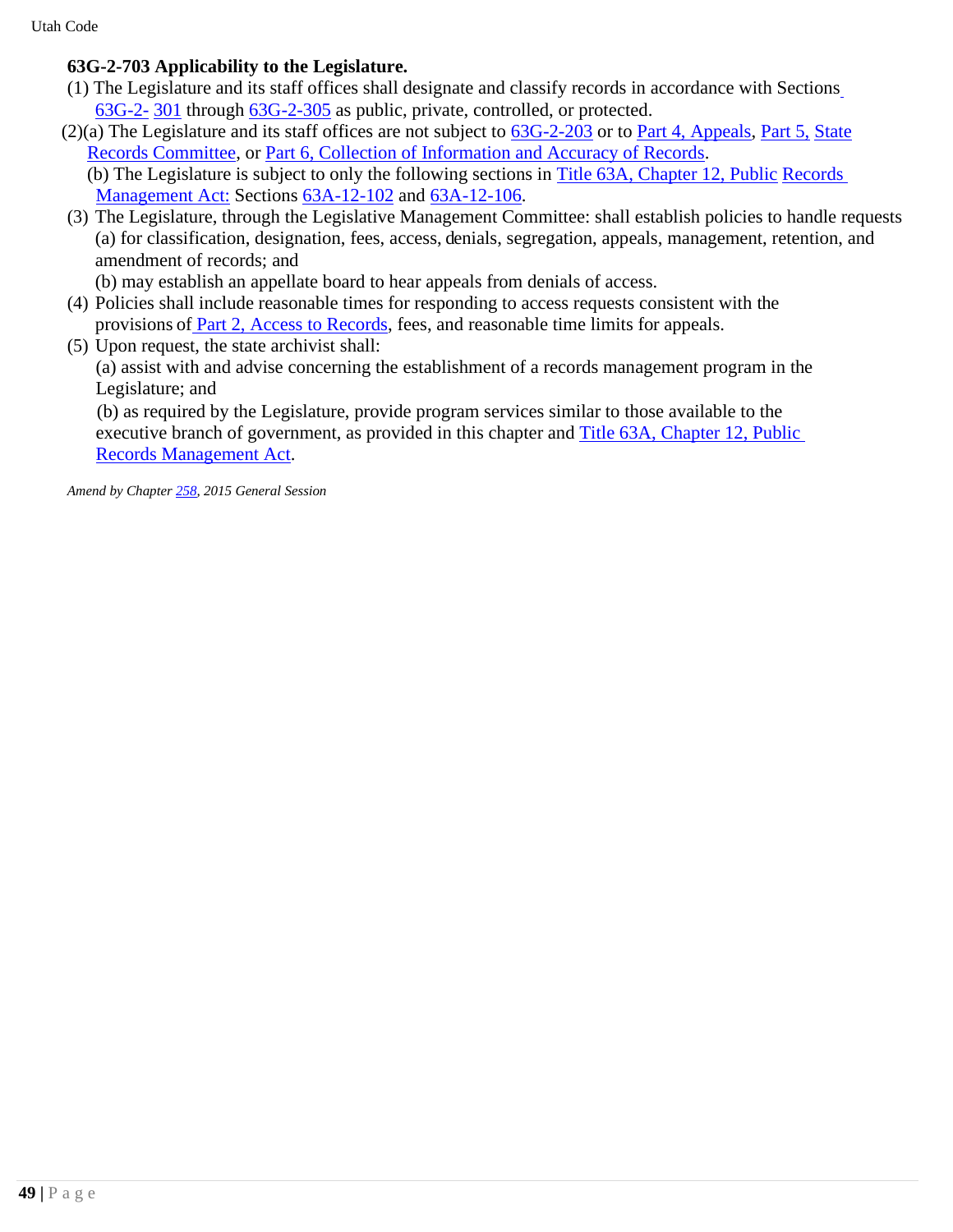**63G-2-703 Applicability to the Legislature.**

(1) The Legislature and its staff offices shall designate and classify records in accordance with Sections 63G-2-301 through 63G-2-305 as public, private, controlled, or protected.

(2)(a) The Legislature and its staff offices are not subject to 63G-2-203 or to Part 4, Appeals, Part 5, State Records Committee, or Part 6, Collection of Information and Accuracy of Records.

(b) The Legislature is subject to only the following sections in Title 63A, Chapter 12, Public Records Management Act: Sections 63A-12-102 and 63A-12-106.

(3) The Legislature, through the Legislative Management Committee: shall establish policies to handle requests

(a) for classification, designation, fees, access, denials, segregation, appeals, management, retention, and amendment of records; and

(b) may establish an appellate board to hear appeals from denials of access.

(4) Policies shall include reasonable times for responding to access requests consistent with the provisions of Part 2, Access to Records, fees, and reasonable time limits for appeals.

(5) Upon request, the state archivist shall:

(a) assist with and advise concerning the establishment of a records management program in the Legislature; and

(b) as required by the Legislature, provide program services similar to those available to the executive branch of government, as provided in this chapter and Title 63A, Chapter 12, Public Records Management Act.

*Amend by Chapter 258, 2015 General Session*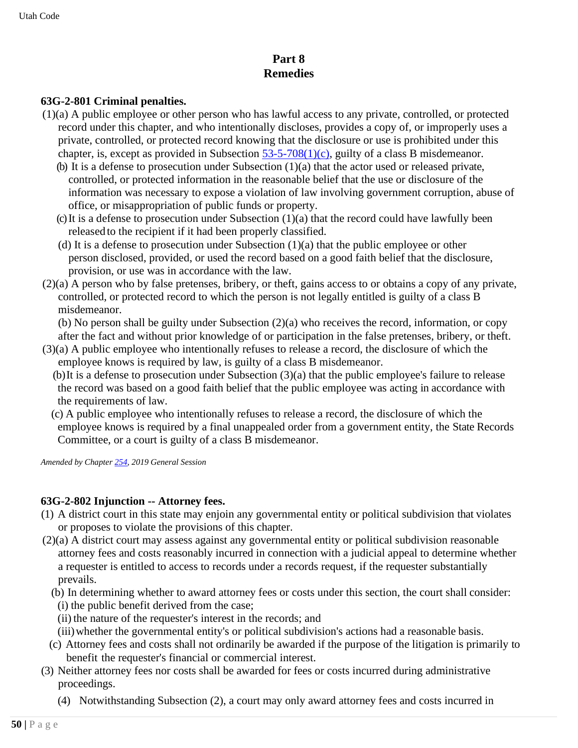# Part 8
# Remedies

**63G-2-801 Criminal penalties.**

(1)(a) A public employee or other person who has lawful access to any private, controlled, or protected record under this chapter, and who intentionally discloses, provides a copy of, or improperly uses a private, controlled, or protected record knowing that the disclosure or use is prohibited under this chapter, is, except as provided in Subsection 53-5-708(1)(c), guilty of a class B misdemeanor.

(b) It is a defense to prosecution under Subsection (1)(a) that the actor used or released private, controlled, or protected information in the reasonable belief that the use or disclosure of the information was necessary to expose a violation of law involving government corruption, abuse of office, or misappropriation of public funds or property.

(c) It is a defense to prosecution under Subsection (1)(a) that the record could have lawfully been released to the recipient if it had been properly classified.

(d) It is a defense to prosecution under Subsection (1)(a) that the public employee or other person disclosed, provided, or used the record based on a good faith belief that the disclosure, provision, or use was in accordance with the law.

(2)(a) A person who by false pretenses, bribery, or theft, gains access to or obtains a copy of any private, controlled, or protected record to which the person is not legally entitled is guilty of a class B misdemeanor.

(b) No person shall be guilty under Subsection (2)(a) who receives the record, information, or copy after the fact and without prior knowledge of or participation in the false pretenses, bribery, or theft.

(3)(a) A public employee who intentionally refuses to release a record, the disclosure of which the employee knows is required by law, is guilty of a class B misdemeanor.

(b) It is a defense to prosecution under Subsection (3)(a) that the public employee's failure to release the record was based on a good faith belief that the public employee was acting in accordance with the requirements of law.

(c) A public employee who intentionally refuses to release a record, the disclosure of which the employee knows is required by a final unappealed order from a government entity, the State Records Committee, or a court is guilty of a class B misdemeanor.

*Amended by Chapter 254, 2019 General Session*

**63G-2-802 Injunction -- Attorney fees.**

(1) A district court in this state may enjoin any governmental entity or political subdivision that violates or proposes to violate the provisions of this chapter.

(2)(a) A district court may assess against any governmental entity or political subdivision reasonable attorney fees and costs reasonably incurred in connection with a judicial appeal to determine whether a requester is entitled to access to records under a records request, if the requester substantially prevails.

(b) In determining whether to award attorney fees or costs under this section, the court shall consider:

(i) the public benefit derived from the case;

(ii) the nature of the requester's interest in the records; and

(iii) whether the governmental entity's or political subdivision's actions had a reasonable basis.

(c) Attorney fees and costs shall not ordinarily be awarded if the purpose of the litigation is primarily to benefit the requester's financial or commercial interest.

(3) Neither attorney fees nor costs shall be awarded for fees or costs incurred during administrative proceedings.

(4) Notwithstanding Subsection (2), a court may only award attorney fees and costs incurred in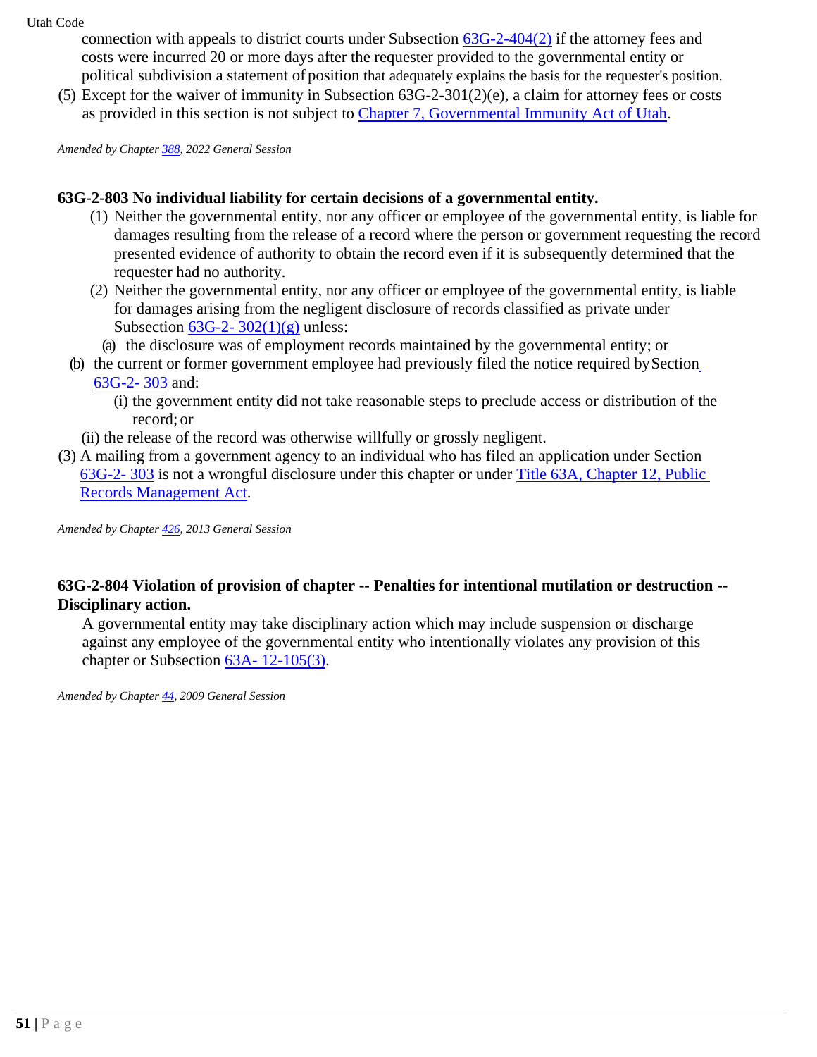connection with appeals to district courts under Subsection 63G-2-404(2) if the attorney fees and costs were incurred 20 or more days after the requester provided to the governmental entity or political subdivision a statement of position that adequately explains the basis for the requester's position.

(5) Except for the waiver of immunity in Subsection 63G-2-301(2)(e), a claim for attorney fees or costs as provided in this section is not subject to Chapter 7, Governmental Immunity Act of Utah.

*Amended by Chapter 388, 2022 General Session*

**63G-2-803 No individual liability for certain decisions of a governmental entity.**

(1) Neither the governmental entity, nor any officer or employee of the governmental entity, is liable for damages resulting from the release of a record where the person or government requesting the record presented evidence of authority to obtain the record even if it is subsequently determined that the requester had no authority.

(2) Neither the governmental entity, nor any officer or employee of the governmental entity, is liable for damages arising from the negligent disclosure of records classified as private under Subsection 63G-2- 302(1)(g) unless:

(a) the disclosure was of employment records maintained by the governmental entity; or

(b) the current or former government employee had previously filed the notice required by Section 63G-2- 303 and:

(i) the government entity did not take reasonable steps to preclude access or distribution of the record; or

(ii) the release of the record was otherwise willfully or grossly negligent.

(3) A mailing from a government agency to an individual who has filed an application under Section 63G-2- 303 is not a wrongful disclosure under this chapter or under Title 63A, Chapter 12, Public Records Management Act.

*Amended by Chapter 426, 2013 General Session*

**63G-2-804 Violation of provision of chapter -- Penalties for intentional mutilation or destruction -- Disciplinary action.**

A governmental entity may take disciplinary action which may include suspension or discharge against any employee of the governmental entity who intentionally violates any provision of this chapter or Subsection 63A- 12-105(3).

*Amended by Chapter 44, 2009 General Session*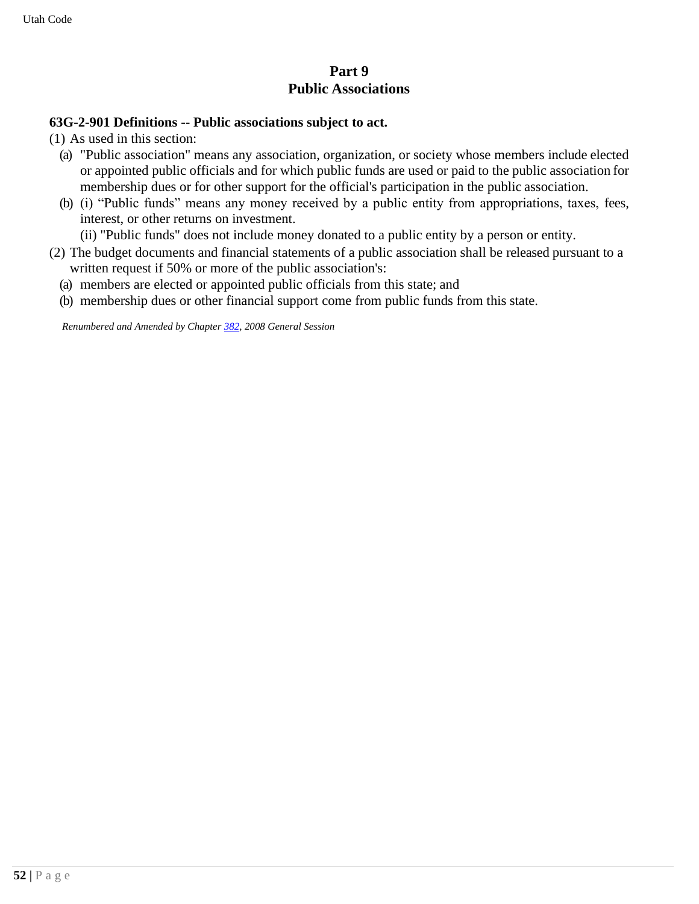## Part 9
## Public Associations

### 63G-2-901 Definitions -- Public associations subject to act.

(1) As used in this section:

(a) "Public association" means any association, organization, or society whose members include elected or appointed public officials and for which public funds are used or paid to the public association for membership dues or for other support for the official's participation in the public association.

(b) (i) "Public funds" means any money received by a public entity from appropriations, taxes, fees, interest, or other returns on investment.

(ii) "Public funds" does not include money donated to a public entity by a person or entity.

(2) The budget documents and financial statements of a public association shall be released pursuant to a written request if 50% or more of the public association's:

(a) members are elected or appointed public officials from this state; and

(b) membership dues or other financial support come from public funds from this state.

*Renumbered and Amended by Chapter 382, 2008 General Session*